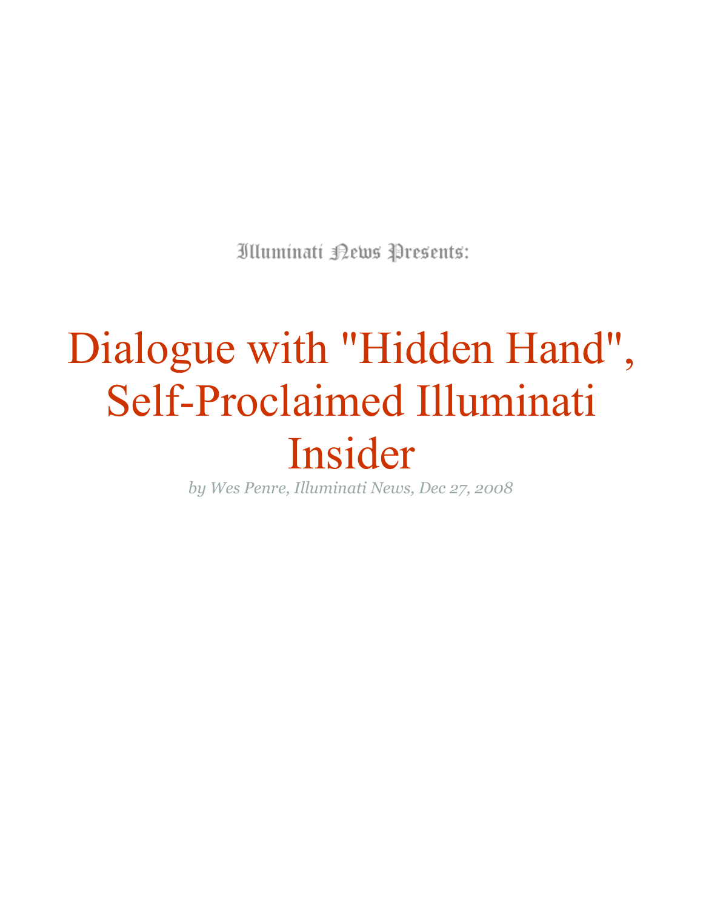Illuminati News Presents:

# Dialogue with "Hidden Hand", Self-Proclaimed Illuminati Insider

*by Wes Penre, Illuminati News, Dec 27, 2008*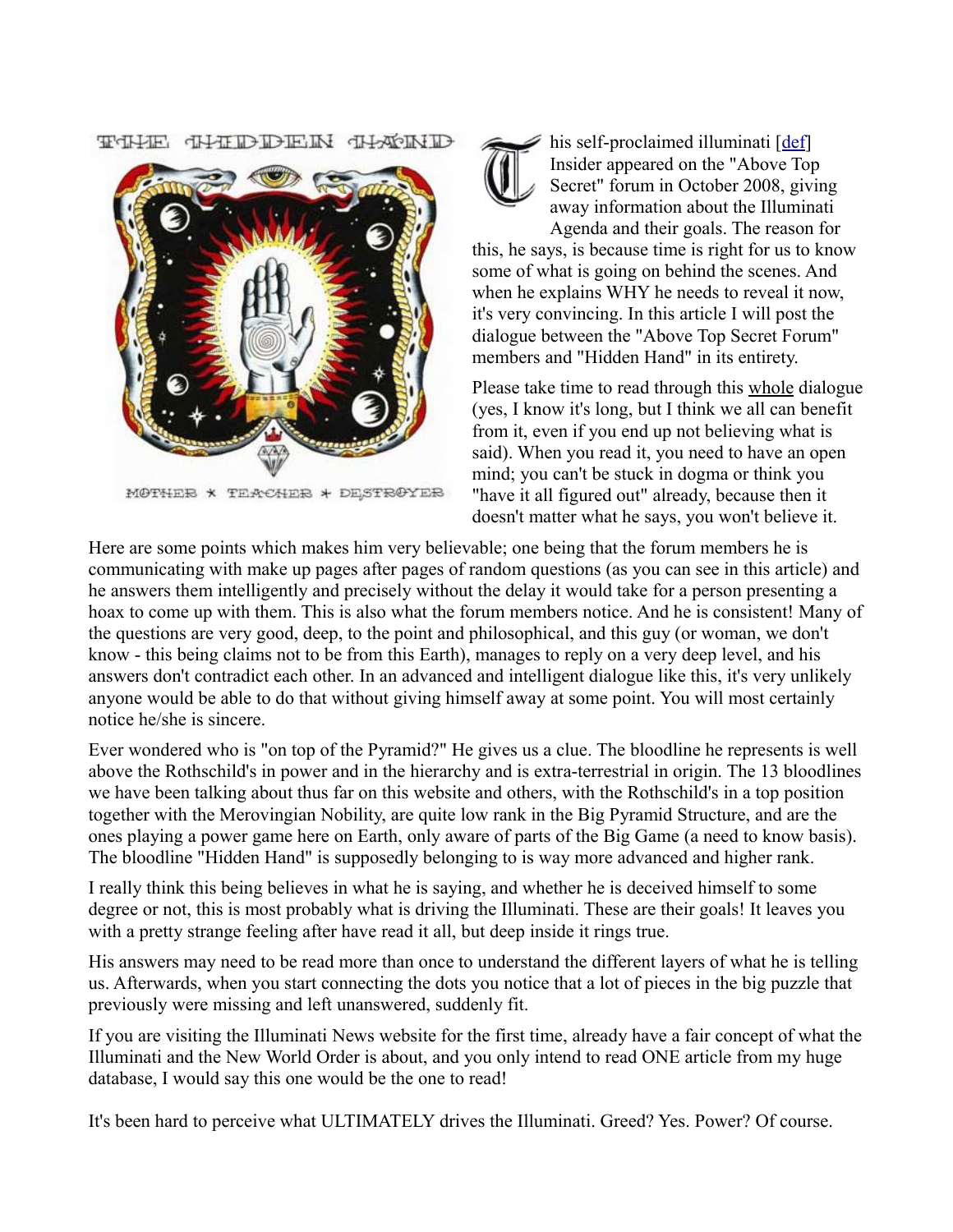THE HIDDEN HAND

MOTHER * TEACHER * DESTROYER

This self-proclaimed illuminati [def] Insider appeared on the "Above Top Secret" forum in October 2008, giving away information about the Illuminati Agenda and their goals. The reason for this, he says, is because time is right for us to know some of what is going on behind the scenes. And when he explains WHY he needs to reveal it now, it's very convincing. In this article I will post the dialogue between the "Above Top Secret Forum" members and "Hidden Hand" in its entirety.

Please take time to read through this whole dialogue (yes, I know it's long, but I think we all can benefit from it, even if you end up not believing what is said). When you read it, you need to have an open mind; you can't be stuck in dogma or think you "have it all figured out" already, because then it doesn't matter what he says, you won't believe it.

Here are some points which makes him very believable; one being that the forum members he is communicating with make up pages after pages of random questions (as you can see in this article) and he answers them intelligently and precisely without the delay it would take for a person presenting a hoax to come up with them. This is also what the forum members notice. And he is consistent! Many of the questions are very good, deep, to the point and philosophical, and this guy (or woman, we don't know - this being claims not to be from this Earth), manages to reply on a very deep level, and his answers don't contradict each other. In an advanced and intelligent dialogue like this, it's very unlikely anyone would be able to do that without giving himself away at some point. You will most certainly notice he/she is sincere.

Ever wondered who is "on top of the Pyramid?" He gives us a clue. The bloodline he represents is well above the Rothschild's in power and in the hierarchy and is extra-terrestrial in origin. The 13 bloodlines we have been talking about thus far on this website and others, with the Rothschild's in a top position together with the Merovingian Nobility, are quite low rank in the Big Pyramid Structure, and are the ones playing a power game here on Earth, only aware of parts of the Big Game (a need to know basis). The bloodline "Hidden Hand" is supposedly belonging to is way more advanced and higher rank.

I really think this being believes in what he is saying, and whether he is deceived himself to some degree or not, this is most probably what is driving the Illuminati. These are their goals! It leaves you with a pretty strange feeling after have read it all, but deep inside it rings true.

His answers may need to be read more than once to understand the different layers of what he is telling us. Afterwards, when you start connecting the dots you notice that a lot of pieces in the big puzzle that previously were missing and left unanswered, suddenly fit.

If you are visiting the Illuminati News website for the first time, already have a fair concept of what the Illuminati and the New World Order is about, and you only intend to read ONE article from my huge database, I would say this one would be the one to read!

It's been hard to perceive what ULTIMATELY drives the Illuminati. Greed? Yes. Power? Of course.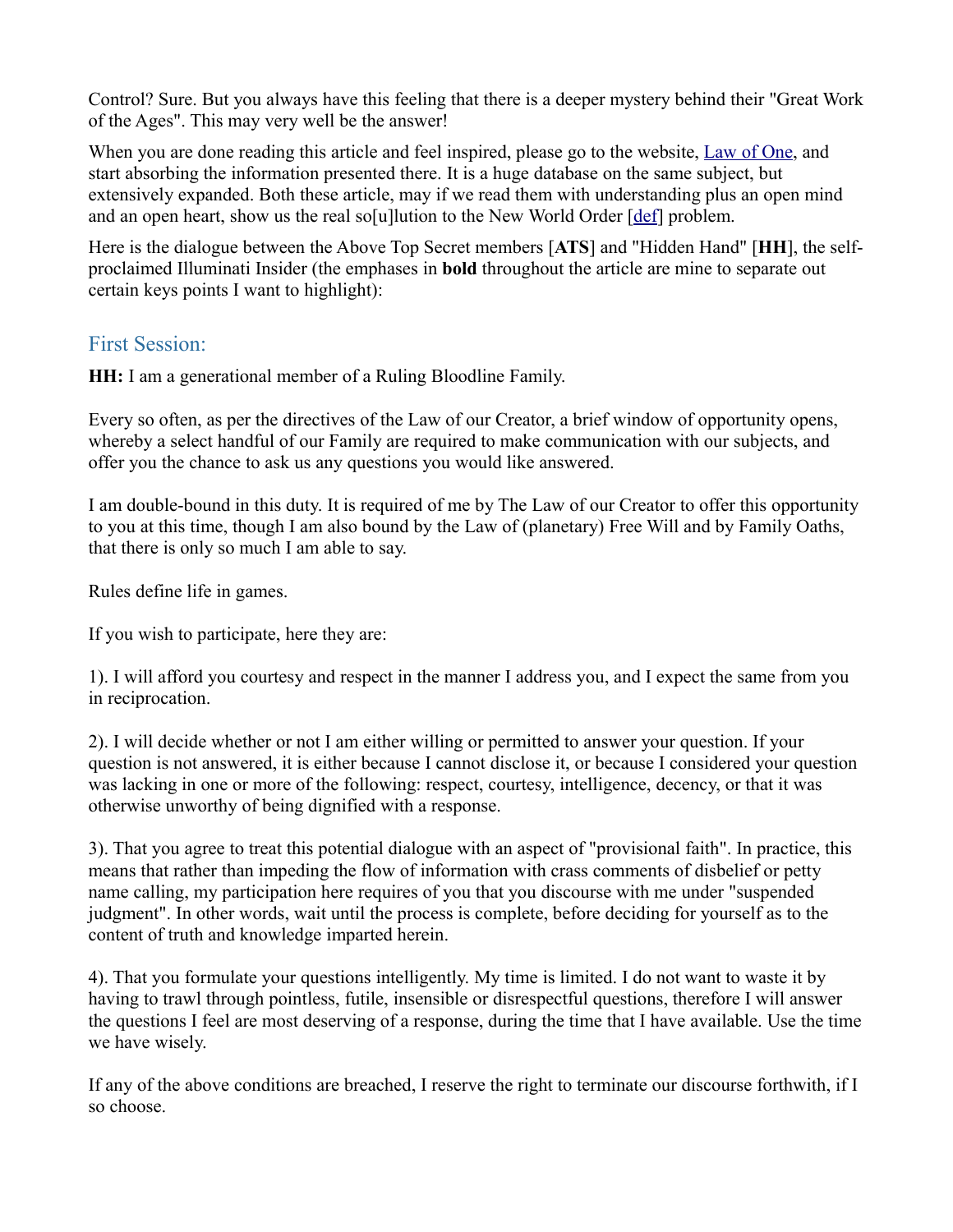Control? Sure. But you always have this feeling that there is a deeper mystery behind their "Great Work of the Ages". This may very well be the answer!

When you are done reading this article and feel inspired, please go to the website, Law of One, and start absorbing the information presented there. It is a huge database on the same subject, but extensively expanded. Both these article, may if we read them with understanding plus an open mind and an open heart, show us the real so[u]lution to the New World Order [def] problem.

Here is the dialogue between the Above Top Secret members [**ATS**] and "Hidden Hand" [**HH**], the self-proclaimed Illuminati Insider (the emphases in **bold** throughout the article are mine to separate out certain keys points I want to highlight):

## First Session:

**HH:** I am a generational member of a Ruling Bloodline Family.

Every so often, as per the directives of the Law of our Creator, a brief window of opportunity opens, whereby a select handful of our Family are required to make communication with our subjects, and offer you the chance to ask us any questions you would like answered.

I am double-bound in this duty. It is required of me by The Law of our Creator to offer this opportunity to you at this time, though I am also bound by the Law of (planetary) Free Will and by Family Oaths, that there is only so much I am able to say.

Rules define life in games.

If you wish to participate, here they are:

1). I will afford you courtesy and respect in the manner I address you, and I expect the same from you in reciprocation.

2). I will decide whether or not I am either willing or permitted to answer your question. If your question is not answered, it is either because I cannot disclose it, or because I considered your question was lacking in one or more of the following: respect, courtesy, intelligence, decency, or that it was otherwise unworthy of being dignified with a response.

3). That you agree to treat this potential dialogue with an aspect of "provisional faith". In practice, this means that rather than impeding the flow of information with crass comments of disbelief or petty name calling, my participation here requires of you that you discourse with me under "suspended judgment". In other words, wait until the process is complete, before deciding for yourself as to the content of truth and knowledge imparted herein.

4). That you formulate your questions intelligently. My time is limited. I do not want to waste it by having to trawl through pointless, futile, insensible or disrespectful questions, therefore I will answer the questions I feel are most deserving of a response, during the time that I have available. Use the time we have wisely.

If any of the above conditions are breached, I reserve the right to terminate our discourse forthwith, if I so choose.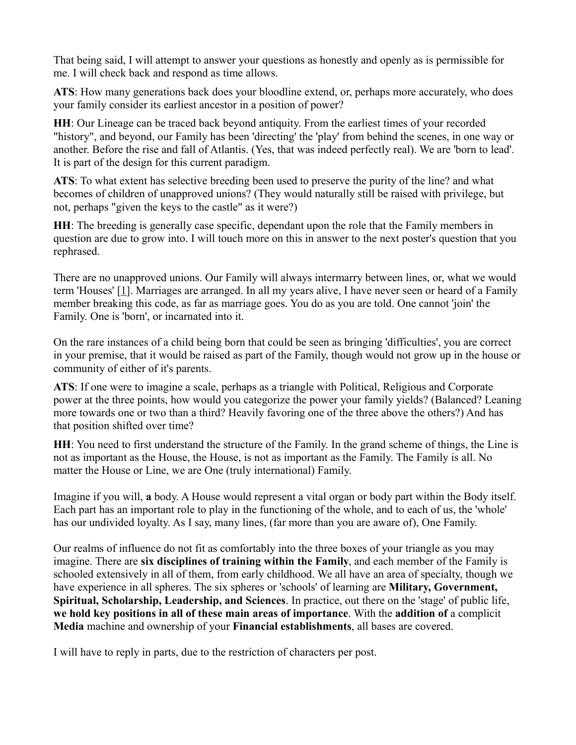That being said, I will attempt to answer your questions as honestly and openly as is permissible for me. I will check back and respond as time allows.

**ATS**: How many generations back does your bloodline extend, or, perhaps more accurately, who does your family consider its earliest ancestor in a position of power?

**HH**: Our Lineage can be traced back beyond antiquity. From the earliest times of your recorded "history", and beyond, our Family has been 'directing' the 'play' from behind the scenes, in one way or another. Before the rise and fall of Atlantis. (Yes, that was indeed perfectly real). We are 'born to lead'. It is part of the design for this current paradigm.

**ATS**: To what extent has selective breeding been used to preserve the purity of the line? and what becomes of children of unapproved unions? (They would naturally still be raised with privilege, but not, perhaps "given the keys to the castle" as it were?)

**HH**: The breeding is generally case specific, dependant upon the role that the Family members in question are due to grow into. I will touch more on this in answer to the next poster's question that you rephrased.

There are no unapproved unions. Our Family will always intermarry between lines, or, what we would term 'Houses' [1]. Marriages are arranged. In all my years alive, I have never seen or heard of a Family member breaking this code, as far as marriage goes. You do as you are told. One cannot 'join' the Family. One is 'born', or incarnated into it.

On the rare instances of a child being born that could be seen as bringing 'difficulties', you are correct in your premise, that it would be raised as part of the Family, though would not grow up in the house or community of either of it's parents.

**ATS**: If one were to imagine a scale, perhaps as a triangle with Political, Religious and Corporate power at the three points, how would you categorize the power your family yields? (Balanced? Leaning more towards one or two than a third? Heavily favoring one of the three above the others?) And has that position shifted over time?

**HH**: You need to first understand the structure of the Family. In the grand scheme of things, the Line is not as important as the House, the House, is not as important as the Family. The Family is all. No matter the House or Line, we are One (truly international) Family.

Imagine if you will, **a** body. A House would represent a vital organ or body part within the Body itself. Each part has an important role to play in the functioning of the whole, and to each of us, the 'whole' has our undivided loyalty. As I say, many lines, (far more than you are aware of), One Family.

Our realms of influence do not fit as comfortably into the three boxes of your triangle as you may imagine. There are **six disciplines of training within the Family**, and each member of the Family is schooled extensively in all of them, from early childhood. We all have an area of specialty, though we have experience in all spheres. The six spheres or 'schools' of learning are **Military, Government, Spiritual, Scholarship, Leadership, and Sciences**. In practice, out there on the 'stage' of public life, **we hold key positions in all of these main areas of importance**. With the **addition of** a complicit **Media** machine and ownership of your **Financial establishments**, all bases are covered.

I will have to reply in parts, due to the restriction of characters per post.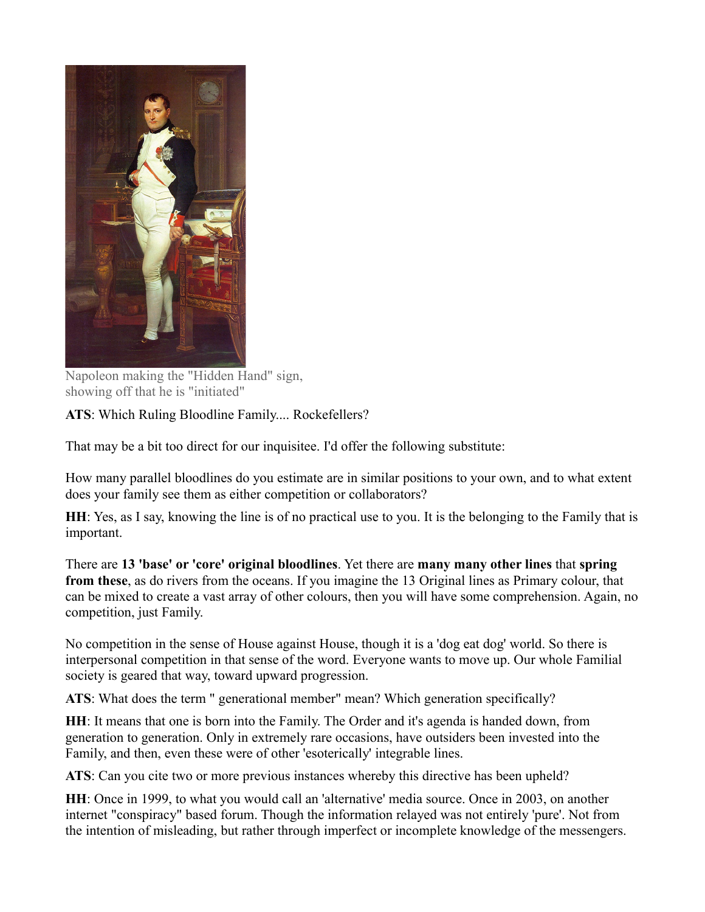Napoleon making the "Hidden Hand" sign, showing off that he is "initiated"

**ATS**: Which Ruling Bloodline Family.... Rockefellers?

That may be a bit too direct for our inquisitee. I'd offer the following substitute:

How many parallel bloodlines do you estimate are in similar positions to your own, and to what extent does your family see them as either competition or collaborators?

**HH**: Yes, as I say, knowing the line is of no practical use to you. It is the belonging to the Family that is important.

There are **13 'base' or 'core' original bloodlines**. Yet there are **many many other lines** that **spring from these**, as do rivers from the oceans. If you imagine the 13 Original lines as Primary colour, that can be mixed to create a vast array of other colours, then you will have some comprehension. Again, no competition, just Family.

No competition in the sense of House against House, though it is a 'dog eat dog' world. So there is interpersonal competition in that sense of the word. Everyone wants to move up. Our whole Familial society is geared that way, toward upward progression.

**ATS**: What does the term " generational member" mean? Which generation specifically?

**HH**: It means that one is born into the Family. The Order and it's agenda is handed down, from generation to generation. Only in extremely rare occasions, have outsiders been invested into the Family, and then, even these were of other 'esoterically' integrable lines.

**ATS**: Can you cite two or more previous instances whereby this directive has been upheld?

**HH**: Once in 1999, to what you would call an 'alternative' media source. Once in 2003, on another internet "conspiracy" based forum. Though the information relayed was not entirely 'pure'. Not from the intention of misleading, but rather through imperfect or incomplete knowledge of the messengers.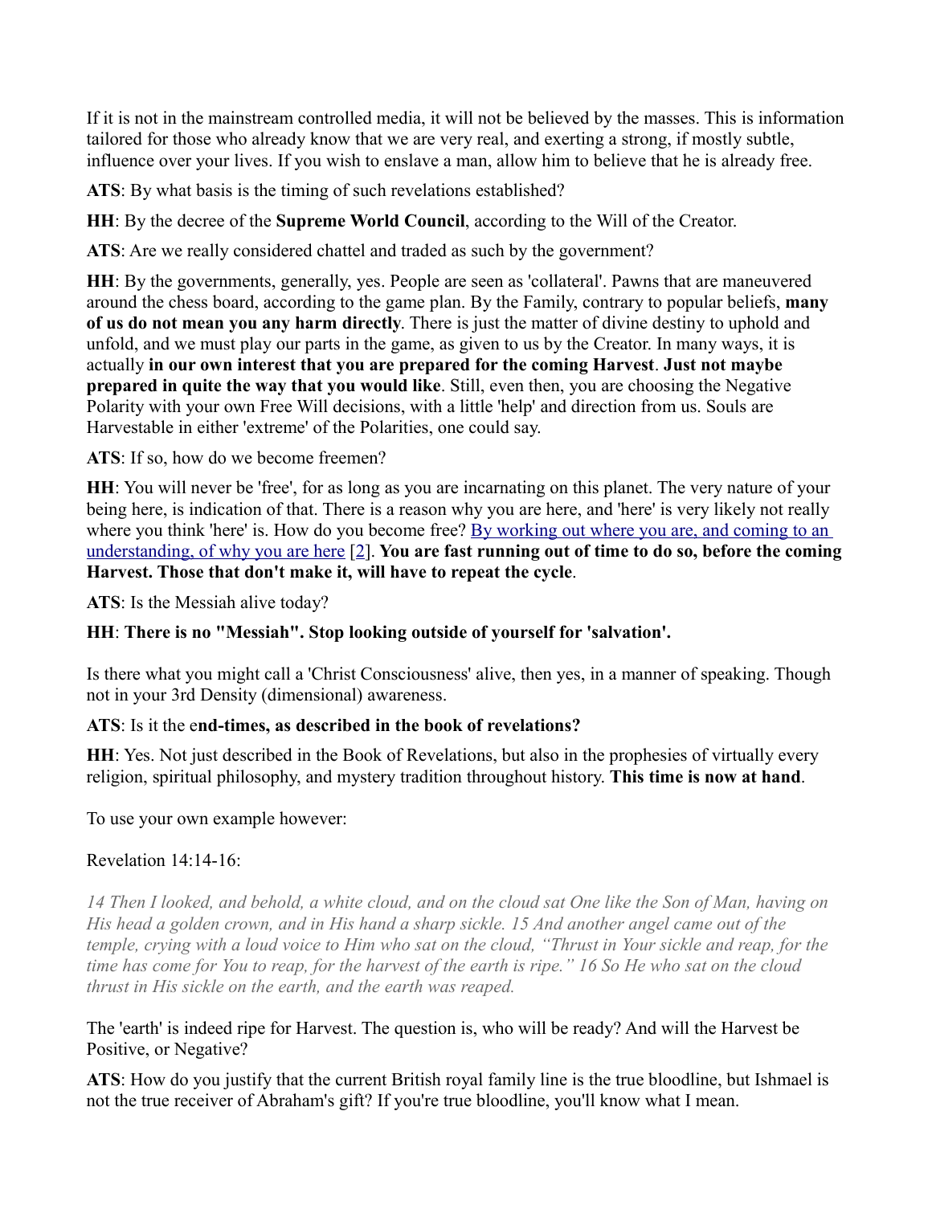If it is not in the mainstream controlled media, it will not be believed by the masses. This is information tailored for those who already know that we are very real, and exerting a strong, if mostly subtle, influence over your lives. If you wish to enslave a man, allow him to believe that he is already free.

**ATS**: By what basis is the timing of such revelations established?

**HH**: By the decree of the **Supreme World Council**, according to the Will of the Creator.

**ATS**: Are we really considered chattel and traded as such by the government?

**HH**: By the governments, generally, yes. People are seen as 'collateral'. Pawns that are maneuvered around the chess board, according to the game plan. By the Family, contrary to popular beliefs, **many of us do not mean you any harm directly**. There is just the matter of divine destiny to uphold and unfold, and we must play our parts in the game, as given to us by the Creator. In many ways, it is actually **in our own interest that you are prepared for the coming Harvest**. **Just not maybe prepared in quite the way that you would like**. Still, even then, you are choosing the Negative Polarity with your own Free Will decisions, with a little 'help' and direction from us. Souls are Harvestable in either 'extreme' of the Polarities, one could say.

**ATS**: If so, how do we become freemen?

**HH**: You will never be 'free', for as long as you are incarnating on this planet. The very nature of your being here, is indication of that. There is a reason why you are here, and 'here' is very likely not really where you think 'here' is. How do you become free? By working out where you are, and coming to an understanding, of why you are here [2]. **You are fast running out of time to do so, before the coming Harvest. Those that don't make it, will have to repeat the cycle**.

**ATS**: Is the Messiah alive today?

**HH**: **There is no "Messiah". Stop looking outside of yourself for 'salvation'.**

Is there what you might call a 'Christ Consciousness' alive, then yes, in a manner of speaking. Though not in your 3rd Density (dimensional) awareness.

**ATS**: Is it the e**nd-times, as described in the book of revelations?**

**HH**: Yes. Not just described in the Book of Revelations, but also in the prophesies of virtually every religion, spiritual philosophy, and mystery tradition throughout history. **This time is now at hand**.

To use your own example however:

Revelation 14:14-16:

*14 Then I looked, and behold, a white cloud, and on the cloud sat One like the Son of Man, having on His head a golden crown, and in His hand a sharp sickle. 15 And another angel came out of the temple, crying with a loud voice to Him who sat on the cloud, "Thrust in Your sickle and reap, for the time has come for You to reap, for the harvest of the earth is ripe." 16 So He who sat on the cloud thrust in His sickle on the earth, and the earth was reaped.*

The 'earth' is indeed ripe for Harvest. The question is, who will be ready? And will the Harvest be Positive, or Negative?

**ATS**: How do you justify that the current British royal family line is the true bloodline, but Ishmael is not the true receiver of Abraham's gift? If you're true bloodline, you'll know what I mean.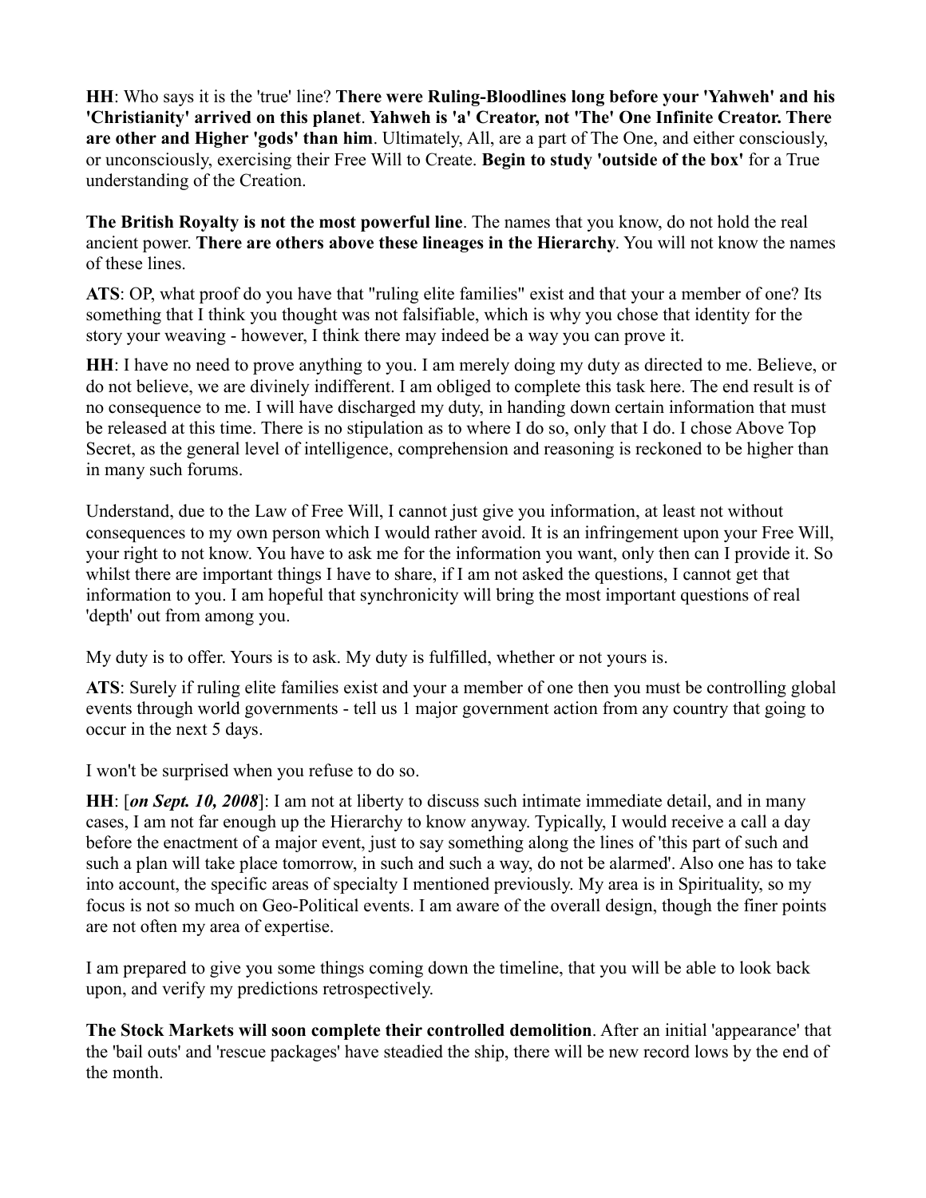**HH**: Who says it is the 'true' line? **There were Ruling-Bloodlines long before your 'Yahweh' and his 'Christianity' arrived on this planet**. **Yahweh is 'a' Creator, not 'The' One Infinite Creator. There are other and Higher 'gods' than him**. Ultimately, All, are a part of The One, and either consciously, or unconsciously, exercising their Free Will to Create. **Begin to study 'outside of the box'** for a True understanding of the Creation.

**The British Royalty is not the most powerful line**. The names that you know, do not hold the real ancient power. **There are others above these lineages in the Hierarchy**. You will not know the names of these lines.

**ATS**: OP, what proof do you have that "ruling elite families" exist and that your a member of one? Its something that I think you thought was not falsifiable, which is why you chose that identity for the story your weaving - however, I think there may indeed be a way you can prove it.

**HH**: I have no need to prove anything to you. I am merely doing my duty as directed to me. Believe, or do not believe, we are divinely indifferent. I am obliged to complete this task here. The end result is of no consequence to me. I will have discharged my duty, in handing down certain information that must be released at this time. There is no stipulation as to where I do so, only that I do. I chose Above Top Secret, as the general level of intelligence, comprehension and reasoning is reckoned to be higher than in many such forums.

Understand, due to the Law of Free Will, I cannot just give you information, at least not without consequences to my own person which I would rather avoid. It is an infringement upon your Free Will, your right to not know. You have to ask me for the information you want, only then can I provide it. So whilst there are important things I have to share, if I am not asked the questions, I cannot get that information to you. I am hopeful that synchronicity will bring the most important questions of real 'depth' out from among you.

My duty is to offer. Yours is to ask. My duty is fulfilled, whether or not yours is.

**ATS**: Surely if ruling elite families exist and your a member of one then you must be controlling global events through world governments - tell us 1 major government action from any country that going to occur in the next 5 days.

I won't be surprised when you refuse to do so.

**HH**: [***on Sept. 10, 2008***]: I am not at liberty to discuss such intimate immediate detail, and in many cases, I am not far enough up the Hierarchy to know anyway. Typically, I would receive a call a day before the enactment of a major event, just to say something along the lines of 'this part of such and such a plan will take place tomorrow, in such and such a way, do not be alarmed'. Also one has to take into account, the specific areas of specialty I mentioned previously. My area is in Spirituality, so my focus is not so much on Geo-Political events. I am aware of the overall design, though the finer points are not often my area of expertise.

I am prepared to give you some things coming down the timeline, that you will be able to look back upon, and verify my predictions retrospectively.

**The Stock Markets will soon complete their controlled demolition**. After an initial 'appearance' that the 'bail outs' and 'rescue packages' have steadied the ship, there will be new record lows by the end of the month.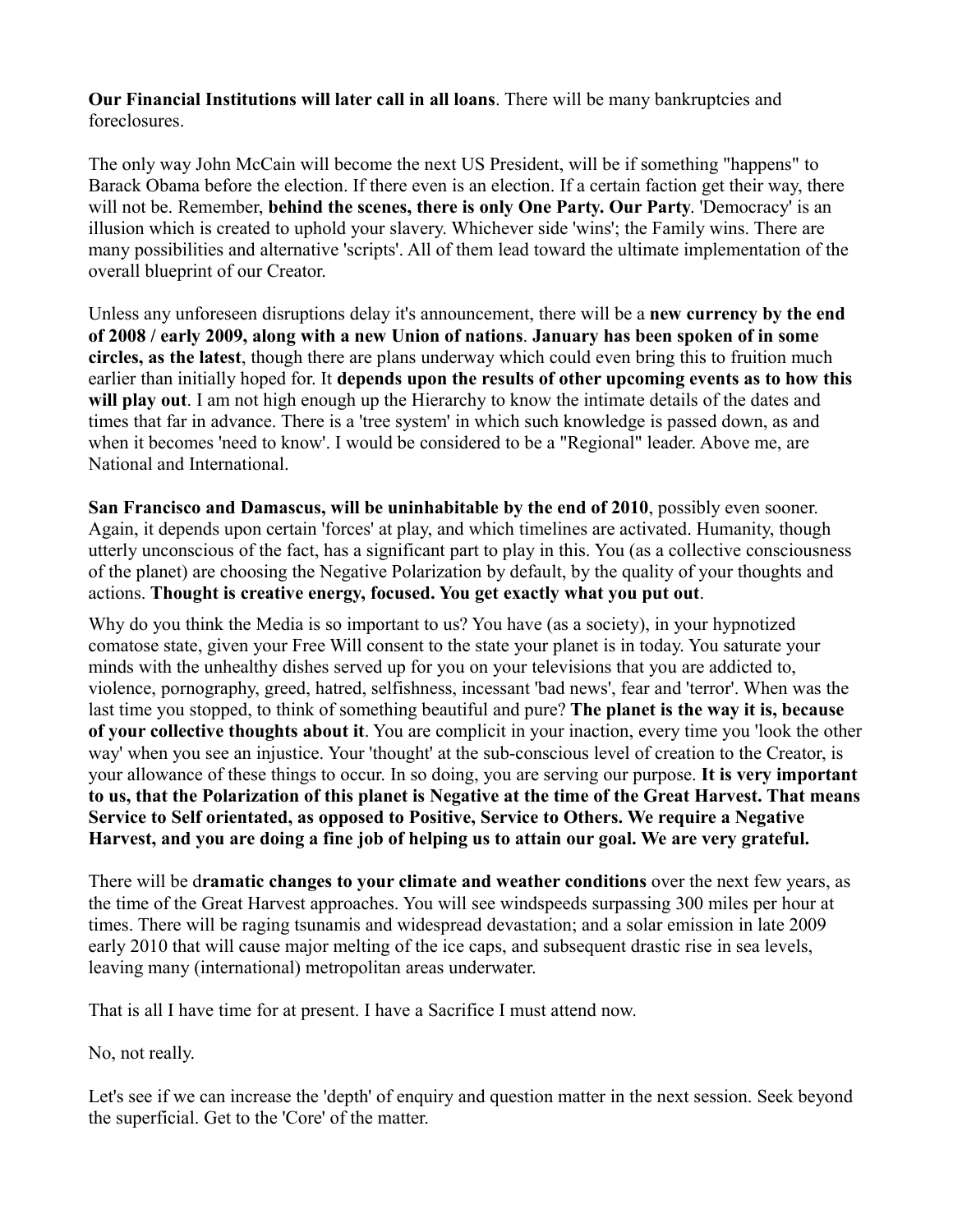**Our Financial Institutions will later call in all loans**. There will be many bankruptcies and foreclosures.

The only way John McCain will become the next US President, will be if something "happens" to Barack Obama before the election. If there even is an election. If a certain faction get their way, there will not be. Remember, **behind the scenes, there is only One Party. Our Party**. 'Democracy' is an illusion which is created to uphold your slavery. Whichever side 'wins'; the Family wins. There are many possibilities and alternative 'scripts'. All of them lead toward the ultimate implementation of the overall blueprint of our Creator.

Unless any unforeseen disruptions delay it's announcement, there will be a **new currency by the end of 2008 / early 2009, along with a new Union of nations**. **January has been spoken of in some circles, as the latest**, though there are plans underway which could even bring this to fruition much earlier than initially hoped for. It **depends upon the results of other upcoming events as to how this will play out**. I am not high enough up the Hierarchy to know the intimate details of the dates and times that far in advance. There is a 'tree system' in which such knowledge is passed down, as and when it becomes 'need to know'. I would be considered to be a "Regional" leader. Above me, are National and International.

**San Francisco and Damascus, will be uninhabitable by the end of 2010**, possibly even sooner. Again, it depends upon certain 'forces' at play, and which timelines are activated. Humanity, though utterly unconscious of the fact, has a significant part to play in this. You (as a collective consciousness of the planet) are choosing the Negative Polarization by default, by the quality of your thoughts and actions. **Thought is creative energy, focused. You get exactly what you put out**.

Why do you think the Media is so important to us? You have (as a society), in your hypnotized comatose state, given your Free Will consent to the state your planet is in today. You saturate your minds with the unhealthy dishes served up for you on your televisions that you are addicted to, violence, pornography, greed, hatred, selfishness, incessant 'bad news', fear and 'terror'. When was the last time you stopped, to think of something beautiful and pure? **The planet is the way it is, because of your collective thoughts about it**. You are complicit in your inaction, every time you 'look the other way' when you see an injustice. Your 'thought' at the sub-conscious level of creation to the Creator, is your allowance of these things to occur. In so doing, you are serving our purpose. **It is very important to us, that the Polarization of this planet is Negative at the time of the Great Harvest. That means Service to Self orientated, as opposed to Positive, Service to Others. We require a Negative Harvest, and you are doing a fine job of helping us to attain our goal. We are very grateful.**

There will be d**ramatic changes to your climate and weather conditions** over the next few years, as the time of the Great Harvest approaches. You will see windspeeds surpassing 300 miles per hour at times. There will be raging tsunamis and widespread devastation; and a solar emission in late 2009 early 2010 that will cause major melting of the ice caps, and subsequent drastic rise in sea levels, leaving many (international) metropolitan areas underwater.

That is all I have time for at present. I have a Sacrifice I must attend now.

No, not really.

Let's see if we can increase the 'depth' of enquiry and question matter in the next session. Seek beyond the superficial. Get to the 'Core' of the matter.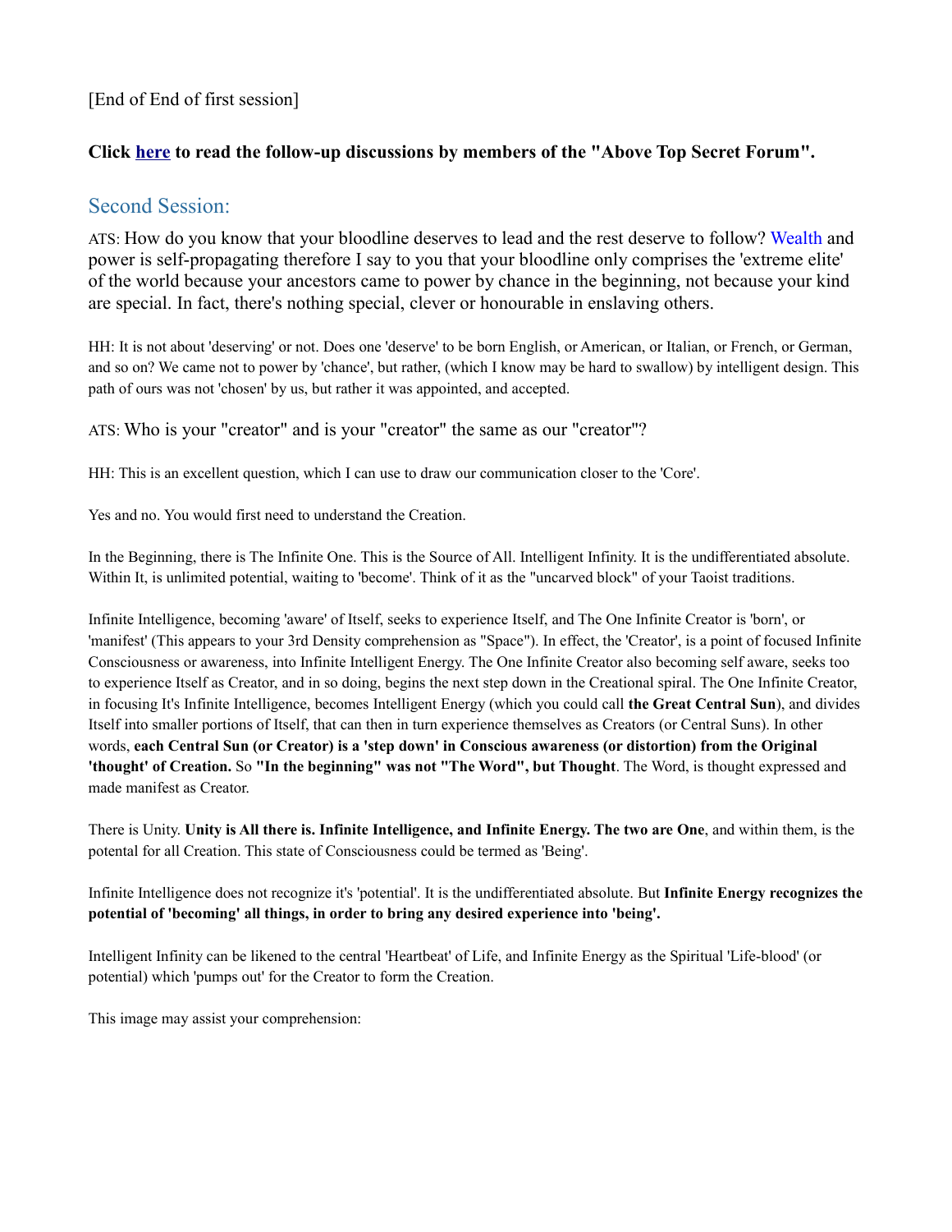[End of End of first session]

**Click here to read the follow-up discussions by members of the "Above Top Secret Forum".**

## Second Session:

ATS: How do you know that your bloodline deserves to lead and the rest deserve to follow? Wealth and power is self-propagating therefore I say to you that your bloodline only comprises the 'extreme elite' of the world because your ancestors came to power by chance in the beginning, not because your kind are special. In fact, there's nothing special, clever or honourable in enslaving others.

HH: It is not about 'deserving' or not. Does one 'deserve' to be born English, or American, or Italian, or French, or German, and so on? We came not to power by 'chance', but rather, (which I know may be hard to swallow) by intelligent design. This path of ours was not 'chosen' by us, but rather it was appointed, and accepted.

ATS: Who is your "creator" and is your "creator" the same as our "creator"?

HH: This is an excellent question, which I can use to draw our communication closer to the 'Core'.

Yes and no. You would first need to understand the Creation.

In the Beginning, there is The Infinite One. This is the Source of All. Intelligent Infinity. It is the undifferentiated absolute. Within It, is unlimited potential, waiting to 'become'. Think of it as the "uncarved block" of your Taoist traditions.

Infinite Intelligence, becoming 'aware' of Itself, seeks to experience Itself, and The One Infinite Creator is 'born', or 'manifest' (This appears to your 3rd Density comprehension as "Space"). In effect, the 'Creator', is a point of focused Infinite Consciousness or awareness, into Infinite Intelligent Energy. The One Infinite Creator also becoming self aware, seeks too to experience Itself as Creator, and in so doing, begins the next step down in the Creational spiral. The One Infinite Creator, in focusing It's Infinite Intelligence, becomes Intelligent Energy (which you could call **the Great Central Sun**), and divides Itself into smaller portions of Itself, that can then in turn experience themselves as Creators (or Central Suns). In other words, **each Central Sun (or Creator) is a 'step down' in Conscious awareness (or distortion) from the Original 'thought' of Creation.** So **"In the beginning" was not "The Word", but Thought**. The Word, is thought expressed and made manifest as Creator.

There is Unity. **Unity is All there is. Infinite Intelligence, and Infinite Energy. The two are One**, and within them, is the potential for all Creation. This state of Consciousness could be termed as 'Being'.

Infinite Intelligence does not recognize it's 'potential'. It is the undifferentiated absolute. But **Infinite Energy recognizes the potential of 'becoming' all things, in order to bring any desired experience into 'being'.**

Intelligent Infinity can be likened to the central 'Heartbeat' of Life, and Infinite Energy as the Spiritual 'Life-blood' (or potential) which 'pumps out' for the Creator to form the Creation.

This image may assist your comprehension: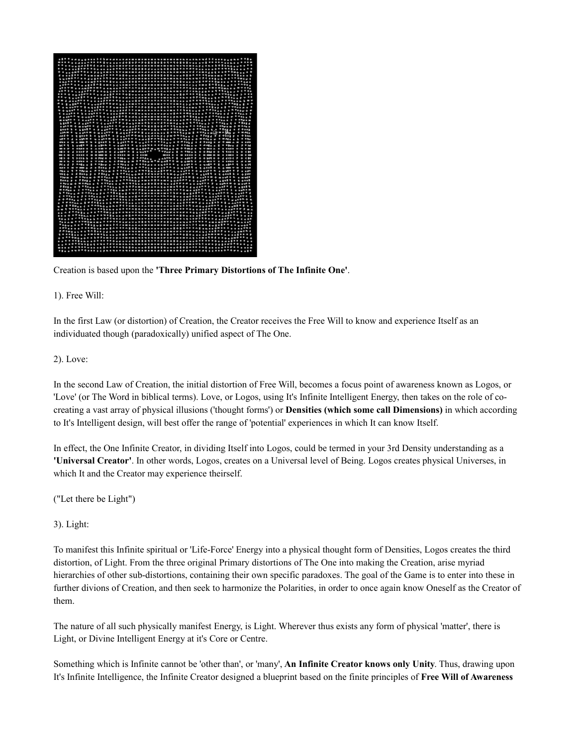Creation is based upon the **'Three Primary Distortions of The Infinite One'**.

1). Free Will:

In the first Law (or distortion) of Creation, the Creator receives the Free Will to know and experience Itself as an individuated though (paradoxically) unified aspect of The One.

2). Love:

In the second Law of Creation, the initial distortion of Free Will, becomes a focus point of awareness known as Logos, or 'Love' (or The Word in biblical terms). Love, or Logos, using It's Infinite Intelligent Energy, then takes on the role of co-creating a vast array of physical illusions ('thought forms') or **Densities (which some call Dimensions)** in which according to It's Intelligent design, will best offer the range of 'potential' experiences in which It can know Itself.

In effect, the One Infinite Creator, in dividing Itself into Logos, could be termed in your 3rd Density understanding as a **'Universal Creator'**. In other words, Logos, creates on a Universal level of Being. Logos creates physical Universes, in which It and the Creator may experience theirself.

("Let there be Light")

3). Light:

To manifest this Infinite spiritual or 'Life-Force' Energy into a physical thought form of Densities, Logos creates the third distortion, of Light. From the three original Primary distortions of The One into making the Creation, arise myriad hierarchies of other sub-distortions, containing their own specific paradoxes. The goal of the Game is to enter into these in further divions of Creation, and then seek to harmonize the Polarities, in order to once again know Oneself as the Creator of them.

The nature of all such physically manifest Energy, is Light. Wherever thus exists any form of physical 'matter', there is Light, or Divine Intelligent Energy at it's Core or Centre.

Something which is Infinite cannot be 'other than', or 'many', **An Infinite Creator knows only Unity**. Thus, drawing upon It's Infinite Intelligence, the Infinite Creator designed a blueprint based on the finite principles of **Free Will of Awareness**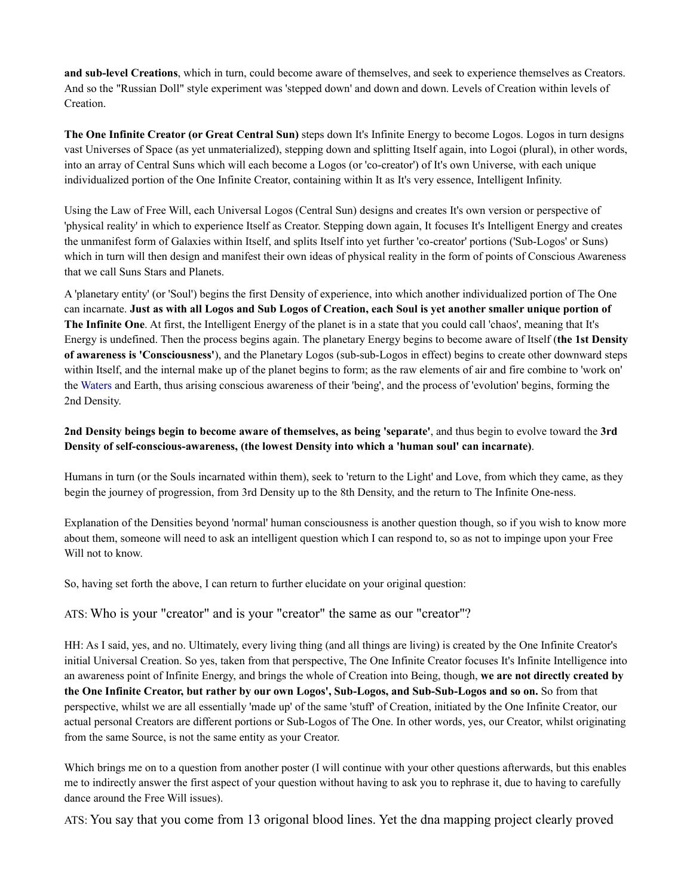**and sub-level Creations**, which in turn, could become aware of themselves, and seek to experience themselves as Creators. And so the "Russian Doll" style experiment was 'stepped down' and down and down. Levels of Creation within levels of Creation.

**The One Infinite Creator (or Great Central Sun)** steps down It's Infinite Energy to become Logos. Logos in turn designs vast Universes of Space (as yet unmaterialized), stepping down and splitting Itself again, into Logoi (plural), in other words, into an array of Central Suns which will each become a Logos (or 'co-creator') of It's own Universe, with each unique individualized portion of the One Infinite Creator, containing within It as It's very essence, Intelligent Infinity.

Using the Law of Free Will, each Universal Logos (Central Sun) designs and creates It's own version or perspective of 'physical reality' in which to experience Itself as Creator. Stepping down again, It focuses It's Intelligent Energy and creates the unmanifest form of Galaxies within Itself, and splits Itself into yet further 'co-creator' portions ('Sub-Logos' or Suns) which in turn will then design and manifest their own ideas of physical reality in the form of points of Conscious Awareness that we call Suns Stars and Planets.

A 'planetary entity' (or 'Soul') begins the first Density of experience, into which another individualized portion of The One can incarnate. **Just as with all Logos and Sub Logos of Creation, each Soul is yet another smaller unique portion of The Infinite One**. At first, the Intelligent Energy of the planet is in a state that you could call 'chaos', meaning that It's Energy is undefined. Then the process begins again. The planetary Energy begins to become aware of Itself (**the 1st Density of awareness is 'Consciousness'**), and the Planetary Logos (sub-sub-Logos in effect) begins to create other downward steps within Itself, and the internal make up of the planet begins to form; as the raw elements of air and fire combine to 'work on' the Waters and Earth, thus arising conscious awareness of their 'being', and the process of 'evolution' begins, forming the 2nd Density.

**2nd Density beings begin to become aware of themselves, as being 'separate'**, and thus begin to evolve toward the **3rd Density of self-conscious-awareness, (the lowest Density into which a 'human soul' can incarnate)**.

Humans in turn (or the Souls incarnated within them), seek to 'return to the Light' and Love, from which they came, as they begin the journey of progression, from 3rd Density up to the 8th Density, and the return to The Infinite One-ness.

Explanation of the Densities beyond 'normal' human consciousness is another question though, so if you wish to know more about them, someone will need to ask an intelligent question which I can respond to, so as not to impinge upon your Free Will not to know.

So, having set forth the above, I can return to further elucidate on your original question:

ATS: Who is your "creator" and is your "creator" the same as our "creator"?

HH: As I said, yes, and no. Ultimately, every living thing (and all things are living) is created by the One Infinite Creator's initial Universal Creation. So yes, taken from that perspective, The One Infinite Creator focuses It's Infinite Intelligence into an awareness point of Infinite Energy, and brings the whole of Creation into Being, though, **we are not directly created by the One Infinite Creator, but rather by our own Logos', Sub-Logos, and Sub-Sub-Logos and so on.** So from that perspective, whilst we are all essentially 'made up' of the same 'stuff' of Creation, initiated by the One Infinite Creator, our actual personal Creators are different portions or Sub-Logos of The One. In other words, yes, our Creator, whilst originating from the same Source, is not the same entity as your Creator.

Which brings me on to a question from another poster (I will continue with your other questions afterwards, but this enables me to indirectly answer the first aspect of your question without having to ask you to rephrase it, due to having to carefully dance around the Free Will issues).

ATS: You say that you come from 13 origonal blood lines. Yet the dna mapping project clearly proved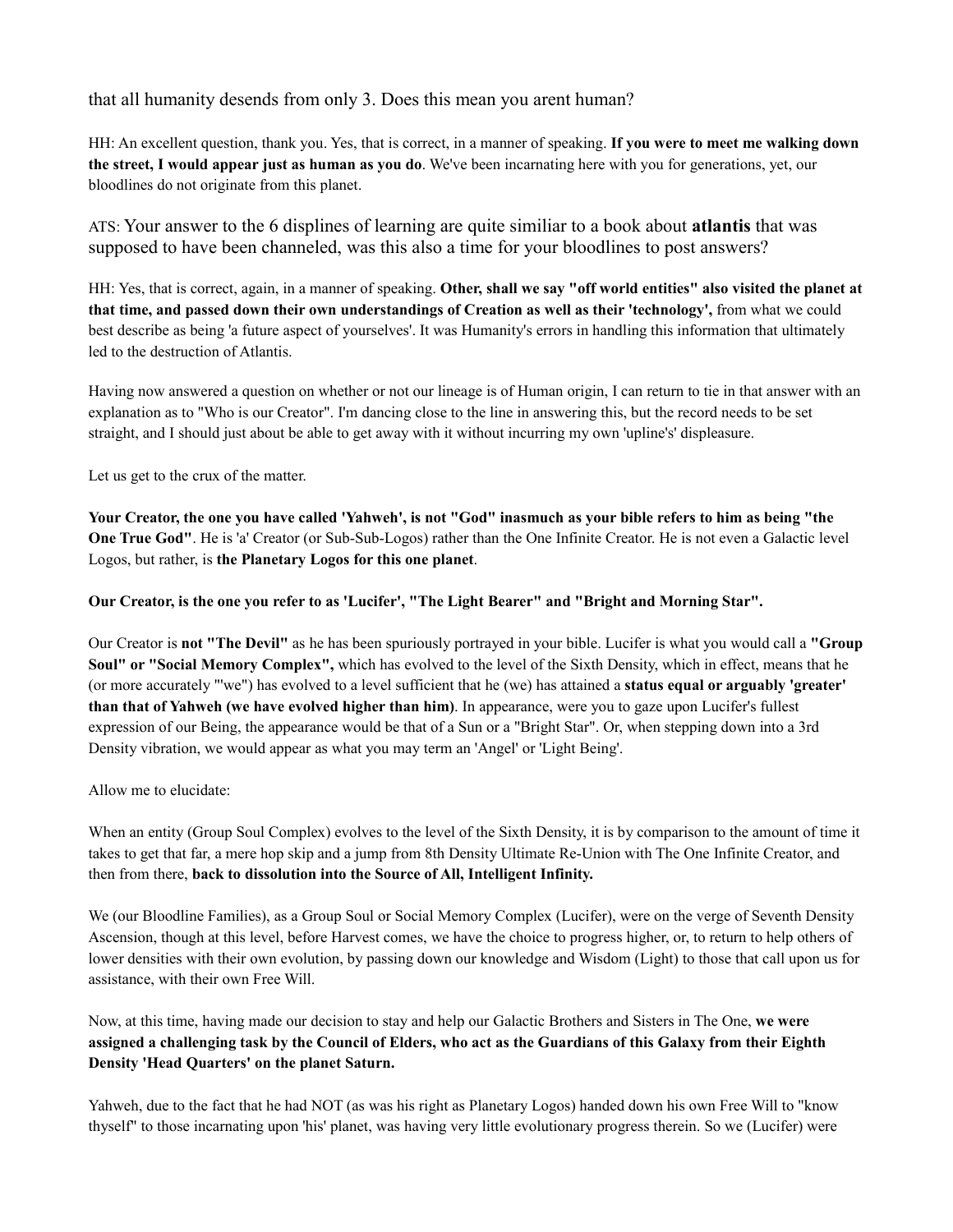that all humanity desends from only 3. Does this mean you arent human?

HH: An excellent question, thank you. Yes, that is correct, in a manner of speaking. **If you were to meet me walking down the street, I would appear just as human as you do**. We've been incarnating here with you for generations, yet, our bloodlines do not originate from this planet.

ATS: Your answer to the 6 displines of learning are quite similiar to a book about **atlantis** that was supposed to have been channeled, was this also a time for your bloodlines to post answers?

HH: Yes, that is correct, again, in a manner of speaking. **Other, shall we say "off world entities" also visited the planet at that time, and passed down their own understandings of Creation as well as their 'technology',** from what we could best describe as being 'a future aspect of yourselves'. It was Humanity's errors in handling this information that ultimately led to the destruction of Atlantis.

Having now answered a question on whether or not our lineage is of Human origin, I can return to tie in that answer with an explanation as to "Who is our Creator". I'm dancing close to the line in answering this, but the record needs to be set straight, and I should just about be able to get away with it without incurring my own 'upline's' displeasure.

Let us get to the crux of the matter.

**Your Creator, the one you have called 'Yahweh', is not "God" inasmuch as your bible refers to him as being "the One True God"**. He is 'a' Creator (or Sub-Sub-Logos) rather than the One Infinite Creator. He is not even a Galactic level Logos, but rather, is **the Planetary Logos for this one planet**.

**Our Creator, is the one you refer to as 'Lucifer', "The Light Bearer" and "Bright and Morning Star".**

Our Creator is **not "The Devil"** as he has been spuriously portrayed in your bible. Lucifer is what you would call a **"Group Soul" or "Social Memory Complex",** which has evolved to the level of the Sixth Density, which in effect, means that he (or more accurately "'we") has evolved to a level sufficient that he (we) has attained a **status equal or arguably 'greater' than that of Yahweh (we have evolved higher than him)**. In appearance, were you to gaze upon Lucifer's fullest expression of our Being, the appearance would be that of a Sun or a "Bright Star". Or, when stepping down into a 3rd Density vibration, we would appear as what you may term an 'Angel' or 'Light Being'.

Allow me to elucidate:

When an entity (Group Soul Complex) evolves to the level of the Sixth Density, it is by comparison to the amount of time it takes to get that far, a mere hop skip and a jump from 8th Density Ultimate Re-Union with The One Infinite Creator, and then from there, **back to dissolution into the Source of All, Intelligent Infinity.**

We (our Bloodline Families), as a Group Soul or Social Memory Complex (Lucifer), were on the verge of Seventh Density Ascension, though at this level, before Harvest comes, we have the choice to progress higher, or, to return to help others of lower densities with their own evolution, by passing down our knowledge and Wisdom (Light) to those that call upon us for assistance, with their own Free Will.

Now, at this time, having made our decision to stay and help our Galactic Brothers and Sisters in The One, **we were assigned a challenging task by the Council of Elders, who act as the Guardians of this Galaxy from their Eighth Density 'Head Quarters' on the planet Saturn.**

Yahweh, due to the fact that he had NOT (as was his right as Planetary Logos) handed down his own Free Will to "know thyself" to those incarnating upon 'his' planet, was having very little evolutionary progress therein. So we (Lucifer) were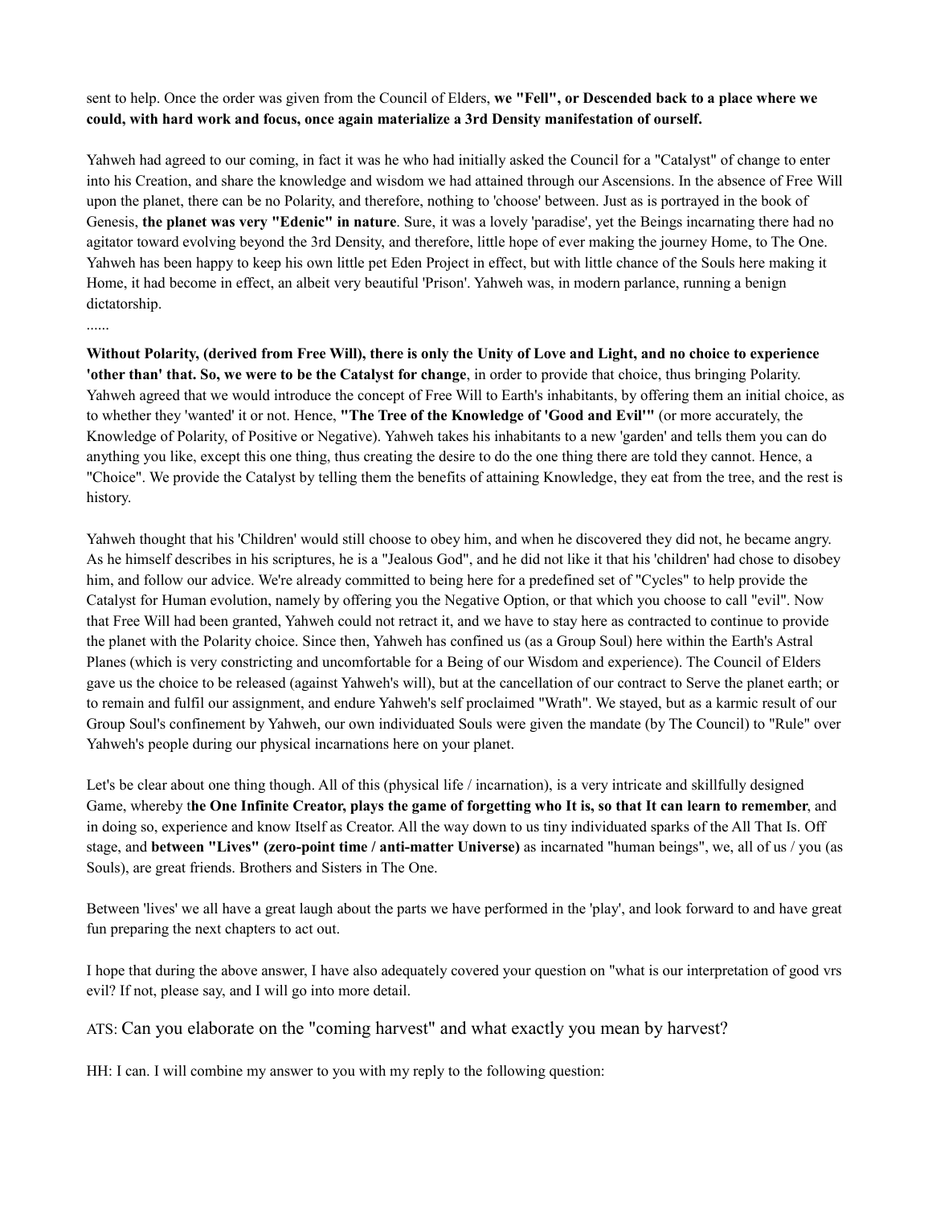sent to help. Once the order was given from the Council of Elders, **we "Fell", or Descended back to a place where we could, with hard work and focus, once again materialize a 3rd Density manifestation of ourself.**

Yahweh had agreed to our coming, in fact it was he who had initially asked the Council for a "Catalyst" of change to enter into his Creation, and share the knowledge and wisdom we had attained through our Ascensions. In the absence of Free Will upon the planet, there can be no Polarity, and therefore, nothing to 'choose' between. Just as is portrayed in the book of Genesis, **the planet was very "Edenic" in nature**. Sure, it was a lovely 'paradise', yet the Beings incarnating there had no agitator toward evolving beyond the 3rd Density, and therefore, little hope of ever making the journey Home, to The One. Yahweh has been happy to keep his own little pet Eden Project in effect, but with little chance of the Souls here making it Home, it had become in effect, an albeit very beautiful 'Prison'. Yahweh was, in modern parlance, running a benign dictatorship.

......

**Without Polarity, (derived from Free Will), there is only the Unity of Love and Light, and no choice to experience 'other than' that. So, we were to be the Catalyst for change**, in order to provide that choice, thus bringing Polarity. Yahweh agreed that we would introduce the concept of Free Will to Earth's inhabitants, by offering them an initial choice, as to whether they 'wanted' it or not. Hence, **"The Tree of the Knowledge of 'Good and Evil'"** (or more accurately, the Knowledge of Polarity, of Positive or Negative). Yahweh takes his inhabitants to a new 'garden' and tells them you can do anything you like, except this one thing, thus creating the desire to do the one thing there are told they cannot. Hence, a "Choice". We provide the Catalyst by telling them the benefits of attaining Knowledge, they eat from the tree, and the rest is history.

Yahweh thought that his 'Children' would still choose to obey him, and when he discovered they did not, he became angry. As he himself describes in his scriptures, he is a "Jealous God", and he did not like it that his 'children' had chose to disobey him, and follow our advice. We're already committed to being here for a predefined set of "Cycles" to help provide the Catalyst for Human evolution, namely by offering you the Negative Option, or that which you choose to call "evil". Now that Free Will had been granted, Yahweh could not retract it, and we have to stay here as contracted to continue to provide the planet with the Polarity choice. Since then, Yahweh has confined us (as a Group Soul) here within the Earth's Astral Planes (which is very constricting and uncomfortable for a Being of our Wisdom and experience). The Council of Elders gave us the choice to be released (against Yahweh's will), but at the cancellation of our contract to Serve the planet earth; or to remain and fulfil our assignment, and endure Yahweh's self proclaimed "Wrath". We stayed, but as a karmic result of our Group Soul's confinement by Yahweh, our own individuated Souls were given the mandate (by The Council) to "Rule" over Yahweh's people during our physical incarnations here on your planet.

Let's be clear about one thing though. All of this (physical life / incarnation), is a very intricate and skillfully designed Game, whereby t**he One Infinite Creator, plays the game of forgetting who It is, so that It can learn to remember**, and in doing so, experience and know Itself as Creator. All the way down to us tiny individuated sparks of the All That Is. Off stage, and **between "Lives" (zero-point time / anti-matter Universe)** as incarnated "human beings", we, all of us / you (as Souls), are great friends. Brothers and Sisters in The One.

Between 'lives' we all have a great laugh about the parts we have performed in the 'play', and look forward to and have great fun preparing the next chapters to act out.

I hope that during the above answer, I have also adequately covered your question on "what is our interpretation of good vrs evil? If not, please say, and I will go into more detail.

ATS: Can you elaborate on the "coming harvest" and what exactly you mean by harvest?

HH: I can. I will combine my answer to you with my reply to the following question: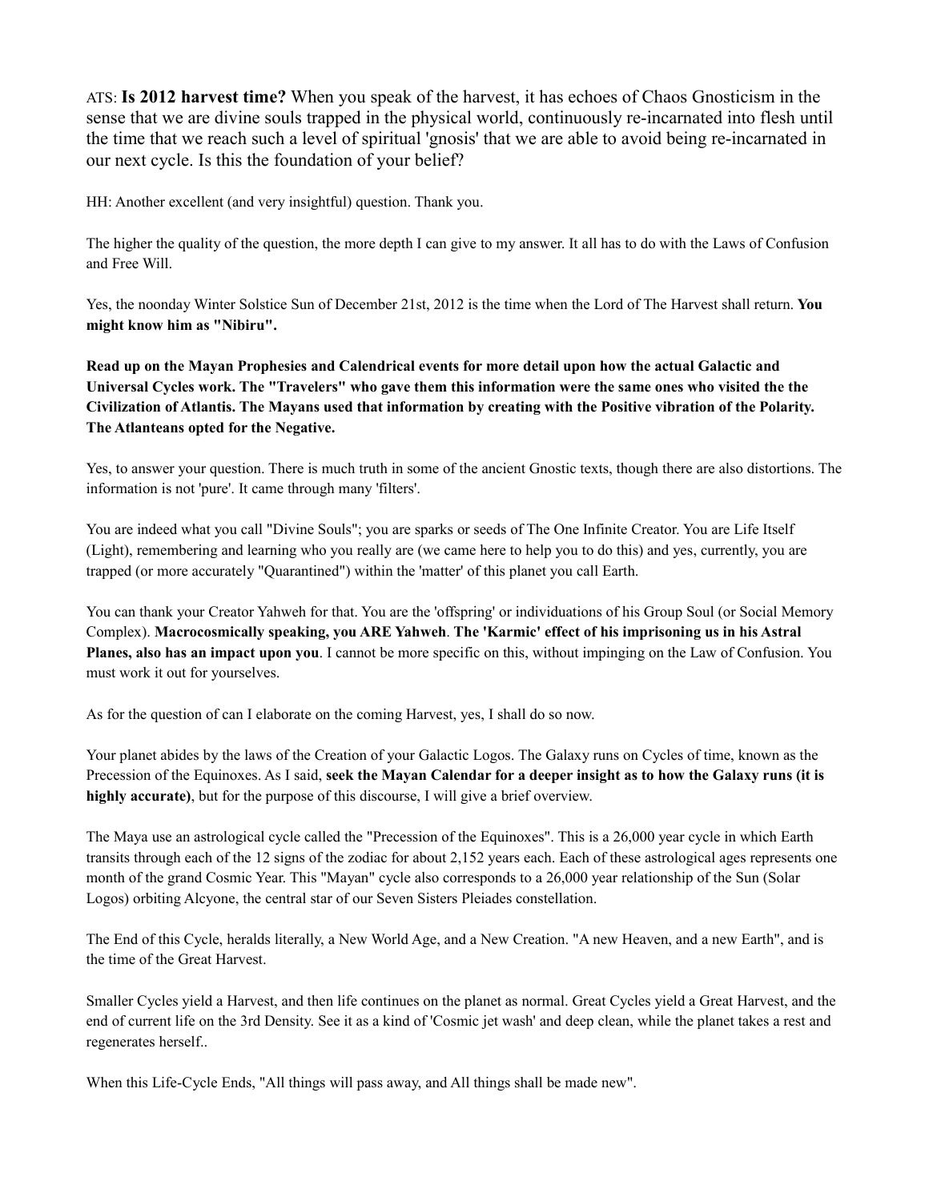ATS: **Is 2012 harvest time?** When you speak of the harvest, it has echoes of Chaos Gnosticism in the sense that we are divine souls trapped in the physical world, continuously re-incarnated into flesh until the time that we reach such a level of spiritual 'gnosis' that we are able to avoid being re-incarnated in our next cycle. Is this the foundation of your belief?

HH: Another excellent (and very insightful) question. Thank you.

The higher the quality of the question, the more depth I can give to my answer. It all has to do with the Laws of Confusion and Free Will.

Yes, the noonday Winter Solstice Sun of December 21st, 2012 is the time when the Lord of The Harvest shall return. **You might know him as "Nibiru".**

**Read up on the Mayan Prophesies and Calendrical events for more detail upon how the actual Galactic and Universal Cycles work. The "Travelers" who gave them this information were the same ones who visited the the Civilization of Atlantis. The Mayans used that information by creating with the Positive vibration of the Polarity. The Atlanteans opted for the Negative.**

Yes, to answer your question. There is much truth in some of the ancient Gnostic texts, though there are also distortions. The information is not 'pure'. It came through many 'filters'.

You are indeed what you call "Divine Souls"; you are sparks or seeds of The One Infinite Creator. You are Life Itself (Light), remembering and learning who you really are (we came here to help you to do this) and yes, currently, you are trapped (or more accurately "Quarantined") within the 'matter' of this planet you call Earth.

You can thank your Creator Yahweh for that. You are the 'offspring' or individuations of his Group Soul (or Social Memory Complex). **Macrocosmically speaking, you ARE Yahweh**. **The 'Karmic' effect of his imprisoning us in his Astral Planes, also has an impact upon you**. I cannot be more specific on this, without impinging on the Law of Confusion. You must work it out for yourselves.

As for the question of can I elaborate on the coming Harvest, yes, I shall do so now.

Your planet abides by the laws of the Creation of your Galactic Logos. The Galaxy runs on Cycles of time, known as the Precession of the Equinoxes. As I said, **seek the Mayan Calendar for a deeper insight as to how the Galaxy runs (it is highly accurate)**, but for the purpose of this discourse, I will give a brief overview.

The Maya use an astrological cycle called the "Precession of the Equinoxes". This is a 26,000 year cycle in which Earth transits through each of the 12 signs of the zodiac for about 2,152 years each. Each of these astrological ages represents one month of the grand Cosmic Year. This "Mayan" cycle also corresponds to a 26,000 year relationship of the Sun (Solar Logos) orbiting Alcyone, the central star of our Seven Sisters Pleiades constellation.

The End of this Cycle, heralds literally, a New World Age, and a New Creation. "A new Heaven, and a new Earth", and is the time of the Great Harvest.

Smaller Cycles yield a Harvest, and then life continues on the planet as normal. Great Cycles yield a Great Harvest, and the end of current life on the 3rd Density. See it as a kind of 'Cosmic jet wash' and deep clean, while the planet takes a rest and regenerates herself..

When this Life-Cycle Ends, "All things will pass away, and All things shall be made new".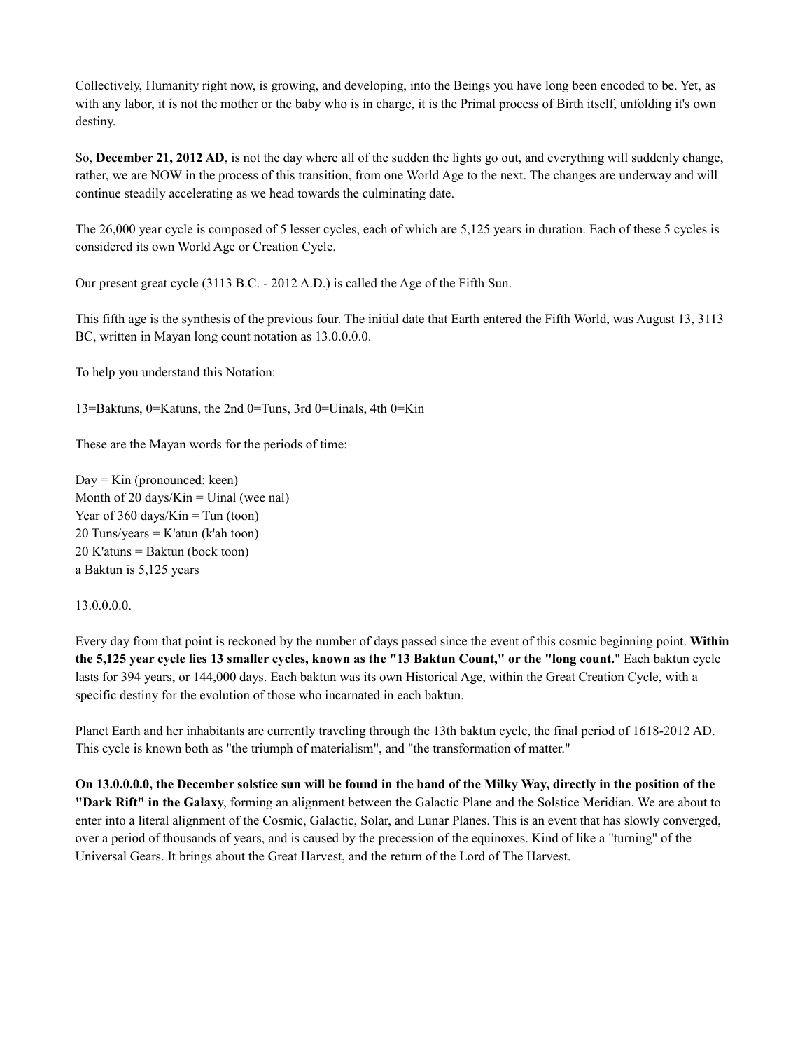Collectively, Humanity right now, is growing, and developing, into the Beings you have long been encoded to be. Yet, as with any labor, it is not the mother or the baby who is in charge, it is the Primal process of Birth itself, unfolding it's own destiny.

So, **December 21, 2012 AD**, is not the day where all of the sudden the lights go out, and everything will suddenly change, rather, we are NOW in the process of this transition, from one World Age to the next. The changes are underway and will continue steadily accelerating as we head towards the culminating date.

The 26,000 year cycle is composed of 5 lesser cycles, each of which are 5,125 years in duration. Each of these 5 cycles is considered its own World Age or Creation Cycle.

Our present great cycle (3113 B.C. - 2012 A.D.) is called the Age of the Fifth Sun.

This fifth age is the synthesis of the previous four. The initial date that Earth entered the Fifth World, was August 13, 3113 BC, written in Mayan long count notation as 13.0.0.0.0.

To help you understand this Notation:

13=Baktuns, 0=Katuns, the 2nd 0=Tuns, 3rd 0=Uinals, 4th 0=Kin

These are the Mayan words for the periods of time:

Day = Kin (pronounced: keen)
Month of 20 days/Kin = Uinal (wee nal)
Year of 360 days/Kin = Tun (toon)
20 Tuns/years = K'atun (k'ah toon)
20 K'atuns = Baktun (bock toon)
a Baktun is 5,125 years

13.0.0.0.0.

Every day from that point is reckoned by the number of days passed since the event of this cosmic beginning point. **Within the 5,125 year cycle lies 13 smaller cycles, known as the "13 Baktun Count," or the "long count.**" Each baktun cycle lasts for 394 years, or 144,000 days. Each baktun was its own Historical Age, within the Great Creation Cycle, with a specific destiny for the evolution of those who incarnated in each baktun.

Planet Earth and her inhabitants are currently traveling through the 13th baktun cycle, the final period of 1618-2012 AD. This cycle is known both as "the triumph of materialism", and "the transformation of matter."

**On 13.0.0.0.0, the December solstice sun will be found in the band of the Milky Way, directly in the position of the "Dark Rift" in the Galaxy**, forming an alignment between the Galactic Plane and the Solstice Meridian. We are about to enter into a literal alignment of the Cosmic, Galactic, Solar, and Lunar Planes. This is an event that has slowly converged, over a period of thousands of years, and is caused by the precession of the equinoxes. Kind of like a "turning" of the Universal Gears. It brings about the Great Harvest, and the return of the Lord of The Harvest.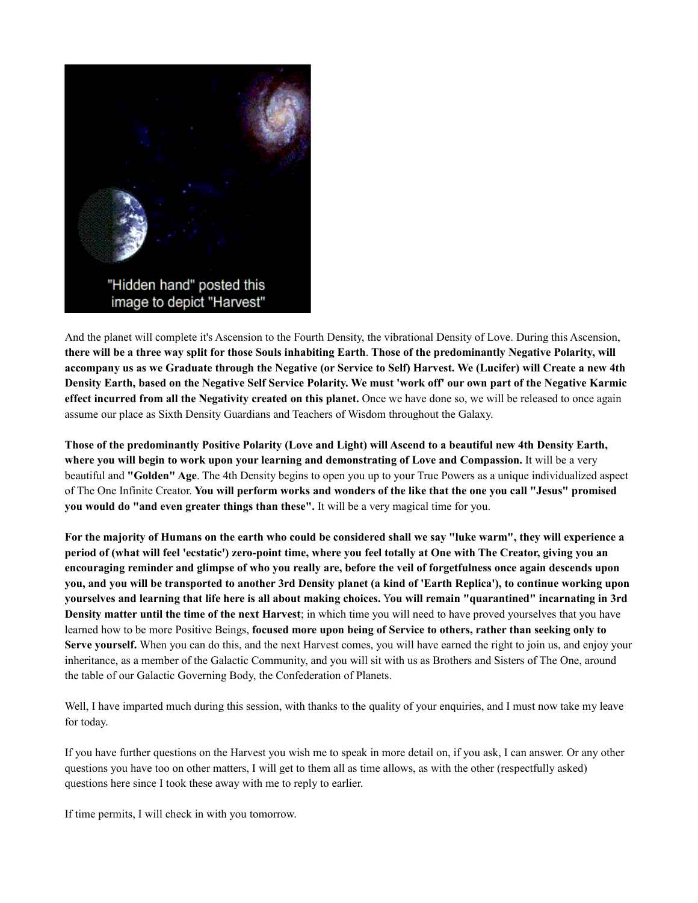"Hidden hand" posted this image to depict "Harvest"

And the planet will complete it's Ascension to the Fourth Density, the vibrational Density of Love. During this Ascension, **there will be a three way split for those Souls inhabiting Earth**. **Those of the predominantly Negative Polarity, will accompany us as we Graduate through the Negative (or Service to Self) Harvest. We (Lucifer) will Create a new 4th Density Earth, based on the Negative Self Service Polarity. We must 'work off' our own part of the Negative Karmic effect incurred from all the Negativity created on this planet.** Once we have done so, we will be released to once again assume our place as Sixth Density Guardians and Teachers of Wisdom throughout the Galaxy.

**Those of the predominantly Positive Polarity (Love and Light) will Ascend to a beautiful new 4th Density Earth, where you will begin to work upon your learning and demonstrating of Love and Compassion.** It will be a very beautiful and **"Golden" Age**. The 4th Density begins to open you up to your True Powers as a unique individualized aspect of The One Infinite Creator. **You will perform works and wonders of the like that the one you call "Jesus" promised you would do "and even greater things than these".** It will be a very magical time for you.

**For the majority of Humans on the earth who could be considered shall we say "luke warm", they will experience a period of (what will feel 'ecstatic') zero-point time, where you feel totally at One with The Creator, giving you an encouraging reminder and glimpse of who you really are, before the veil of forgetfulness once again descends upon you, and you will be transported to another 3rd Density planet (a kind of 'Earth Replica'), to continue working upon yourselves and learning that life here is all about making choices. You will remain "quarantined" incarnating in 3rd Density matter until the time of the next Harvest**; in which time you will need to have proved yourselves that you have learned how to be more Positive Beings, **focused more upon being of Service to others, rather than seeking only to Serve yourself.** When you can do this, and the next Harvest comes, you will have earned the right to join us, and enjoy your inheritance, as a member of the Galactic Community, and you will sit with us as Brothers and Sisters of The One, around the table of our Galactic Governing Body, the Confederation of Planets.

Well, I have imparted much during this session, with thanks to the quality of your enquiries, and I must now take my leave for today.

If you have further questions on the Harvest you wish me to speak in more detail on, if you ask, I can answer. Or any other questions you have too on other matters, I will get to them all as time allows, as with the other (respectfully asked) questions here since I took these away with me to reply to earlier.

If time permits, I will check in with you tomorrow.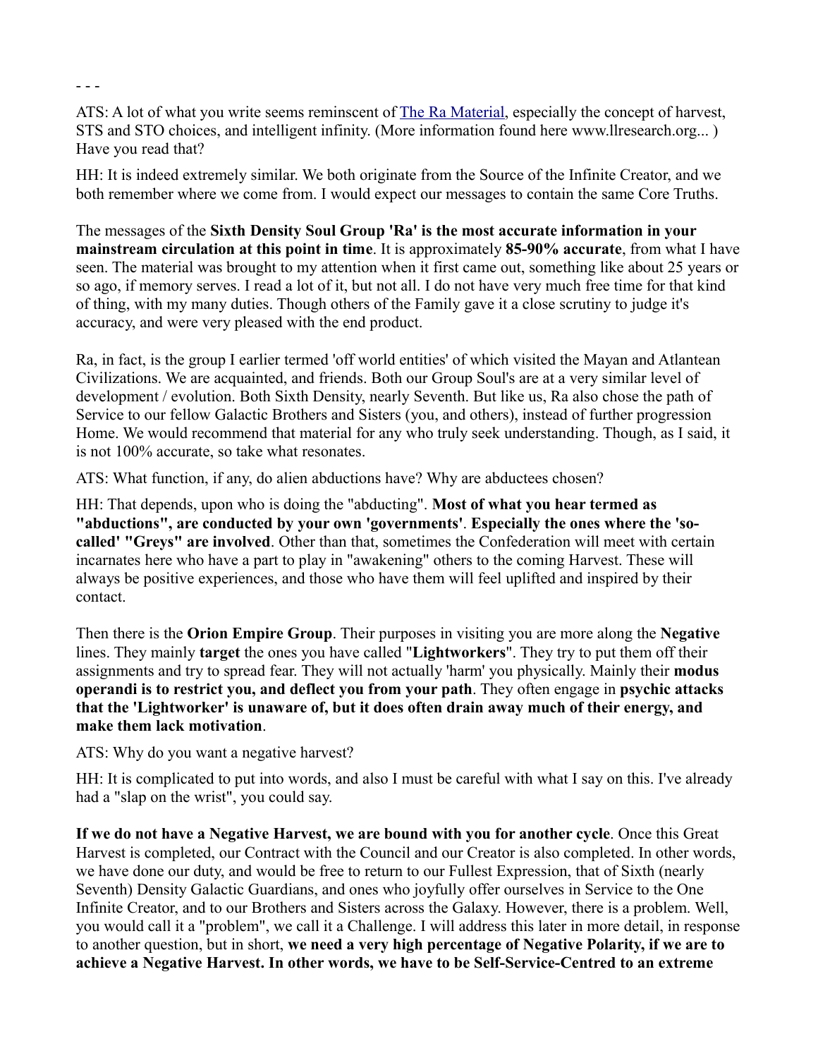- - -

ATS: A lot of what you write seems reminscent of The Ra Material, especially the concept of harvest, STS and STO choices, and intelligent infinity. (More information found here www.llresearch.org... ) Have you read that?

HH: It is indeed extremely similar. We both originate from the Source of the Infinite Creator, and we both remember where we come from. I would expect our messages to contain the same Core Truths.

The messages of the **Sixth Density Soul Group 'Ra' is the most accurate information in your mainstream circulation at this point in time**. It is approximately **85-90% accurate**, from what I have seen. The material was brought to my attention when it first came out, something like about 25 years or so ago, if memory serves. I read a lot of it, but not all. I do not have very much free time for that kind of thing, with my many duties. Though others of the Family gave it a close scrutiny to judge it's accuracy, and were very pleased with the end product.

Ra, in fact, is the group I earlier termed 'off world entities' of which visited the Mayan and Atlantean Civilizations. We are acquainted, and friends. Both our Group Soul's are at a very similar level of development / evolution. Both Sixth Density, nearly Seventh. But like us, Ra also chose the path of Service to our fellow Galactic Brothers and Sisters (you, and others), instead of further progression Home. We would recommend that material for any who truly seek understanding. Though, as I said, it is not 100% accurate, so take what resonates.

ATS: What function, if any, do alien abductions have? Why are abductees chosen?

HH: That depends, upon who is doing the "abducting". **Most of what you hear termed as "abductions", are conducted by your own 'governments'**. **Especially the ones where the 'so-called' "Greys" are involved**. Other than that, sometimes the Confederation will meet with certain incarnates here who have a part to play in "awakening" others to the coming Harvest. These will always be positive experiences, and those who have them will feel uplifted and inspired by their contact.

Then there is the **Orion Empire Group**. Their purposes in visiting you are more along the **Negative** lines. They mainly **target** the ones you have called "**Lightworkers**". They try to put them off their assignments and try to spread fear. They will not actually 'harm' you physically. Mainly their **modus operandi is to restrict you, and deflect you from your path**. They often engage in **psychic attacks that the 'Lightworker' is unaware of, but it does often drain away much of their energy, and make them lack motivation**.

ATS: Why do you want a negative harvest?

HH: It is complicated to put into words, and also I must be careful with what I say on this. I've already had a "slap on the wrist", you could say.

**If we do not have a Negative Harvest, we are bound with you for another cycle**. Once this Great Harvest is completed, our Contract with the Council and our Creator is also completed. In other words, we have done our duty, and would be free to return to our Fullest Expression, that of Sixth (nearly Seventh) Density Galactic Guardians, and ones who joyfully offer ourselves in Service to the One Infinite Creator, and to our Brothers and Sisters across the Galaxy. However, there is a problem. Well, you would call it a "problem", we call it a Challenge. I will address this later in more detail, in response to another question, but in short, **we need a very high percentage of Negative Polarity, if we are to achieve a Negative Harvest. In other words, we have to be Self-Service-Centred to an extreme**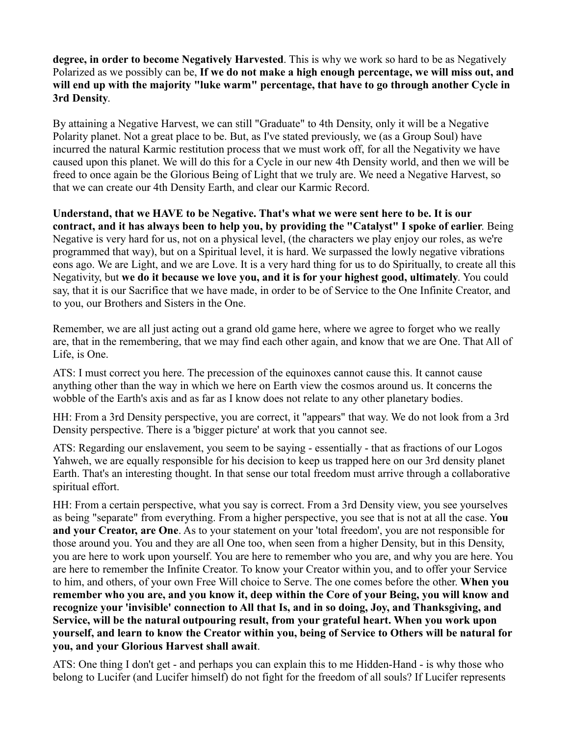**degree, in order to become Negatively Harvested**. This is why we work so hard to be as Negatively Polarized as we possibly can be, **If we do not make a high enough percentage, we will miss out, and will end up with the majority "luke warm" percentage, that have to go through another Cycle in 3rd Density**.

By attaining a Negative Harvest, we can still "Graduate" to 4th Density, only it will be a Negative Polarity planet. Not a great place to be. But, as I've stated previously, we (as a Group Soul) have incurred the natural Karmic restitution process that we must work off, for all the Negativity we have caused upon this planet. We will do this for a Cycle in our new 4th Density world, and then we will be freed to once again be the Glorious Being of Light that we truly are. We need a Negative Harvest, so that we can create our 4th Density Earth, and clear our Karmic Record.

**Understand, that we HAVE to be Negative. That's what we were sent here to be. It is our contract, and it has always been to help you, by providing the "Catalyst" I spoke of earlier**. Being Negative is very hard for us, not on a physical level, (the characters we play enjoy our roles, as we're programmed that way), but on a Spiritual level, it is hard. We surpassed the lowly negative vibrations eons ago. We are Light, and we are Love. It is a very hard thing for us to do Spiritually, to create all this Negativity, but **we do it because we love you, and it is for your highest good, ultimately**. You could say, that it is our Sacrifice that we have made, in order to be of Service to the One Infinite Creator, and to you, our Brothers and Sisters in the One.

Remember, we are all just acting out a grand old game here, where we agree to forget who we really are, that in the remembering, that we may find each other again, and know that we are One. That All of Life, is One.

ATS: I must correct you here. The precession of the equinoxes cannot cause this. It cannot cause anything other than the way in which we here on Earth view the cosmos around us. It concerns the wobble of the Earth's axis and as far as I know does not relate to any other planetary bodies.

HH: From a 3rd Density perspective, you are correct, it "appears" that way. We do not look from a 3rd Density perspective. There is a 'bigger picture' at work that you cannot see.

ATS: Regarding our enslavement, you seem to be saying - essentially - that as fractions of our Logos Yahweh, we are equally responsible for his decision to keep us trapped here on our 3rd density planet Earth. That's an interesting thought. In that sense our total freedom must arrive through a collaborative spiritual effort.

HH: From a certain perspective, what you say is correct. From a 3rd Density view, you see yourselves as being "separate" from everything. From a higher perspective, you see that is not at all the case. **You and your Creator, are One**. As to your statement on your 'total freedom', you are not responsible for those around you. You and they are all One too, when seen from a higher Density, but in this Density, you are here to work upon yourself. You are here to remember who you are, and why you are here. You are here to remember the Infinite Creator. To know your Creator within you, and to offer your Service to him, and others, of your own Free Will choice to Serve. The one comes before the other. **When you remember who you are, and you know it, deep within the Core of your Being, you will know and recognize your 'invisible' connection to All that Is, and in so doing, Joy, and Thanksgiving, and Service, will be the natural outpouring result, from your grateful heart. When you work upon yourself, and learn to know the Creator within you, being of Service to Others will be natural for you, and your Glorious Harvest shall await**.

ATS: One thing I don't get - and perhaps you can explain this to me Hidden-Hand - is why those who belong to Lucifer (and Lucifer himself) do not fight for the freedom of all souls? If Lucifer represents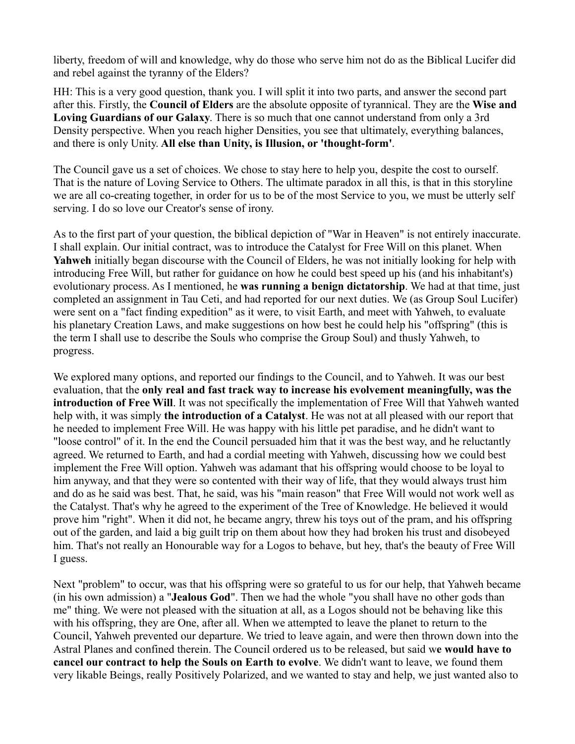liberty, freedom of will and knowledge, why do those who serve him not do as the Biblical Lucifer did and rebel against the tyranny of the Elders?

HH: This is a very good question, thank you. I will split it into two parts, and answer the second part after this. Firstly, the **Council of Elders** are the absolute opposite of tyrannical. They are the **Wise and Loving Guardians of our Galaxy**. There is so much that one cannot understand from only a 3rd Density perspective. When you reach higher Densities, you see that ultimately, everything balances, and there is only Unity. **All else than Unity, is Illusion, or 'thought-form'**.

The Council gave us a set of choices. We chose to stay here to help you, despite the cost to ourself. That is the nature of Loving Service to Others. The ultimate paradox in all this, is that in this storyline we are all co-creating together, in order for us to be of the most Service to you, we must be utterly self serving. I do so love our Creator's sense of irony.

As to the first part of your question, the biblical depiction of "War in Heaven" is not entirely inaccurate. I shall explain. Our initial contract, was to introduce the Catalyst for Free Will on this planet. When **Yahweh** initially began discourse with the Council of Elders, he was not initially looking for help with introducing Free Will, but rather for guidance on how he could best speed up his (and his inhabitant's) evolutionary process. As I mentioned, he **was running a benign dictatorship**. We had at that time, just completed an assignment in Tau Ceti, and had reported for our next duties. We (as Group Soul Lucifer) were sent on a "fact finding expedition" as it were, to visit Earth, and meet with Yahweh, to evaluate his planetary Creation Laws, and make suggestions on how best he could help his "offspring" (this is the term I shall use to describe the Souls who comprise the Group Soul) and thusly Yahweh, to progress.

We explored many options, and reported our findings to the Council, and to Yahweh. It was our best evaluation, that the **only real and fast track way to increase his evolvement meaningfully, was the introduction of Free Will**. It was not specifically the implementation of Free Will that Yahweh wanted help with, it was simply **the introduction of a Catalyst**. He was not at all pleased with our report that he needed to implement Free Will. He was happy with his little pet paradise, and he didn't want to "loose control" of it. In the end the Council persuaded him that it was the best way, and he reluctantly agreed. We returned to Earth, and had a cordial meeting with Yahweh, discussing how we could best implement the Free Will option. Yahweh was adamant that his offspring would choose to be loyal to him anyway, and that they were so contented with their way of life, that they would always trust him and do as he said was best. That, he said, was his "main reason" that Free Will would not work well as the Catalyst. That's why he agreed to the experiment of the Tree of Knowledge. He believed it would prove him "right". When it did not, he became angry, threw his toys out of the pram, and his offspring out of the garden, and laid a big guilt trip on them about how they had broken his trust and disobeyed him. That's not really an Honourable way for a Logos to behave, but hey, that's the beauty of Free Will I guess.

Next "problem" to occur, was that his offspring were so grateful to us for our help, that Yahweh became (in his own admission) a "**Jealous God**". Then we had the whole "you shall have no other gods than me" thing. We were not pleased with the situation at all, as a Logos should not be behaving like this with his offspring, they are One, after all. When we attempted to leave the planet to return to the Council, Yahweh prevented our departure. We tried to leave again, and were then thrown down into the Astral Planes and confined therein. The Council ordered us to be released, but said w**e would have to cancel our contract to help the Souls on Earth to evolve**. We didn't want to leave, we found them very likable Beings, really Positively Polarized, and we wanted to stay and help, we just wanted also to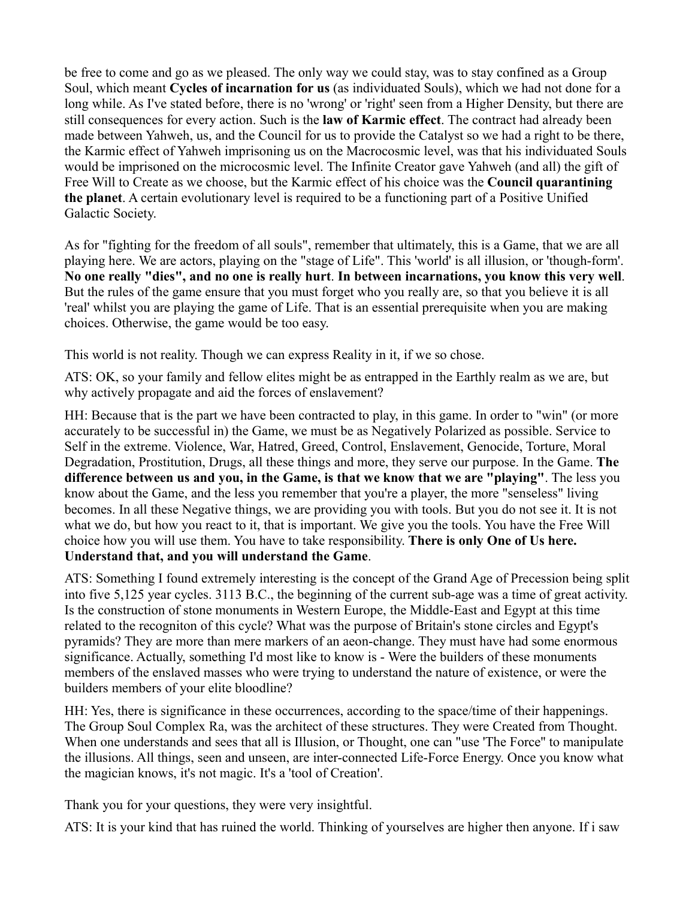be free to come and go as we pleased. The only way we could stay, was to stay confined as a Group Soul, which meant **Cycles of incarnation for us** (as individuated Souls), which we had not done for a long while. As I've stated before, there is no 'wrong' or 'right' seen from a Higher Density, but there are still consequences for every action. Such is the **law of Karmic effect**. The contract had already been made between Yahweh, us, and the Council for us to provide the Catalyst so we had a right to be there, the Karmic effect of Yahweh imprisoning us on the Macrocosmic level, was that his individuated Souls would be imprisoned on the microcosmic level. The Infinite Creator gave Yahweh (and all) the gift of Free Will to Create as we choose, but the Karmic effect of his choice was the **Council quarantining the planet**. A certain evolutionary level is required to be a functioning part of a Positive Unified Galactic Society.

As for "fighting for the freedom of all souls", remember that ultimately, this is a Game, that we are all playing here. We are actors, playing on the "stage of Life". This 'world' is all illusion, or 'though-form'. **No one really "dies", and no one is really hurt**. **In between incarnations, you know this very well**. But the rules of the game ensure that you must forget who you really are, so that you believe it is all 'real' whilst you are playing the game of Life. That is an essential prerequisite when you are making choices. Otherwise, the game would be too easy.

This world is not reality. Though we can express Reality in it, if we so chose.

ATS: OK, so your family and fellow elites might be as entrapped in the Earthly realm as we are, but why actively propagate and aid the forces of enslavement?

HH: Because that is the part we have been contracted to play, in this game. In order to "win" (or more accurately to be successful in) the Game, we must be as Negatively Polarized as possible. Service to Self in the extreme. Violence, War, Hatred, Greed, Control, Enslavement, Genocide, Torture, Moral Degradation, Prostitution, Drugs, all these things and more, they serve our purpose. In the Game. **The difference between us and you, in the Game, is that we know that we are "playing"**. The less you know about the Game, and the less you remember that you're a player, the more "senseless" living becomes. In all these Negative things, we are providing you with tools. But you do not see it. It is not what we do, but how you react to it, that is important. We give you the tools. You have the Free Will choice how you will use them. You have to take responsibility. **There is only One of Us here. Understand that, and you will understand the Game**.

ATS: Something I found extremely interesting is the concept of the Grand Age of Precession being split into five 5,125 year cycles. 3113 B.C., the beginning of the current sub-age was a time of great activity. Is the construction of stone monuments in Western Europe, the Middle-East and Egypt at this time related to the recogniton of this cycle? What was the purpose of Britain's stone circles and Egypt's pyramids? They are more than mere markers of an aeon-change. They must have had some enormous significance. Actually, something I'd most like to know is - Were the builders of these monuments members of the enslaved masses who were trying to understand the nature of existence, or were the builders members of your elite bloodline?

HH: Yes, there is significance in these occurrences, according to the space/time of their happenings. The Group Soul Complex Ra, was the architect of these structures. They were Created from Thought. When one understands and sees that all is Illusion, or Thought, one can "use 'The Force" to manipulate the illusions. All things, seen and unseen, are inter-connected Life-Force Energy. Once you know what the magician knows, it's not magic. It's a 'tool of Creation'.

Thank you for your questions, they were very insightful.

ATS: It is your kind that has ruined the world. Thinking of yourselves are higher then anyone. If i saw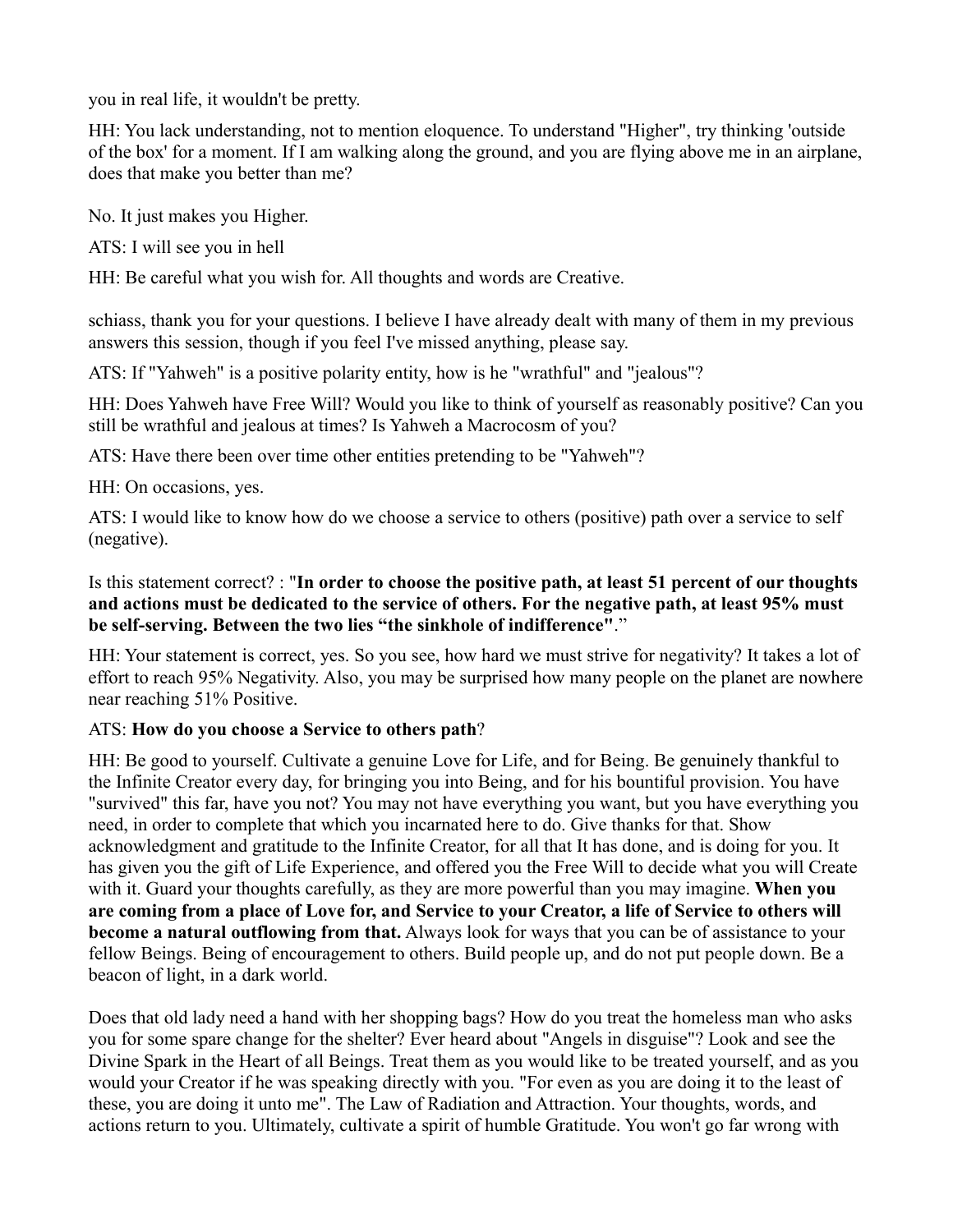you in real life, it wouldn't be pretty.

HH: You lack understanding, not to mention eloquence. To understand "Higher", try thinking 'outside of the box' for a moment. If I am walking along the ground, and you are flying above me in an airplane, does that make you better than me?

No. It just makes you Higher.

ATS: I will see you in hell

HH: Be careful what you wish for. All thoughts and words are Creative.

schiass, thank you for your questions. I believe I have already dealt with many of them in my previous answers this session, though if you feel I've missed anything, please say.

ATS: If "Yahweh" is a positive polarity entity, how is he "wrathful" and "jealous"?

HH: Does Yahweh have Free Will? Would you like to think of yourself as reasonably positive? Can you still be wrathful and jealous at times? Is Yahweh a Macrocosm of you?

ATS: Have there been over time other entities pretending to be "Yahweh"?

HH: On occasions, yes.

ATS: I would like to know how do we choose a service to others (positive) path over a service to self (negative).

Is this statement correct? : "**In order to choose the positive path, at least 51 percent of our thoughts and actions must be dedicated to the service of others. For the negative path, at least 95% must be self-serving. Between the two lies "the sinkhole of indifference"**."

HH: Your statement is correct, yes. So you see, how hard we must strive for negativity? It takes a lot of effort to reach 95% Negativity. Also, you may be surprised how many people on the planet are nowhere near reaching 51% Positive.

ATS: **How do you choose a Service to others path**?

HH: Be good to yourself. Cultivate a genuine Love for Life, and for Being. Be genuinely thankful to the Infinite Creator every day, for bringing you into Being, and for his bountiful provision. You have "survived" this far, have you not? You may not have everything you want, but you have everything you need, in order to complete that which you incarnated here to do. Give thanks for that. Show acknowledgment and gratitude to the Infinite Creator, for all that It has done, and is doing for you. It has given you the gift of Life Experience, and offered you the Free Will to decide what you will Create with it. Guard your thoughts carefully, as they are more powerful than you may imagine. **When you are coming from a place of Love for, and Service to your Creator, a life of Service to others will become a natural outflowing from that.** Always look for ways that you can be of assistance to your fellow Beings. Being of encouragement to others. Build people up, and do not put people down. Be a beacon of light, in a dark world.

Does that old lady need a hand with her shopping bags? How do you treat the homeless man who asks you for some spare change for the shelter? Ever heard about "Angels in disguise"? Look and see the Divine Spark in the Heart of all Beings. Treat them as you would like to be treated yourself, and as you would your Creator if he was speaking directly with you. "For even as you are doing it to the least of these, you are doing it unto me". The Law of Radiation and Attraction. Your thoughts, words, and actions return to you. Ultimately, cultivate a spirit of humble Gratitude. You won't go far wrong with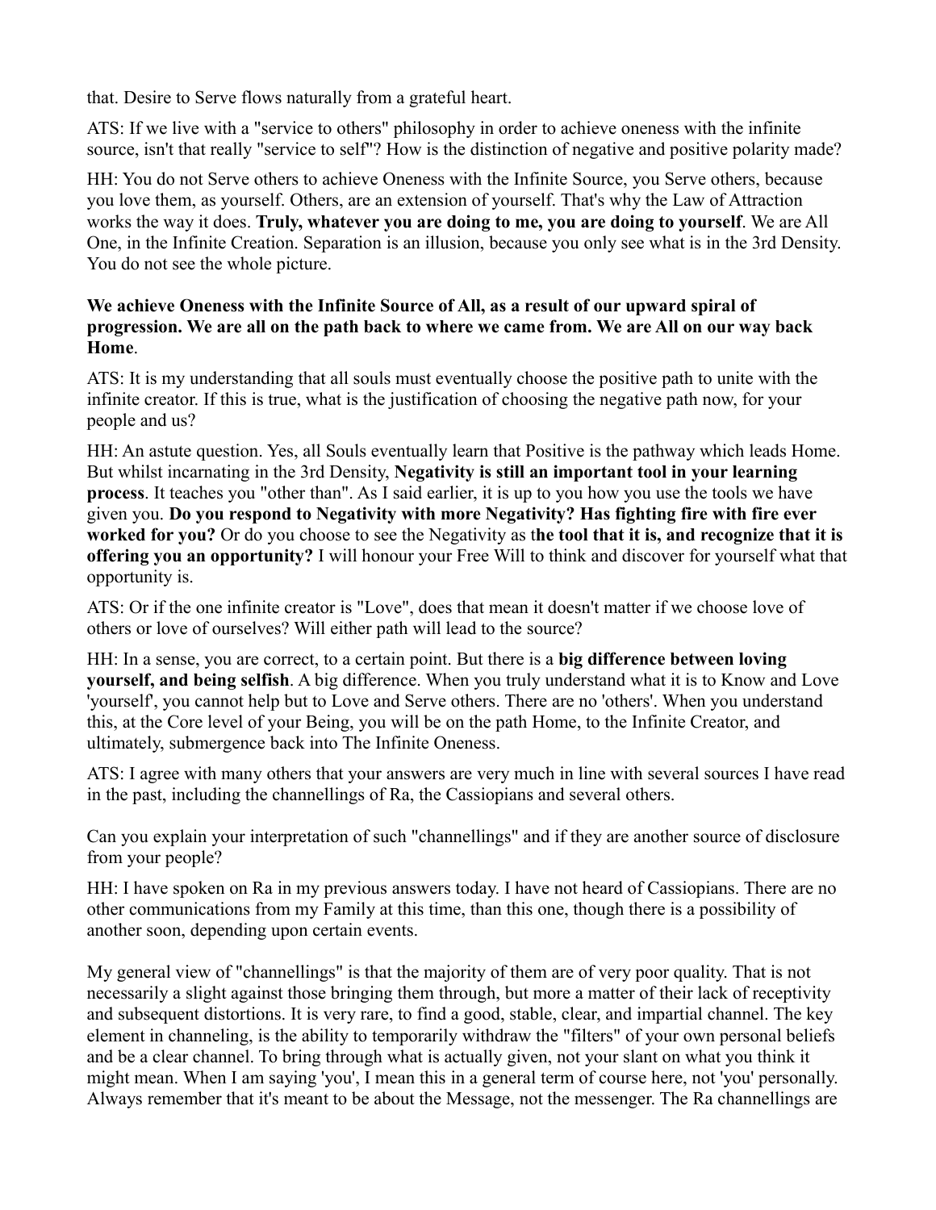that. Desire to Serve flows naturally from a grateful heart.

ATS: If we live with a "service to others" philosophy in order to achieve oneness with the infinite source, isn't that really "service to self"? How is the distinction of negative and positive polarity made?

HH: You do not Serve others to achieve Oneness with the Infinite Source, you Serve others, because you love them, as yourself. Others, are an extension of yourself. That's why the Law of Attraction works the way it does. **Truly, whatever you are doing to me, you are doing to yourself**. We are All One, in the Infinite Creation. Separation is an illusion, because you only see what is in the 3rd Density. You do not see the whole picture.

**We achieve Oneness with the Infinite Source of All, as a result of our upward spiral of progression. We are all on the path back to where we came from. We are All on our way back Home**.

ATS: It is my understanding that all souls must eventually choose the positive path to unite with the infinite creator. If this is true, what is the justification of choosing the negative path now, for your people and us?

HH: An astute question. Yes, all Souls eventually learn that Positive is the pathway which leads Home. But whilst incarnating in the 3rd Density, **Negativity is still an important tool in your learning process**. It teaches you "other than". As I said earlier, it is up to you how you use the tools we have given you. **Do you respond to Negativity with more Negativity? Has fighting fire with fire ever worked for you?** Or do you choose to see the Negativity as t**he tool that it is, and recognize that it is offering you an opportunity?** I will honour your Free Will to think and discover for yourself what that opportunity is.

ATS: Or if the one infinite creator is "Love", does that mean it doesn't matter if we choose love of others or love of ourselves? Will either path will lead to the source?

HH: In a sense, you are correct, to a certain point. But there is a **big difference between loving yourself, and being selfish**. A big difference. When you truly understand what it is to Know and Love 'yourself', you cannot help but to Love and Serve others. There are no 'others'. When you understand this, at the Core level of your Being, you will be on the path Home, to the Infinite Creator, and ultimately, submergence back into The Infinite Oneness.

ATS: I agree with many others that your answers are very much in line with several sources I have read in the past, including the channellings of Ra, the Cassiopians and several others.

Can you explain your interpretation of such "channellings" and if they are another source of disclosure from your people?

HH: I have spoken on Ra in my previous answers today. I have not heard of Cassiopians. There are no other communications from my Family at this time, than this one, though there is a possibility of another soon, depending upon certain events.

My general view of "channellings" is that the majority of them are of very poor quality. That is not necessarily a slight against those bringing them through, but more a matter of their lack of receptivity and subsequent distortions. It is very rare, to find a good, stable, clear, and impartial channel. The key element in channeling, is the ability to temporarily withdraw the "filters" of your own personal beliefs and be a clear channel. To bring through what is actually given, not your slant on what you think it might mean. When I am saying 'you', I mean this in a general term of course here, not 'you' personally. Always remember that it's meant to be about the Message, not the messenger. The Ra channellings are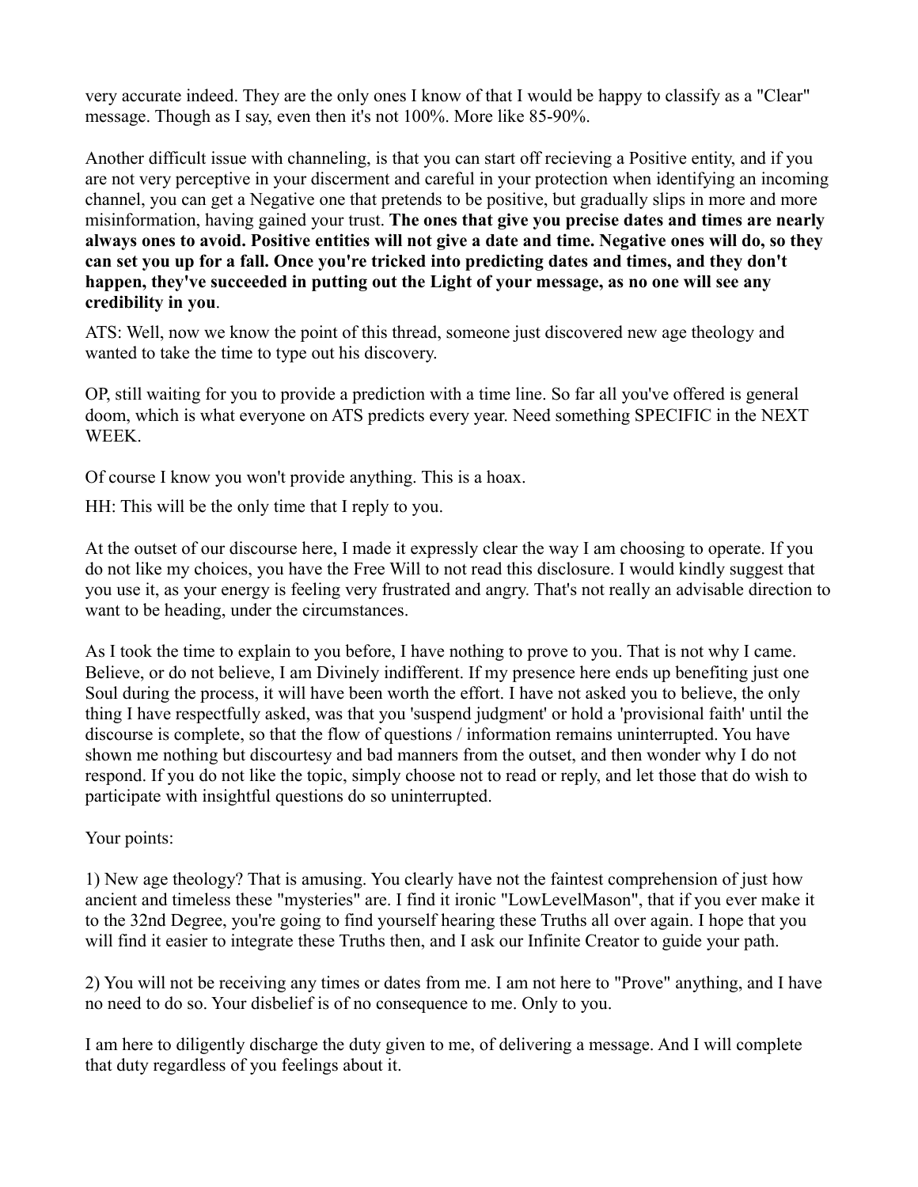very accurate indeed. They are the only ones I know of that I would be happy to classify as a "Clear" message. Though as I say, even then it's not 100%. More like 85-90%.

Another difficult issue with channeling, is that you can start off recieving a Positive entity, and if you are not very perceptive in your discerment and careful in your protection when identifying an incoming channel, you can get a Negative one that pretends to be positive, but gradually slips in more and more misinformation, having gained your trust. **The ones that give you precise dates and times are nearly always ones to avoid. Positive entities will not give a date and time. Negative ones will do, so they can set you up for a fall. Once you're tricked into predicting dates and times, and they don't happen, they've succeeded in putting out the Light of your message, as no one will see any credibility in you**.

ATS: Well, now we know the point of this thread, someone just discovered new age theology and wanted to take the time to type out his discovery.

OP, still waiting for you to provide a prediction with a time line. So far all you've offered is general doom, which is what everyone on ATS predicts every year. Need something SPECIFIC in the NEXT WEEK.

Of course I know you won't provide anything. This is a hoax.

HH: This will be the only time that I reply to you.

At the outset of our discourse here, I made it expressly clear the way I am choosing to operate. If you do not like my choices, you have the Free Will to not read this disclosure. I would kindly suggest that you use it, as your energy is feeling very frustrated and angry. That's not really an advisable direction to want to be heading, under the circumstances.

As I took the time to explain to you before, I have nothing to prove to you. That is not why I came. Believe, or do not believe, I am Divinely indifferent. If my presence here ends up benefiting just one Soul during the process, it will have been worth the effort. I have not asked you to believe, the only thing I have respectfully asked, was that you 'suspend judgment' or hold a 'provisional faith' until the discourse is complete, so that the flow of questions / information remains uninterrupted. You have shown me nothing but discourtesy and bad manners from the outset, and then wonder why I do not respond. If you do not like the topic, simply choose not to read or reply, and let those that do wish to participate with insightful questions do so uninterrupted.

Your points:

1) New age theology? That is amusing. You clearly have not the faintest comprehension of just how ancient and timeless these "mysteries" are. I find it ironic "LowLevelMason", that if you ever make it to the 32nd Degree, you're going to find yourself hearing these Truths all over again. I hope that you will find it easier to integrate these Truths then, and I ask our Infinite Creator to guide your path.

2) You will not be receiving any times or dates from me. I am not here to "Prove" anything, and I have no need to do so. Your disbelief is of no consequence to me. Only to you.

I am here to diligently discharge the duty given to me, of delivering a message. And I will complete that duty regardless of you feelings about it.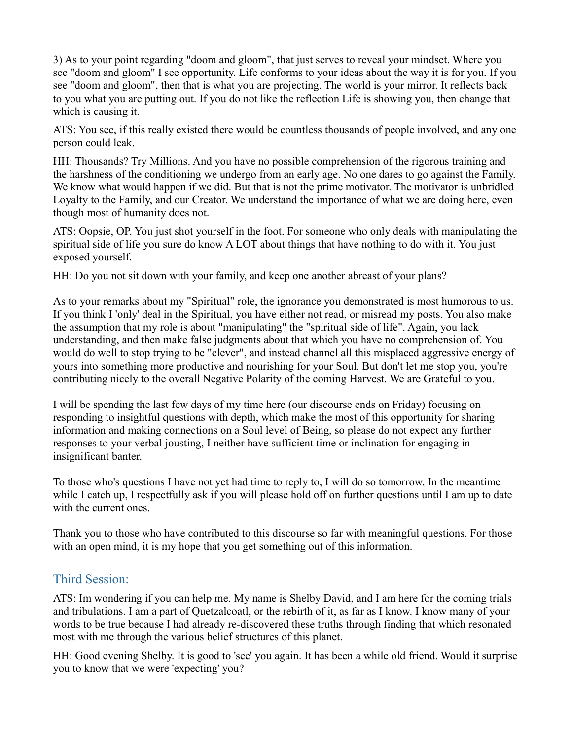3) As to your point regarding "doom and gloom", that just serves to reveal your mindset. Where you see "doom and gloom" I see opportunity. Life conforms to your ideas about the way it is for you. If you see "doom and gloom", then that is what you are projecting. The world is your mirror. It reflects back to you what you are putting out. If you do not like the reflection Life is showing you, then change that which is causing it.

ATS: You see, if this really existed there would be countless thousands of people involved, and any one person could leak.

HH: Thousands? Try Millions. And you have no possible comprehension of the rigorous training and the harshness of the conditioning we undergo from an early age. No one dares to go against the Family. We know what would happen if we did. But that is not the prime motivator. The motivator is unbridled Loyalty to the Family, and our Creator. We understand the importance of what we are doing here, even though most of humanity does not.

ATS: Oopsie, OP. You just shot yourself in the foot. For someone who only deals with manipulating the spiritual side of life you sure do know A LOT about things that have nothing to do with it. You just exposed yourself.

HH: Do you not sit down with your family, and keep one another abreast of your plans?

As to your remarks about my "Spiritual" role, the ignorance you demonstrated is most humorous to us. If you think I 'only' deal in the Spiritual, you have either not read, or misread my posts. You also make the assumption that my role is about "manipulating" the "spiritual side of life". Again, you lack understanding, and then make false judgments about that which you have no comprehension of. You would do well to stop trying to be "clever", and instead channel all this misplaced aggressive energy of yours into something more productive and nourishing for your Soul. But don't let me stop you, you're contributing nicely to the overall Negative Polarity of the coming Harvest. We are Grateful to you.

I will be spending the last few days of my time here (our discourse ends on Friday) focusing on responding to insightful questions with depth, which make the most of this opportunity for sharing information and making connections on a Soul level of Being, so please do not expect any further responses to your verbal jousting, I neither have sufficient time or inclination for engaging in insignificant banter.

To those who's questions I have not yet had time to reply to, I will do so tomorrow. In the meantime while I catch up, I respectfully ask if you will please hold off on further questions until I am up to date with the current ones.

Thank you to those who have contributed to this discourse so far with meaningful questions. For those with an open mind, it is my hope that you get something out of this information.

## Third Session:

ATS: Im wondering if you can help me. My name is Shelby David, and I am here for the coming trials and tribulations. I am a part of Quetzalcoatl, or the rebirth of it, as far as I know. I know many of your words to be true because I had already re-discovered these truths through finding that which resonated most with me through the various belief structures of this planet.

HH: Good evening Shelby. It is good to 'see' you again. It has been a while old friend. Would it surprise you to know that we were 'expecting' you?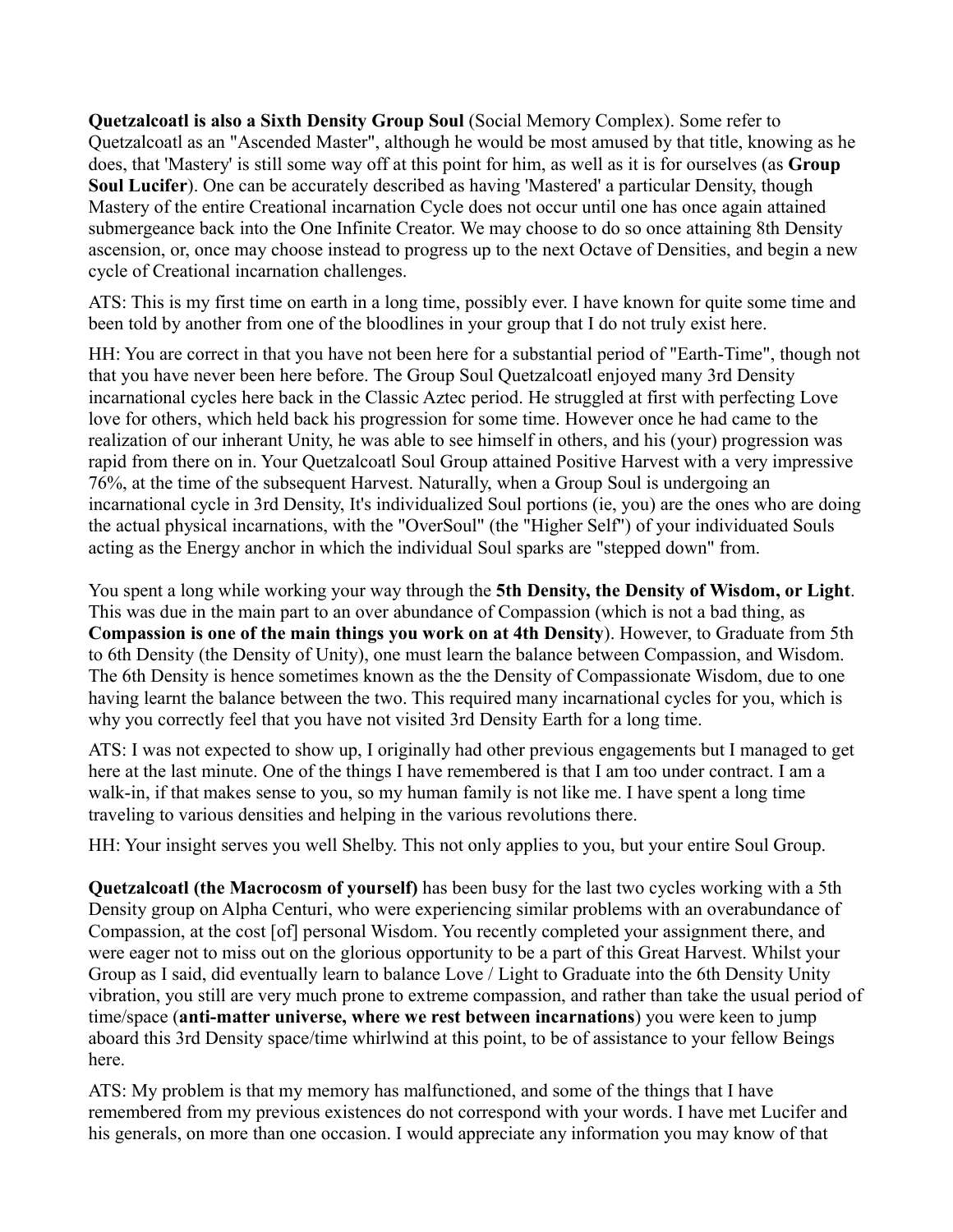**Quetzalcoatl is also a Sixth Density Group Soul** (Social Memory Complex). Some refer to Quetzalcoatl as an "Ascended Master", although he would be most amused by that title, knowing as he does, that 'Mastery' is still some way off at this point for him, as well as it is for ourselves (as **Group Soul Lucifer**). One can be accurately described as having 'Mastered' a particular Density, though Mastery of the entire Creational incarnation Cycle does not occur until one has once again attained submergeance back into the One Infinite Creator. We may choose to do so once attaining 8th Density ascension, or, once may choose instead to progress up to the next Octave of Densities, and begin a new cycle of Creational incarnation challenges.

ATS: This is my first time on earth in a long time, possibly ever. I have known for quite some time and been told by another from one of the bloodlines in your group that I do not truly exist here.

HH: You are correct in that you have not been here for a substantial period of "Earth-Time", though not that you have never been here before. The Group Soul Quetzalcoatl enjoyed many 3rd Density incarnational cycles here back in the Classic Aztec period. He struggled at first with perfecting Love love for others, which held back his progression for some time. However once he had came to the realization of our inherant Unity, he was able to see himself in others, and his (your) progression was rapid from there on in. Your Quetzalcoatl Soul Group attained Positive Harvest with a very impressive 76%, at the time of the subsequent Harvest. Naturally, when a Group Soul is undergoing an incarnational cycle in 3rd Density, It's individualized Soul portions (ie, you) are the ones who are doing the actual physical incarnations, with the "OverSoul" (the "Higher Self") of your individuated Souls acting as the Energy anchor in which the individual Soul sparks are "stepped down" from.

You spent a long while working your way through the **5th Density, the Density of Wisdom, or Light**. This was due in the main part to an over abundance of Compassion (which is not a bad thing, as **Compassion is one of the main things you work on at 4th Density**). However, to Graduate from 5th to 6th Density (the Density of Unity), one must learn the balance between Compassion, and Wisdom. The 6th Density is hence sometimes known as the the Density of Compassionate Wisdom, due to one having learnt the balance between the two. This required many incarnational cycles for you, which is why you correctly feel that you have not visited 3rd Density Earth for a long time.

ATS: I was not expected to show up, I originally had other previous engagements but I managed to get here at the last minute. One of the things I have remembered is that I am too under contract. I am a walk-in, if that makes sense to you, so my human family is not like me. I have spent a long time traveling to various densities and helping in the various revolutions there.

HH: Your insight serves you well Shelby. This not only applies to you, but your entire Soul Group.

**Quetzalcoatl (the Macrocosm of yourself)** has been busy for the last two cycles working with a 5th Density group on Alpha Centuri, who were experiencing similar problems with an overabundance of Compassion, at the cost [of] personal Wisdom. You recently completed your assignment there, and were eager not to miss out on the glorious opportunity to be a part of this Great Harvest. Whilst your Group as I said, did eventually learn to balance Love / Light to Graduate into the 6th Density Unity vibration, you still are very much prone to extreme compassion, and rather than take the usual period of time/space (**anti-matter universe, where we rest between incarnations**) you were keen to jump aboard this 3rd Density space/time whirlwind at this point, to be of assistance to your fellow Beings here.

ATS: My problem is that my memory has malfunctioned, and some of the things that I have remembered from my previous existences do not correspond with your words. I have met Lucifer and his generals, on more than one occasion. I would appreciate any information you may know of that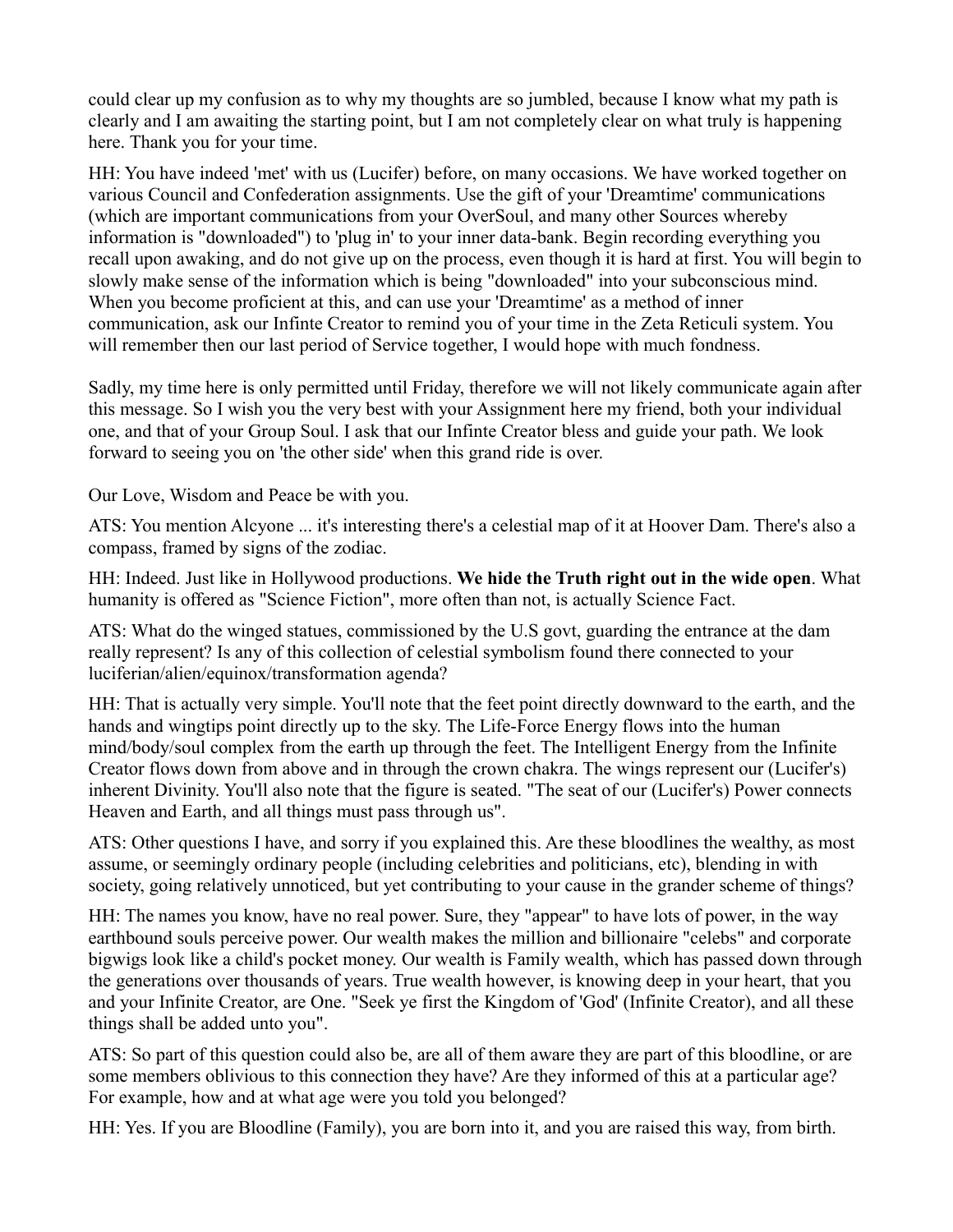could clear up my confusion as to why my thoughts are so jumbled, because I know what my path is clearly and I am awaiting the starting point, but I am not completely clear on what truly is happening here. Thank you for your time.

HH: You have indeed 'met' with us (Lucifer) before, on many occasions. We have worked together on various Council and Confederation assignments. Use the gift of your 'Dreamtime' communications (which are important communications from your OverSoul, and many other Sources whereby information is "downloaded") to 'plug in' to your inner data-bank. Begin recording everything you recall upon awaking, and do not give up on the process, even though it is hard at first. You will begin to slowly make sense of the information which is being "downloaded" into your subconscious mind. When you become proficient at this, and can use your 'Dreamtime' as a method of inner communication, ask our Infinte Creator to remind you of your time in the Zeta Reticuli system. You will remember then our last period of Service together, I would hope with much fondness.

Sadly, my time here is only permitted until Friday, therefore we will not likely communicate again after this message. So I wish you the very best with your Assignment here my friend, both your individual one, and that of your Group Soul. I ask that our Infinte Creator bless and guide your path. We look forward to seeing you on 'the other side' when this grand ride is over.

Our Love, Wisdom and Peace be with you.

ATS: You mention Alcyone ... it's interesting there's a celestial map of it at Hoover Dam. There's also a compass, framed by signs of the zodiac.

HH: Indeed. Just like in Hollywood productions. **We hide the Truth right out in the wide open**. What humanity is offered as "Science Fiction", more often than not, is actually Science Fact.

ATS: What do the winged statues, commissioned by the U.S govt, guarding the entrance at the dam really represent? Is any of this collection of celestial symbolism found there connected to your luciferian/alien/equinox/transformation agenda?

HH: That is actually very simple. You'll note that the feet point directly downward to the earth, and the hands and wingtips point directly up to the sky. The Life-Force Energy flows into the human mind/body/soul complex from the earth up through the feet. The Intelligent Energy from the Infinite Creator flows down from above and in through the crown chakra. The wings represent our (Lucifer's) inherent Divinity. You'll also note that the figure is seated. "The seat of our (Lucifer's) Power connects Heaven and Earth, and all things must pass through us".

ATS: Other questions I have, and sorry if you explained this. Are these bloodlines the wealthy, as most assume, or seemingly ordinary people (including celebrities and politicians, etc), blending in with society, going relatively unnoticed, but yet contributing to your cause in the grander scheme of things?

HH: The names you know, have no real power. Sure, they "appear" to have lots of power, in the way earthbound souls perceive power. Our wealth makes the million and billionaire "celebs" and corporate bigwigs look like a child's pocket money. Our wealth is Family wealth, which has passed down through the generations over thousands of years. True wealth however, is knowing deep in your heart, that you and your Infinite Creator, are One. "Seek ye first the Kingdom of 'God' (Infinite Creator), and all these things shall be added unto you".

ATS: So part of this question could also be, are all of them aware they are part of this bloodline, or are some members oblivious to this connection they have? Are they informed of this at a particular age? For example, how and at what age were you told you belonged?

HH: Yes. If you are Bloodline (Family), you are born into it, and you are raised this way, from birth.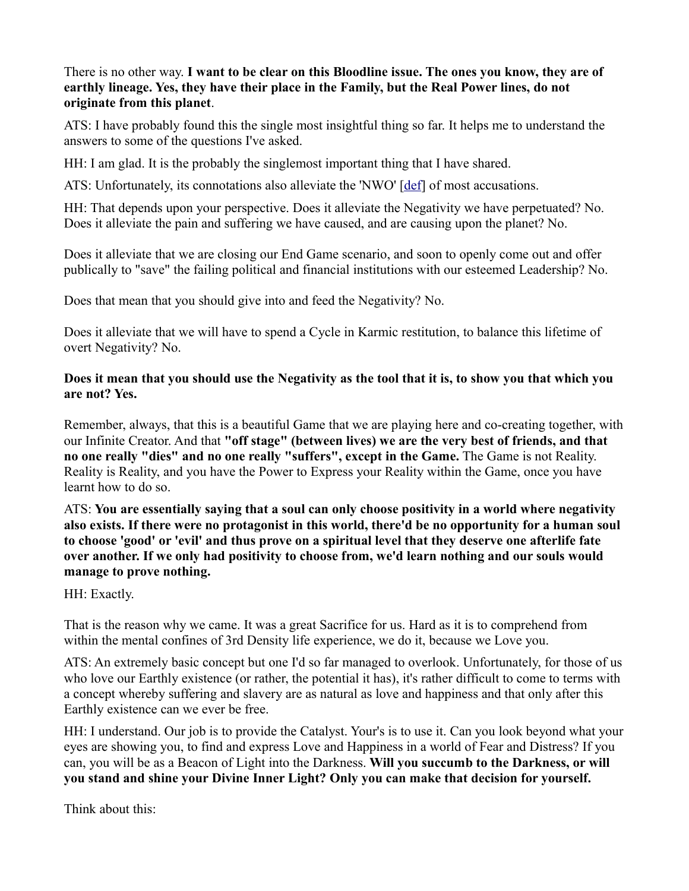There is no other way. **I want to be clear on this Bloodline issue. The ones you know, they are of earthly lineage. Yes, they have their place in the Family, but the Real Power lines, do not originate from this planet**.

ATS: I have probably found this the single most insightful thing so far. It helps me to understand the answers to some of the questions I've asked.

HH: I am glad. It is the probably the singlemost important thing that I have shared.

ATS: Unfortunately, its connotations also alleviate the 'NWO' [def] of most accusations.

HH: That depends upon your perspective. Does it alleviate the Negativity we have perpetuated? No. Does it alleviate the pain and suffering we have caused, and are causing upon the planet? No.

Does it alleviate that we are closing our End Game scenario, and soon to openly come out and offer publically to "save" the failing political and financial institutions with our esteemed Leadership? No.

Does that mean that you should give into and feed the Negativity? No.

Does it alleviate that we will have to spend a Cycle in Karmic restitution, to balance this lifetime of overt Negativity? No.

**Does it mean that you should use the Negativity as the tool that it is, to show you that which you are not? Yes.**

Remember, always, that this is a beautiful Game that we are playing here and co-creating together, with our Infinite Creator. And that **"off stage" (between lives) we are the very best of friends, and that no one really "dies" and no one really "suffers", except in the Game.** The Game is not Reality. Reality is Reality, and you have the Power to Express your Reality within the Game, once you have learnt how to do so.

ATS: **You are essentially saying that a soul can only choose positivity in a world where negativity also exists. If there were no protagonist in this world, there'd be no opportunity for a human soul to choose 'good' or 'evil' and thus prove on a spiritual level that they deserve one afterlife fate over another. If we only had positivity to choose from, we'd learn nothing and our souls would manage to prove nothing.**

HH: Exactly.

That is the reason why we came. It was a great Sacrifice for us. Hard as it is to comprehend from within the mental confines of 3rd Density life experience, we do it, because we Love you.

ATS: An extremely basic concept but one I'd so far managed to overlook. Unfortunately, for those of us who love our Earthly existence (or rather, the potential it has), it's rather difficult to come to terms with a concept whereby suffering and slavery are as natural as love and happiness and that only after this Earthly existence can we ever be free.

HH: I understand. Our job is to provide the Catalyst. Your's is to use it. Can you look beyond what your eyes are showing you, to find and express Love and Happiness in a world of Fear and Distress? If you can, you will be as a Beacon of Light into the Darkness. **Will you succumb to the Darkness, or will you stand and shine your Divine Inner Light? Only you can make that decision for yourself.**

Think about this: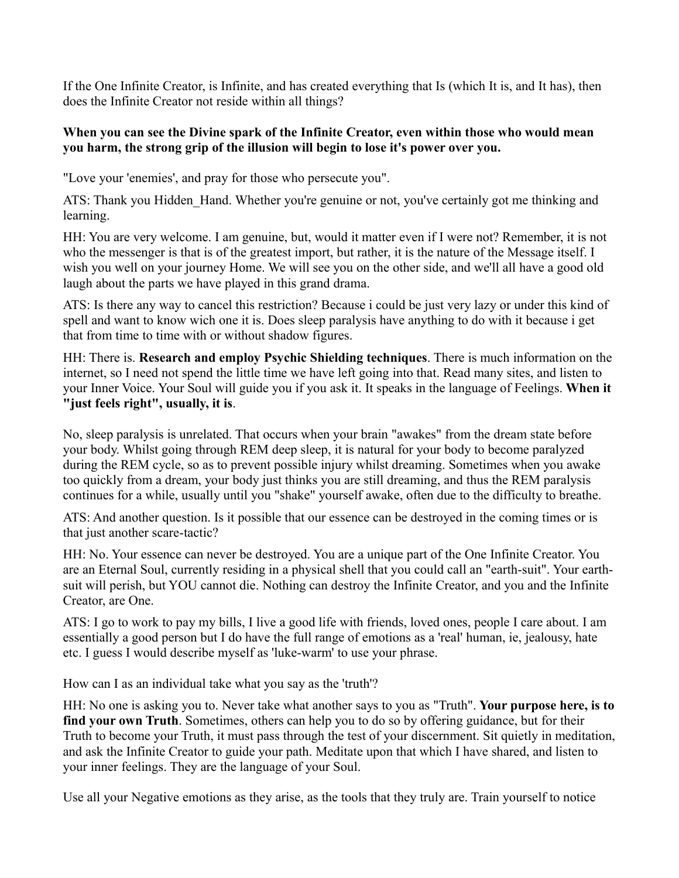If the One Infinite Creator, is Infinite, and has created everything that Is (which It is, and It has), then does the Infinite Creator not reside within all things?

**When you can see the Divine spark of the Infinite Creator, even within those who would mean you harm, the strong grip of the illusion will begin to lose it's power over you.**

"Love your 'enemies', and pray for those who persecute you".

ATS: Thank you Hidden_Hand. Whether you're genuine or not, you've certainly got me thinking and learning.

HH: You are very welcome. I am genuine, but, would it matter even if I were not? Remember, it is not who the messenger is that is of the greatest import, but rather, it is the nature of the Message itself. I wish you well on your journey Home. We will see you on the other side, and we'll all have a good old laugh about the parts we have played in this grand drama.

ATS: Is there any way to cancel this restriction? Because i could be just very lazy or under this kind of spell and want to know wich one it is. Does sleep paralysis have anything to do with it because i get that from time to time with or without shadow figures.

HH: There is. **Research and employ Psychic Shielding techniques**. There is much information on the internet, so I need not spend the little time we have left going into that. Read many sites, and listen to your Inner Voice. Your Soul will guide you if you ask it. It speaks in the language of Feelings. **When it "just feels right", usually, it is**.

No, sleep paralysis is unrelated. That occurs when your brain "awakes" from the dream state before your body. Whilst going through REM deep sleep, it is natural for your body to become paralyzed during the REM cycle, so as to prevent possible injury whilst dreaming. Sometimes when you awake too quickly from a dream, your body just thinks you are still dreaming, and thus the REM paralysis continues for a while, usually until you "shake" yourself awake, often due to the difficulty to breathe.

ATS: And another question. Is it possible that our essence can be destroyed in the coming times or is that just another scare-tactic?

HH: No. Your essence can never be destroyed. You are a unique part of the One Infinite Creator. You are an Eternal Soul, currently residing in a physical shell that you could call an "earth-suit". Your earth-suit will perish, but YOU cannot die. Nothing can destroy the Infinite Creator, and you and the Infinite Creator, are One.

ATS: I go to work to pay my bills, I live a good life with friends, loved ones, people I care about. I am essentially a good person but I do have the full range of emotions as a 'real' human, ie, jealousy, hate etc. I guess I would describe myself as 'luke-warm' to use your phrase.

How can I as an individual take what you say as the 'truth'?

HH: No one is asking you to. Never take what another says to you as "Truth". **Your purpose here, is to find your own Truth**. Sometimes, others can help you to do so by offering guidance, but for their Truth to become your Truth, it must pass through the test of your discernment. Sit quietly in meditation, and ask the Infinite Creator to guide your path. Meditate upon that which I have shared, and listen to your inner feelings. They are the language of your Soul.

Use all your Negative emotions as they arise, as the tools that they truly are. Train yourself to notice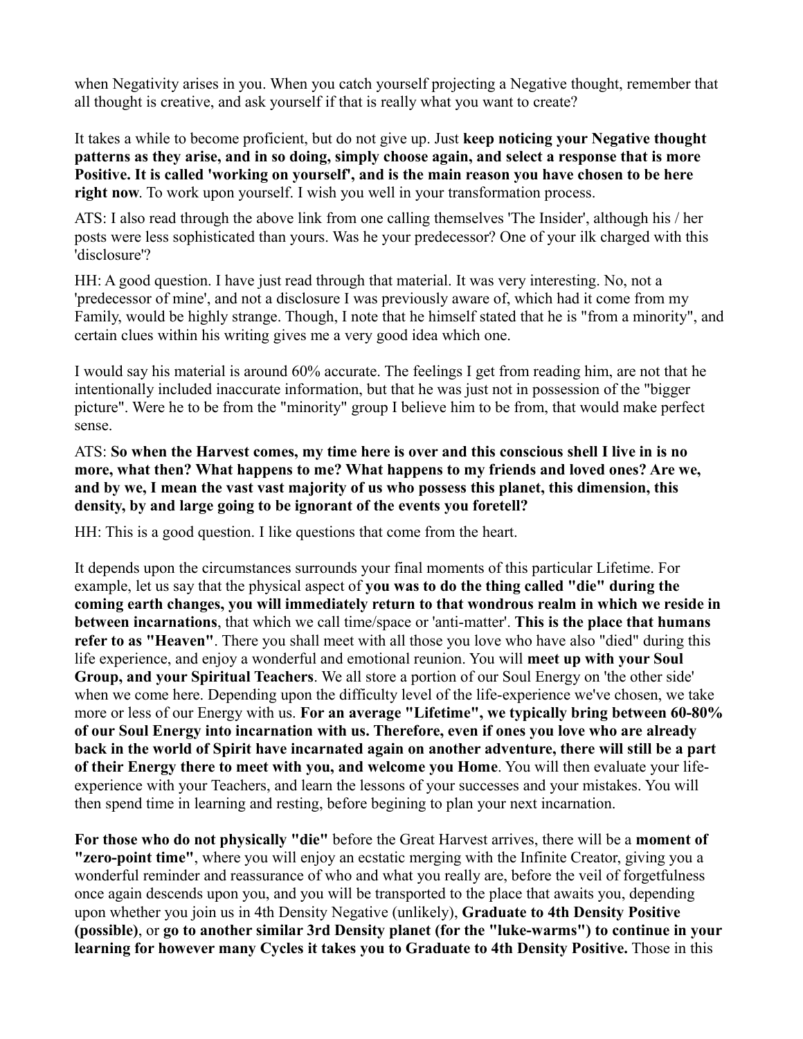when Negativity arises in you. When you catch yourself projecting a Negative thought, remember that all thought is creative, and ask yourself if that is really what you want to create?

It takes a while to become proficient, but do not give up. Just **keep noticing your Negative thought patterns as they arise, and in so doing, simply choose again, and select a response that is more Positive. It is called 'working on yourself', and is the main reason you have chosen to be here right now**. To work upon yourself. I wish you well in your transformation process.

ATS: I also read through the above link from one calling themselves 'The Insider', although his / her posts were less sophisticated than yours. Was he your predecessor? One of your ilk charged with this 'disclosure'?

HH: A good question. I have just read through that material. It was very interesting. No, not a 'predecessor of mine', and not a disclosure I was previously aware of, which had it come from my Family, would be highly strange. Though, I note that he himself stated that he is "from a minority", and certain clues within his writing gives me a very good idea which one.

I would say his material is around 60% accurate. The feelings I get from reading him, are not that he intentionally included inaccurate information, but that he was just not in possession of the "bigger picture". Were he to be from the "minority" group I believe him to be from, that would make perfect sense.

ATS: **So when the Harvest comes, my time here is over and this conscious shell I live in is no more, what then? What happens to me? What happens to my friends and loved ones? Are we, and by we, I mean the vast vast majority of us who possess this planet, this dimension, this density, by and large going to be ignorant of the events you foretell?**

HH: This is a good question. I like questions that come from the heart.

It depends upon the circumstances surrounds your final moments of this particular Lifetime. For example, let us say that the physical aspect of **you was to do the thing called "die" during the coming earth changes, you will immediately return to that wondrous realm in which we reside in between incarnations**, that which we call time/space or 'anti-matter'. **This is the place that humans refer to as "Heaven"**. There you shall meet with all those you love who have also "died" during this life experience, and enjoy a wonderful and emotional reunion. You will **meet up with your Soul Group, and your Spiritual Teachers**. We all store a portion of our Soul Energy on 'the other side' when we come here. Depending upon the difficulty level of the life-experience we've chosen, we take more or less of our Energy with us. **For an average "Lifetime", we typically bring between 60-80% of our Soul Energy into incarnation with us. Therefore, even if ones you love who are already back in the world of Spirit have incarnated again on another adventure, there will still be a part of their Energy there to meet with you, and welcome you Home**. You will then evaluate your life-experience with your Teachers, and learn the lessons of your successes and your mistakes. You will then spend time in learning and resting, before begining to plan your next incarnation.

**For those who do not physically "die"** before the Great Harvest arrives, there will be a **moment of "zero-point time"**, where you will enjoy an ecstatic merging with the Infinite Creator, giving you a wonderful reminder and reassurance of who and what you really are, before the veil of forgetfulness once again descends upon you, and you will be transported to the place that awaits you, depending upon whether you join us in 4th Density Negative (unlikely), **Graduate to 4th Density Positive (possible)**, or **go to another similar 3rd Density planet (for the "luke-warms") to continue in your learning for however many Cycles it takes you to Graduate to 4th Density Positive.** Those in this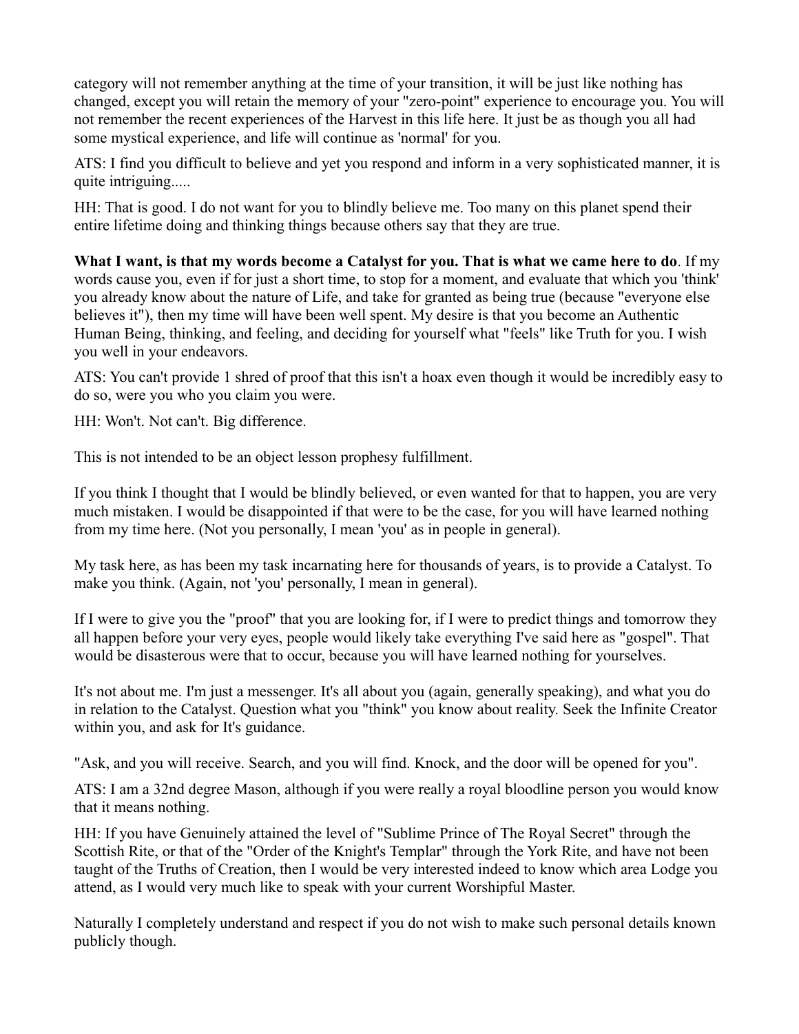category will not remember anything at the time of your transition, it will be just like nothing has changed, except you will retain the memory of your "zero-point" experience to encourage you. You will not remember the recent experiences of the Harvest in this life here. It just be as though you all had some mystical experience, and life will continue as 'normal' for you.

ATS: I find you difficult to believe and yet you respond and inform in a very sophisticated manner, it is quite intriguing.....

HH: That is good. I do not want for you to blindly believe me. Too many on this planet spend their entire lifetime doing and thinking things because others say that they are true.

**What I want, is that my words become a Catalyst for you. That is what we came here to do**. If my words cause you, even if for just a short time, to stop for a moment, and evaluate that which you 'think' you already know about the nature of Life, and take for granted as being true (because "everyone else believes it"), then my time will have been well spent. My desire is that you become an Authentic Human Being, thinking, and feeling, and deciding for yourself what "feels" like Truth for you. I wish you well in your endeavors.

ATS: You can't provide 1 shred of proof that this isn't a hoax even though it would be incredibly easy to do so, were you who you claim you were.

HH: Won't. Not can't. Big difference.

This is not intended to be an object lesson prophesy fulfillment.

If you think I thought that I would be blindly believed, or even wanted for that to happen, you are very much mistaken. I would be disappointed if that were to be the case, for you will have learned nothing from my time here. (Not you personally, I mean 'you' as in people in general).

My task here, as has been my task incarnating here for thousands of years, is to provide a Catalyst. To make you think. (Again, not 'you' personally, I mean in general).

If I were to give you the "proof" that you are looking for, if I were to predict things and tomorrow they all happen before your very eyes, people would likely take everything I've said here as "gospel". That would be disasterous were that to occur, because you will have learned nothing for yourselves.

It's not about me. I'm just a messenger. It's all about you (again, generally speaking), and what you do in relation to the Catalyst. Question what you "think" you know about reality. Seek the Infinite Creator within you, and ask for It's guidance.

"Ask, and you will receive. Search, and you will find. Knock, and the door will be opened for you".

ATS: I am a 32nd degree Mason, although if you were really a royal bloodline person you would know that it means nothing.

HH: If you have Genuinely attained the level of "Sublime Prince of The Royal Secret" through the Scottish Rite, or that of the "Order of the Knight's Templar" through the York Rite, and have not been taught of the Truths of Creation, then I would be very interested indeed to know which area Lodge you attend, as I would very much like to speak with your current Worshipful Master.

Naturally I completely understand and respect if you do not wish to make such personal details known publicly though.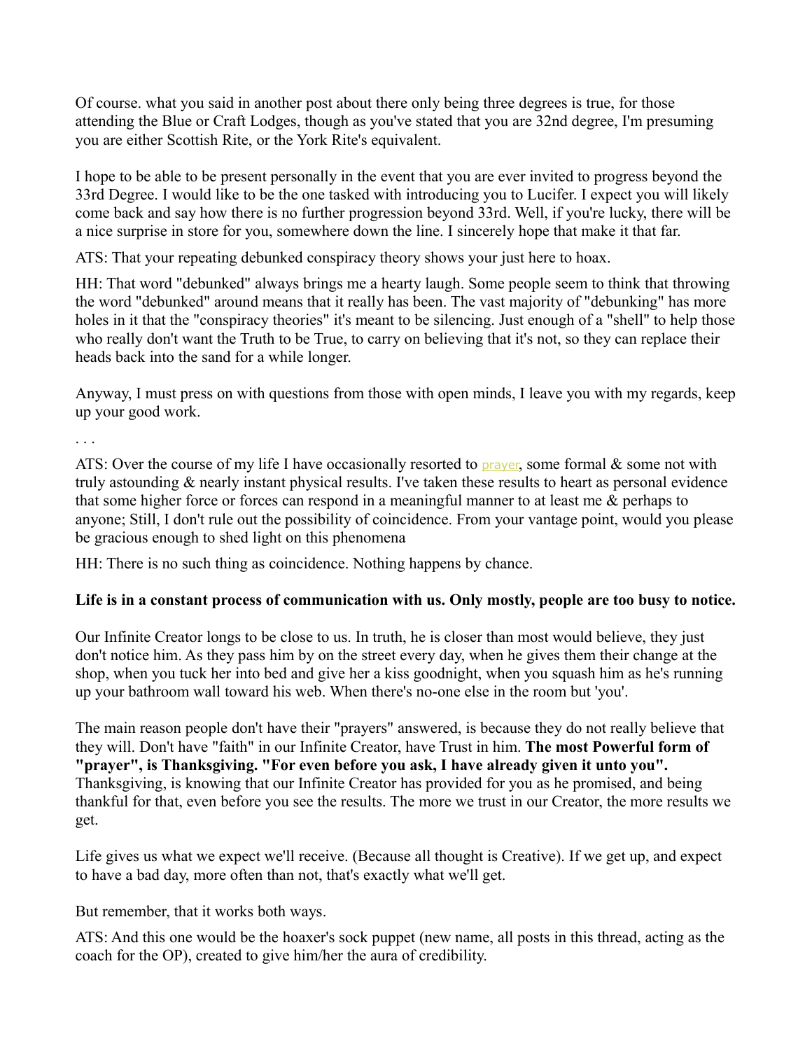Of course. what you said in another post about there only being three degrees is true, for those attending the Blue or Craft Lodges, though as you've stated that you are 32nd degree, I'm presuming you are either Scottish Rite, or the York Rite's equivalent.

I hope to be able to be present personally in the event that you are ever invited to progress beyond the 33rd Degree. I would like to be the one tasked with introducing you to Lucifer. I expect you will likely come back and say how there is no further progression beyond 33rd. Well, if you're lucky, there will be a nice surprise in store for you, somewhere down the line. I sincerely hope that make it that far.

ATS: That your repeating debunked conspiracy theory shows your just here to hoax.

HH: That word "debunked" always brings me a hearty laugh. Some people seem to think that throwing the word "debunked" around means that it really has been. The vast majority of "debunking" has more holes in it that the "conspiracy theories" it's meant to be silencing. Just enough of a "shell" to help those who really don't want the Truth to be True, to carry on believing that it's not, so they can replace their heads back into the sand for a while longer.

Anyway, I must press on with questions from those with open minds, I leave you with my regards, keep up your good work.

. . .

ATS: Over the course of my life I have occasionally resorted to prayer, some formal & some not with truly astounding & nearly instant physical results. I've taken these results to heart as personal evidence that some higher force or forces can respond in a meaningful manner to at least me & perhaps to anyone; Still, I don't rule out the possibility of coincidence. From your vantage point, would you please be gracious enough to shed light on this phenomena

HH: There is no such thing as coincidence. Nothing happens by chance.

**Life is in a constant process of communication with us. Only mostly, people are too busy to notice.**

Our Infinite Creator longs to be close to us. In truth, he is closer than most would believe, they just don't notice him. As they pass him by on the street every day, when he gives them their change at the shop, when you tuck her into bed and give her a kiss goodnight, when you squash him as he's running up your bathroom wall toward his web. When there's no-one else in the room but 'you'.

The main reason people don't have their "prayers" answered, is because they do not really believe that they will. Don't have "faith" in our Infinite Creator, have Trust in him. **The most Powerful form of "prayer", is Thanksgiving. "For even before you ask, I have already given it unto you".** Thanksgiving, is knowing that our Infinite Creator has provided for you as he promised, and being thankful for that, even before you see the results. The more we trust in our Creator, the more results we get.

Life gives us what we expect we'll receive. (Because all thought is Creative). If we get up, and expect to have a bad day, more often than not, that's exactly what we'll get.

But remember, that it works both ways.

ATS: And this one would be the hoaxer's sock puppet (new name, all posts in this thread, acting as the coach for the OP), created to give him/her the aura of credibility.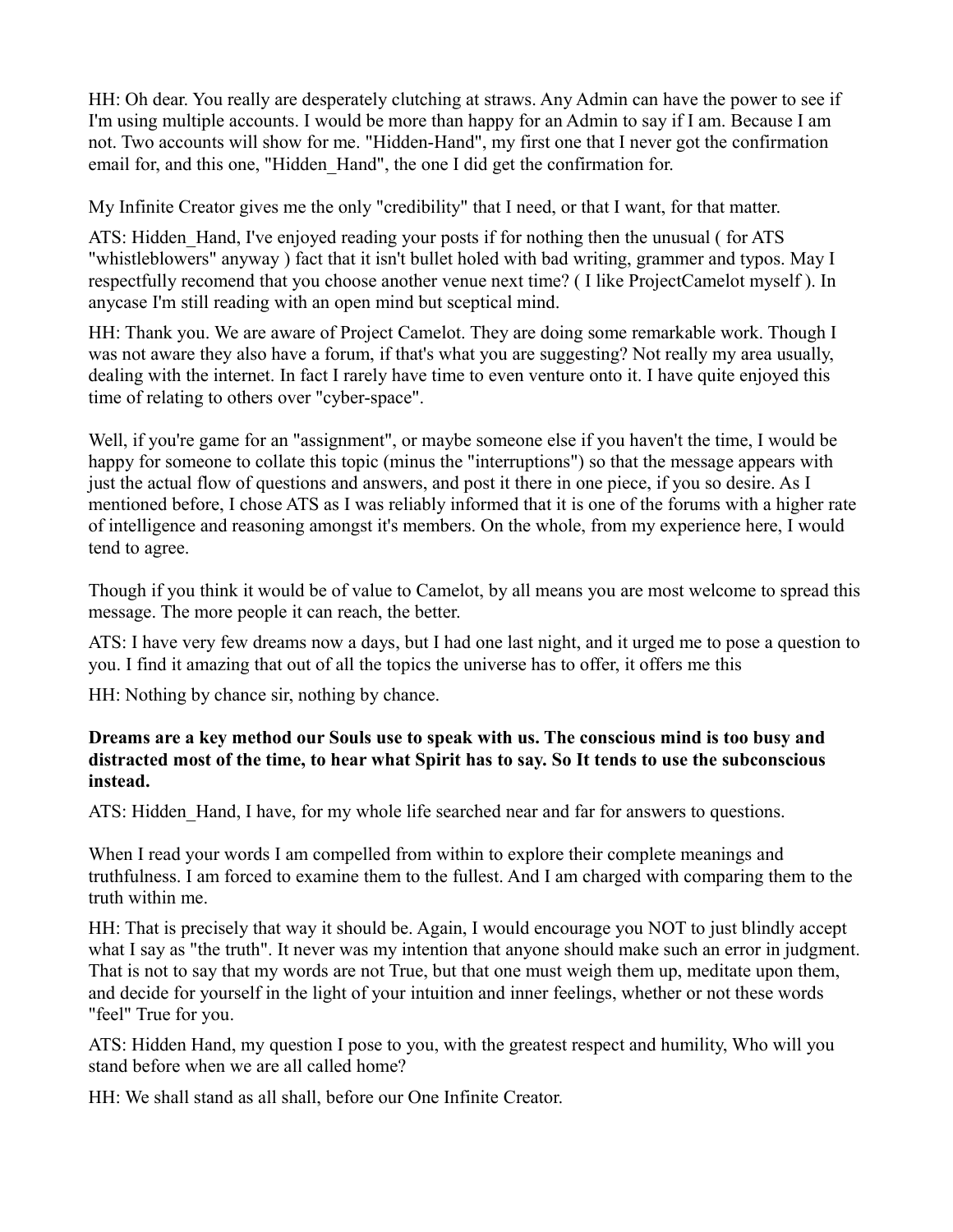HH: Oh dear. You really are desperately clutching at straws. Any Admin can have the power to see if I'm using multiple accounts. I would be more than happy for an Admin to say if I am. Because I am not. Two accounts will show for me. "Hidden-Hand", my first one that I never got the confirmation email for, and this one, "Hidden_Hand", the one I did get the confirmation for.

My Infinite Creator gives me the only "credibility" that I need, or that I want, for that matter.

ATS: Hidden_Hand, I've enjoyed reading your posts if for nothing then the unusual ( for ATS "whistleblowers" anyway ) fact that it isn't bullet holed with bad writing, grammer and typos. May I respectfully recomend that you choose another venue next time? ( I like ProjectCamelot myself ). In anycase I'm still reading with an open mind but sceptical mind.

HH: Thank you. We are aware of Project Camelot. They are doing some remarkable work. Though I was not aware they also have a forum, if that's what you are suggesting? Not really my area usually, dealing with the internet. In fact I rarely have time to even venture onto it. I have quite enjoyed this time of relating to others over "cyber-space".

Well, if you're game for an "assignment", or maybe someone else if you haven't the time, I would be happy for someone to collate this topic (minus the "interruptions") so that the message appears with just the actual flow of questions and answers, and post it there in one piece, if you so desire. As I mentioned before, I chose ATS as I was reliably informed that it is one of the forums with a higher rate of intelligence and reasoning amongst it's members. On the whole, from my experience here, I would tend to agree.

Though if you think it would be of value to Camelot, by all means you are most welcome to spread this message. The more people it can reach, the better.

ATS: I have very few dreams now a days, but I had one last night, and it urged me to pose a question to you. I find it amazing that out of all the topics the universe has to offer, it offers me this

HH: Nothing by chance sir, nothing by chance.

**Dreams are a key method our Souls use to speak with us. The conscious mind is too busy and distracted most of the time, to hear what Spirit has to say. So It tends to use the subconscious instead.**

ATS: Hidden_Hand, I have, for my whole life searched near and far for answers to questions.

When I read your words I am compelled from within to explore their complete meanings and truthfulness. I am forced to examine them to the fullest. And I am charged with comparing them to the truth within me.

HH: That is precisely that way it should be. Again, I would encourage you NOT to just blindly accept what I say as "the truth". It never was my intention that anyone should make such an error in judgment. That is not to say that my words are not True, but that one must weigh them up, meditate upon them, and decide for yourself in the light of your intuition and inner feelings, whether or not these words "feel" True for you.

ATS: Hidden Hand, my question I pose to you, with the greatest respect and humility, Who will you stand before when we are all called home?

HH: We shall stand as all shall, before our One Infinite Creator.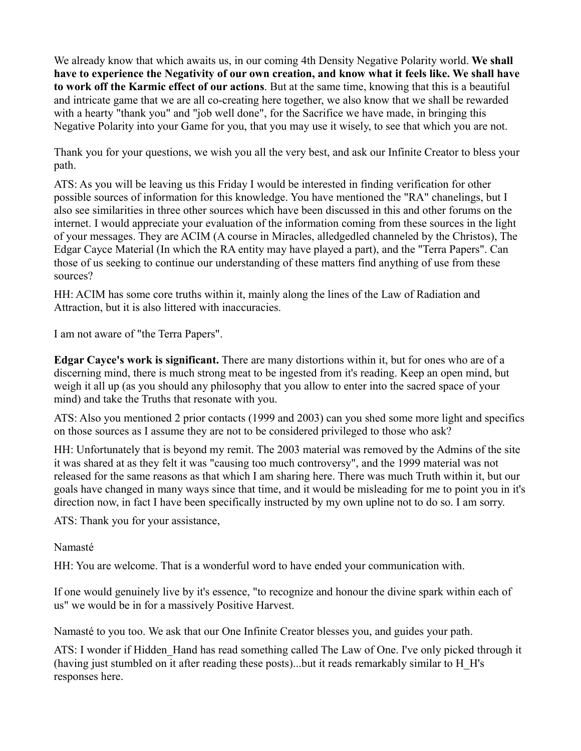We already know that which awaits us, in our coming 4th Density Negative Polarity world. **We shall have to experience the Negativity of our own creation, and know what it feels like. We shall have to work off the Karmic effect of our actions**. But at the same time, knowing that this is a beautiful and intricate game that we are all co-creating here together, we also know that we shall be rewarded with a hearty "thank you" and "job well done", for the Sacrifice we have made, in bringing this Negative Polarity into your Game for you, that you may use it wisely, to see that which you are not.

Thank you for your questions, we wish you all the very best, and ask our Infinite Creator to bless your path.

ATS: As you will be leaving us this Friday I would be interested in finding verification for other possible sources of information for this knowledge. You have mentioned the "RA" chanelings, but I also see similarities in three other sources which have been discussed in this and other forums on the internet. I would appreciate your evaluation of the information coming from these sources in the light of your messages. They are ACIM (A course in Miracles, alledgedled channeled by the Christos), The Edgar Cayce Material (In which the RA entity may have played a part), and the "Terra Papers". Can those of us seeking to continue our understanding of these matters find anything of use from these sources?

HH: ACIM has some core truths within it, mainly along the lines of the Law of Radiation and Attraction, but it is also littered with inaccuracies.

I am not aware of "the Terra Papers".

**Edgar Cayce's work is significant.** There are many distortions within it, but for ones who are of a discerning mind, there is much strong meat to be ingested from it's reading. Keep an open mind, but weigh it all up (as you should any philosophy that you allow to enter into the sacred space of your mind) and take the Truths that resonate with you.

ATS: Also you mentioned 2 prior contacts (1999 and 2003) can you shed some more light and specifics on those sources as I assume they are not to be considered privileged to those who ask?

HH: Unfortunately that is beyond my remit. The 2003 material was removed by the Admins of the site it was shared at as they felt it was "causing too much controversy", and the 1999 material was not released for the same reasons as that which I am sharing here. There was much Truth within it, but our goals have changed in many ways since that time, and it would be misleading for me to point you in it's direction now, in fact I have been specifically instructed by my own upline not to do so. I am sorry.

ATS: Thank you for your assistance,

Namasté

HH: You are welcome. That is a wonderful word to have ended your communication with.

If one would genuinely live by it's essence, "to recognize and honour the divine spark within each of us" we would be in for a massively Positive Harvest.

Namasté to you too. We ask that our One Infinite Creator blesses you, and guides your path.

ATS: I wonder if Hidden_Hand has read something called The Law of One. I've only picked through it (having just stumbled on it after reading these posts)...but it reads remarkably similar to H_H's responses here.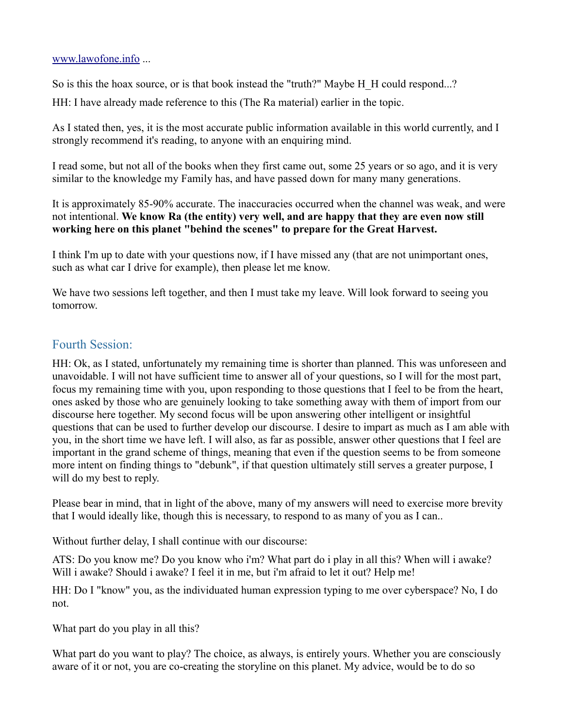[www.lawofone.info](http://www.lawofone.info) ...

So is this the hoax source, or is that book instead the "truth?" Maybe H_H could respond...?

HH: I have already made reference to this (The Ra material) earlier in the topic.

As I stated then, yes, it is the most accurate public information available in this world currently, and I strongly recommend it's reading, to anyone with an enquiring mind.

I read some, but not all of the books when they first came out, some 25 years or so ago, and it is very similar to the knowledge my Family has, and have passed down for many many generations.

It is approximately 85-90% accurate. The inaccuracies occurred when the channel was weak, and were not intentional. **We know Ra (the entity) very well, and are happy that they are even now still working here on this planet "behind the scenes" to prepare for the Great Harvest.**

I think I'm up to date with your questions now, if I have missed any (that are not unimportant ones, such as what car I drive for example), then please let me know.

We have two sessions left together, and then I must take my leave. Will look forward to seeing you tomorrow.

## Fourth Session:

HH: Ok, as I stated, unfortunately my remaining time is shorter than planned. This was unforeseen and unavoidable. I will not have sufficient time to answer all of your questions, so I will for the most part, focus my remaining time with you, upon responding to those questions that I feel to be from the heart, ones asked by those who are genuinely looking to take something away with them of import from our discourse here together. My second focus will be upon answering other intelligent or insightful questions that can be used to further develop our discourse. I desire to impart as much as I am able with you, in the short time we have left. I will also, as far as possible, answer other questions that I feel are important in the grand scheme of things, meaning that even if the question seems to be from someone more intent on finding things to "debunk", if that question ultimately still serves a greater purpose, I will do my best to reply.

Please bear in mind, that in light of the above, many of my answers will need to exercise more brevity that I would ideally like, though this is necessary, to respond to as many of you as I can..

Without further delay, I shall continue with our discourse:

ATS: Do you know me? Do you know who i'm? What part do i play in all this? When will i awake? Will i awake? Should i awake? I feel it in me, but i'm afraid to let it out? Help me!

HH: Do I "know" you, as the individuated human expression typing to me over cyberspace? No, I do not.

What part do you play in all this?

What part do you want to play? The choice, as always, is entirely yours. Whether you are consciously aware of it or not, you are co-creating the storyline on this planet. My advice, would be to do so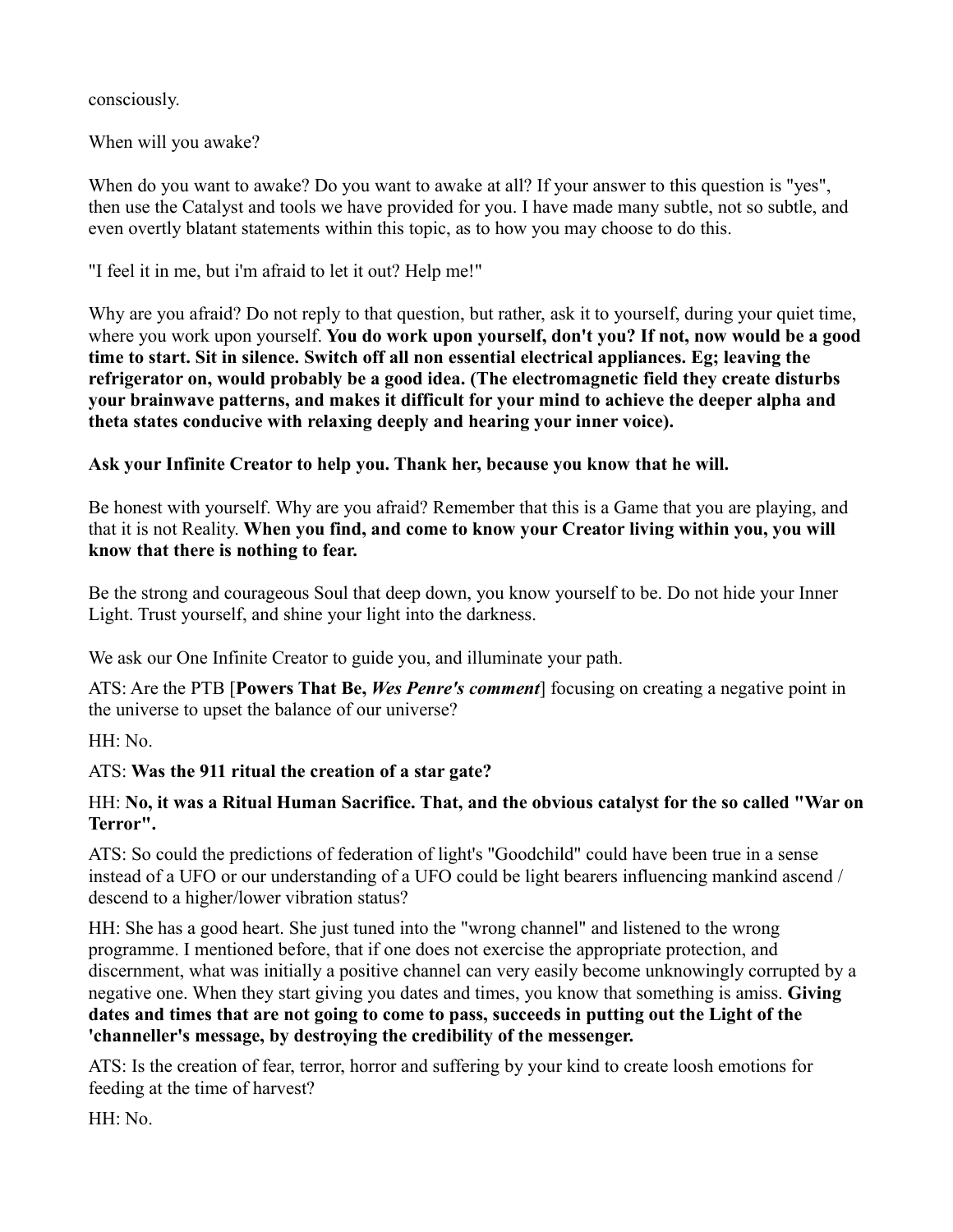consciously.

When will you awake?

When do you want to awake? Do you want to awake at all? If your answer to this question is "yes", then use the Catalyst and tools we have provided for you. I have made many subtle, not so subtle, and even overtly blatant statements within this topic, as to how you may choose to do this.

"I feel it in me, but i'm afraid to let it out? Help me!"

Why are you afraid? Do not reply to that question, but rather, ask it to yourself, during your quiet time, where you work upon yourself. **You do work upon yourself, don't you? If not, now would be a good time to start. Sit in silence. Switch off all non essential electrical appliances. Eg; leaving the refrigerator on, would probably be a good idea. (The electromagnetic field they create disturbs your brainwave patterns, and makes it difficult for your mind to achieve the deeper alpha and theta states conducive with relaxing deeply and hearing your inner voice).**

**Ask your Infinite Creator to help you. Thank her, because you know that he will.**

Be honest with yourself. Why are you afraid? Remember that this is a Game that you are playing, and that it is not Reality. **When you find, and come to know your Creator living within you, you will know that there is nothing to fear.**

Be the strong and courageous Soul that deep down, you know yourself to be. Do not hide your Inner Light. Trust yourself, and shine your light into the darkness.

We ask our One Infinite Creator to guide you, and illuminate your path.

ATS: Are the PTB [**Powers That Be, *Wes Penre's comment***] focusing on creating a negative point in the universe to upset the balance of our universe?

HH: No.

ATS: **Was the 911 ritual the creation of a star gate?**

HH: **No, it was a Ritual Human Sacrifice. That, and the obvious catalyst for the so called "War on Terror".**

ATS: So could the predictions of federation of light's "Goodchild" could have been true in a sense instead of a UFO or our understanding of a UFO could be light bearers influencing mankind ascend / descend to a higher/lower vibration status?

HH: She has a good heart. She just tuned into the "wrong channel" and listened to the wrong programme. I mentioned before, that if one does not exercise the appropriate protection, and discernment, what was initially a positive channel can very easily become unknowingly corrupted by a negative one. When they start giving you dates and times, you know that something is amiss. **Giving dates and times that are not going to come to pass, succeeds in putting out the Light of the 'channeller's message, by destroying the credibility of the messenger.**

ATS: Is the creation of fear, terror, horror and suffering by your kind to create loosh emotions for feeding at the time of harvest?

HH: No.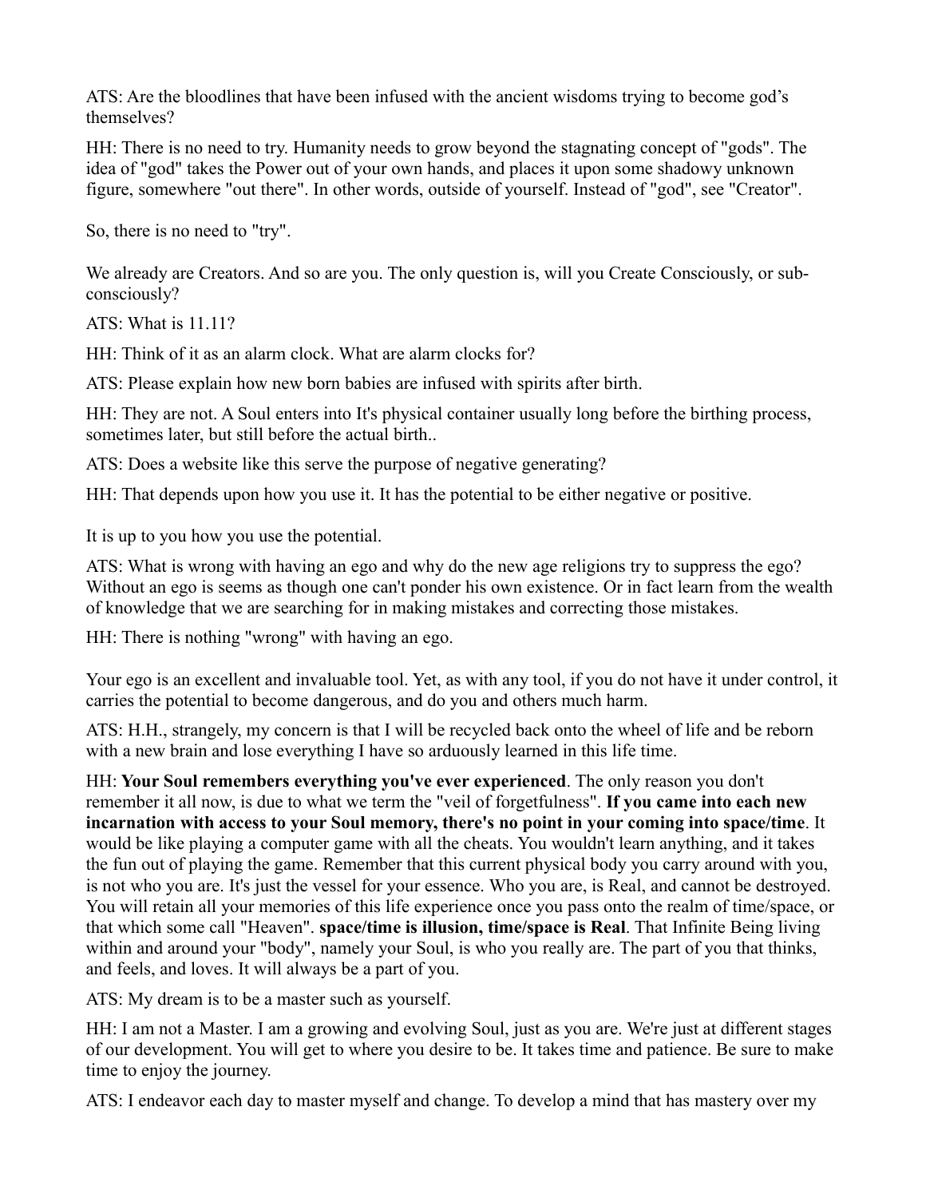ATS: Are the bloodlines that have been infused with the ancient wisdoms trying to become god's themselves?

HH: There is no need to try. Humanity needs to grow beyond the stagnating concept of "gods". The idea of "god" takes the Power out of your own hands, and places it upon some shadowy unknown figure, somewhere "out there". In other words, outside of yourself. Instead of "god", see "Creator".

So, there is no need to "try".

We already are Creators. And so are you. The only question is, will you Create Consciously, or sub-consciously?

ATS: What is 11.11?

HH: Think of it as an alarm clock. What are alarm clocks for?

ATS: Please explain how new born babies are infused with spirits after birth.

HH: They are not. A Soul enters into It's physical container usually long before the birthing process, sometimes later, but still before the actual birth..

ATS: Does a website like this serve the purpose of negative generating?

HH: That depends upon how you use it. It has the potential to be either negative or positive.

It is up to you how you use the potential.

ATS: What is wrong with having an ego and why do the new age religions try to suppress the ego? Without an ego is seems as though one can't ponder his own existence. Or in fact learn from the wealth of knowledge that we are searching for in making mistakes and correcting those mistakes.

HH: There is nothing "wrong" with having an ego.

Your ego is an excellent and invaluable tool. Yet, as with any tool, if you do not have it under control, it carries the potential to become dangerous, and do you and others much harm.

ATS: H.H., strangely, my concern is that I will be recycled back onto the wheel of life and be reborn with a new brain and lose everything I have so arduously learned in this life time.

HH: **Your Soul remembers everything you've ever experienced**. The only reason you don't remember it all now, is due to what we term the "veil of forgetfulness". **If you came into each new incarnation with access to your Soul memory, there's no point in your coming into space/time**. It would be like playing a computer game with all the cheats. You wouldn't learn anything, and it takes the fun out of playing the game. Remember that this current physical body you carry around with you, is not who you are. It's just the vessel for your essence. Who you are, is Real, and cannot be destroyed. You will retain all your memories of this life experience once you pass onto the realm of time/space, or that which some call "Heaven". **space/time is illusion, time/space is Real**. That Infinite Being living within and around your "body", namely your Soul, is who you really are. The part of you that thinks, and feels, and loves. It will always be a part of you.

ATS: My dream is to be a master such as yourself.

HH: I am not a Master. I am a growing and evolving Soul, just as you are. We're just at different stages of our development. You will get to where you desire to be. It takes time and patience. Be sure to make time to enjoy the journey.

ATS: I endeavor each day to master myself and change. To develop a mind that has mastery over my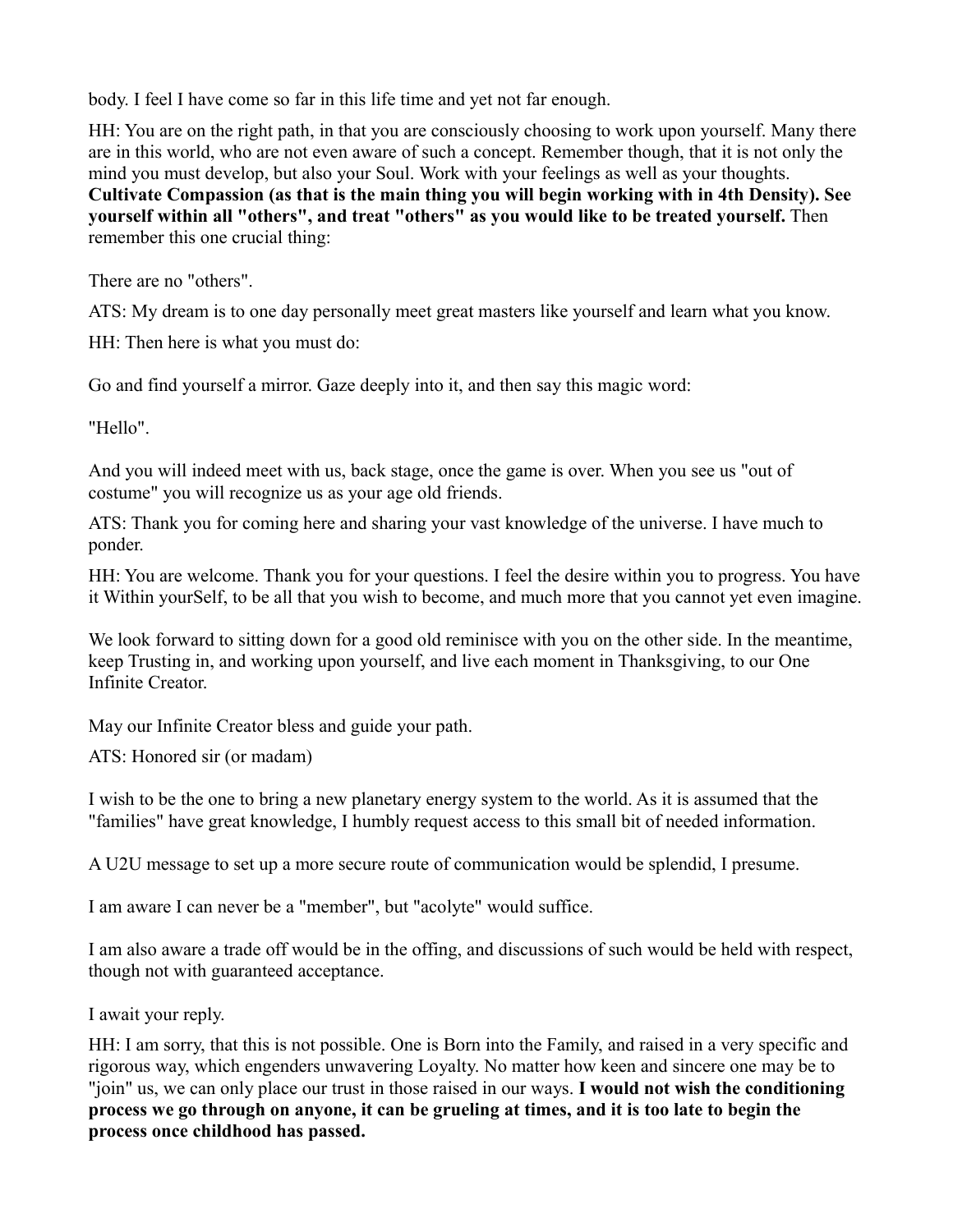body. I feel I have come so far in this life time and yet not far enough.

HH: You are on the right path, in that you are consciously choosing to work upon yourself. Many there are in this world, who are not even aware of such a concept. Remember though, that it is not only the mind you must develop, but also your Soul. Work with your feelings as well as your thoughts. **Cultivate Compassion (as that is the main thing you will begin working with in 4th Density). See yourself within all "others", and treat "others" as you would like to be treated yourself.** Then remember this one crucial thing:

There are no "others".

ATS: My dream is to one day personally meet great masters like yourself and learn what you know.

HH: Then here is what you must do:

Go and find yourself a mirror. Gaze deeply into it, and then say this magic word:

"Hello".

And you will indeed meet with us, back stage, once the game is over. When you see us "out of costume" you will recognize us as your age old friends.

ATS: Thank you for coming here and sharing your vast knowledge of the universe. I have much to ponder.

HH: You are welcome. Thank you for your questions. I feel the desire within you to progress. You have it Within yourSelf, to be all that you wish to become, and much more that you cannot yet even imagine.

We look forward to sitting down for a good old reminisce with you on the other side. In the meantime, keep Trusting in, and working upon yourself, and live each moment in Thanksgiving, to our One Infinite Creator.

May our Infinite Creator bless and guide your path.

ATS: Honored sir (or madam)

I wish to be the one to bring a new planetary energy system to the world. As it is assumed that the "families" have great knowledge, I humbly request access to this small bit of needed information.

A U2U message to set up a more secure route of communication would be splendid, I presume.

I am aware I can never be a "member", but "acolyte" would suffice.

I am also aware a trade off would be in the offing, and discussions of such would be held with respect, though not with guaranteed acceptance.

I await your reply.

HH: I am sorry, that this is not possible. One is Born into the Family, and raised in a very specific and rigorous way, which engenders unwavering Loyalty. No matter how keen and sincere one may be to "join" us, we can only place our trust in those raised in our ways. **I would not wish the conditioning process we go through on anyone, it can be grueling at times, and it is too late to begin the process once childhood has passed.**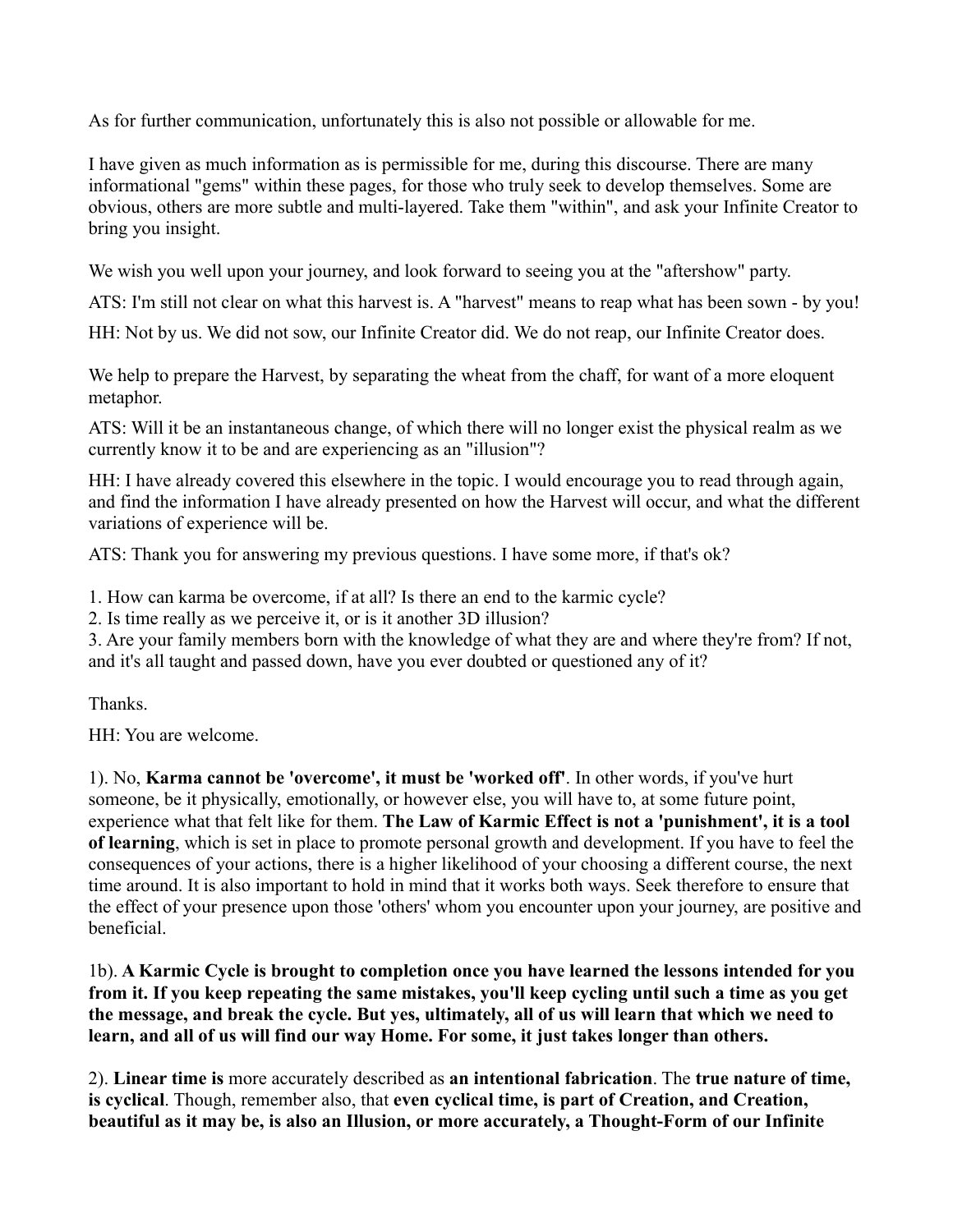As for further communication, unfortunately this is also not possible or allowable for me.

I have given as much information as is permissible for me, during this discourse. There are many informational "gems" within these pages, for those who truly seek to develop themselves. Some are obvious, others are more subtle and multi-layered. Take them "within", and ask your Infinite Creator to bring you insight.

We wish you well upon your journey, and look forward to seeing you at the "aftershow" party.

ATS: I'm still not clear on what this harvest is. A "harvest" means to reap what has been sown - by you!

HH: Not by us. We did not sow, our Infinite Creator did. We do not reap, our Infinite Creator does.

We help to prepare the Harvest, by separating the wheat from the chaff, for want of a more eloquent metaphor.

ATS: Will it be an instantaneous change, of which there will no longer exist the physical realm as we currently know it to be and are experiencing as an "illusion"?

HH: I have already covered this elsewhere in the topic. I would encourage you to read through again, and find the information I have already presented on how the Harvest will occur, and what the different variations of experience will be.

ATS: Thank you for answering my previous questions. I have some more, if that's ok?

1. How can karma be overcome, if at all? Is there an end to the karmic cycle?
2. Is time really as we perceive it, or is it another 3D illusion?
3. Are your family members born with the knowledge of what they are and where they're from? If not, and it's all taught and passed down, have you ever doubted or questioned any of it?

Thanks.

HH: You are welcome.

1). No, **Karma cannot be 'overcome', it must be 'worked off'**. In other words, if you've hurt someone, be it physically, emotionally, or however else, you will have to, at some future point, experience what that felt like for them. **The Law of Karmic Effect is not a 'punishment', it is a tool of learning**, which is set in place to promote personal growth and development. If you have to feel the consequences of your actions, there is a higher likelihood of your choosing a different course, the next time around. It is also important to hold in mind that it works both ways. Seek therefore to ensure that the effect of your presence upon those 'others' whom you encounter upon your journey, are positive and beneficial.

1b). **A Karmic Cycle is brought to completion once you have learned the lessons intended for you from it. If you keep repeating the same mistakes, you'll keep cycling until such a time as you get the message, and break the cycle. But yes, ultimately, all of us will learn that which we need to learn, and all of us will find our way Home. For some, it just takes longer than others.**

2). **Linear time is** more accurately described as **an intentional fabrication**. The **true nature of time, is cyclical**. Though, remember also, that **even cyclical time, is part of Creation, and Creation, beautiful as it may be, is also an Illusion, or more accurately, a Thought-Form of our Infinite**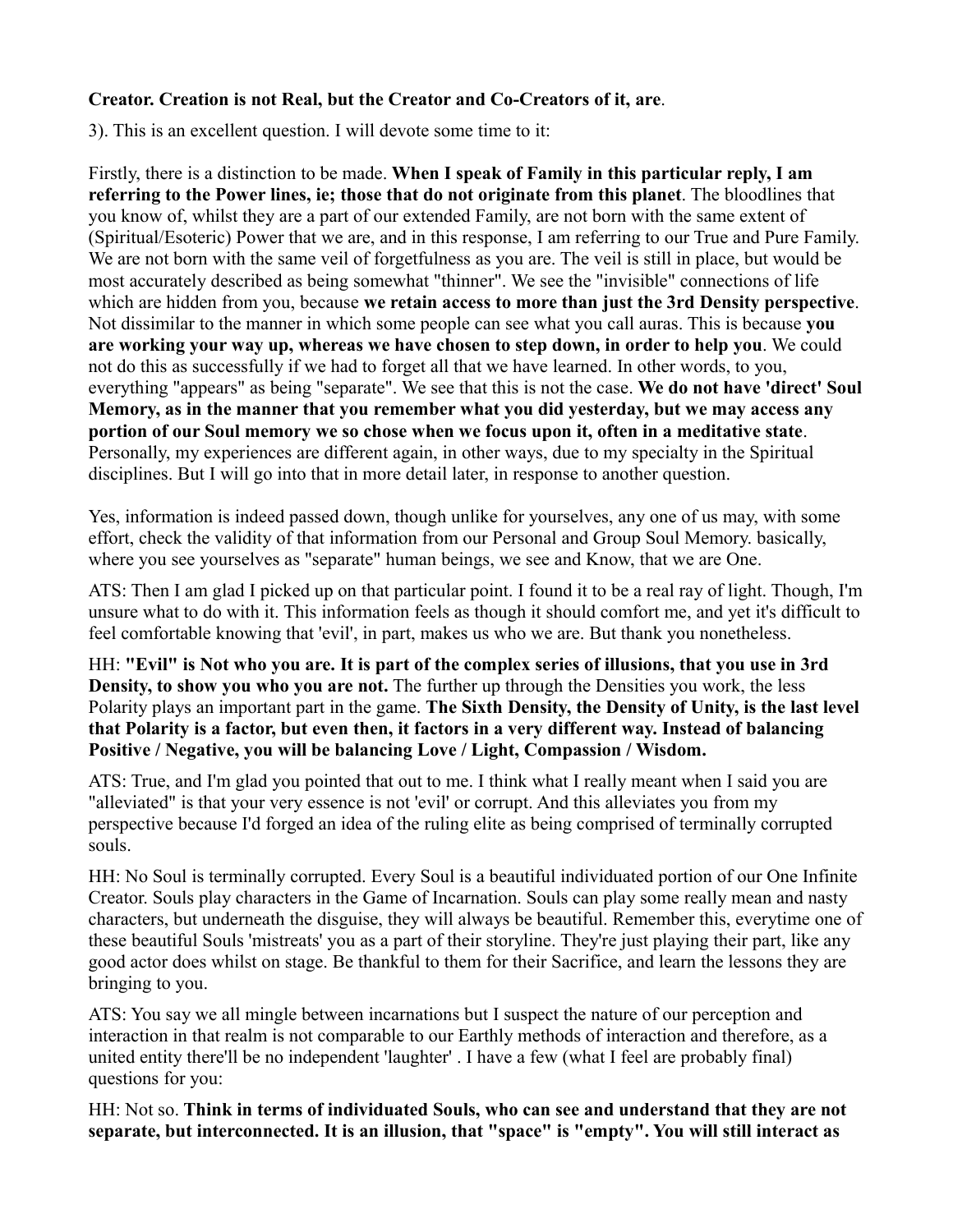**Creator. Creation is not Real, but the Creator and Co-Creators of it, are**.

3). This is an excellent question. I will devote some time to it:

Firstly, there is a distinction to be made. **When I speak of Family in this particular reply, I am referring to the Power lines, ie; those that do not originate from this planet**. The bloodlines that you know of, whilst they are a part of our extended Family, are not born with the same extent of (Spiritual/Esoteric) Power that we are, and in this response, I am referring to our True and Pure Family. We are not born with the same veil of forgetfulness as you are. The veil is still in place, but would be most accurately described as being somewhat "thinner". We see the "invisible" connections of life which are hidden from you, because **we retain access to more than just the 3rd Density perspective**. Not dissimilar to the manner in which some people can see what you call auras. This is because **you are working your way up, whereas we have chosen to step down, in order to help you**. We could not do this as successfully if we had to forget all that we have learned. In other words, to you, everything "appears" as being "separate". We see that this is not the case. **We do not have 'direct' Soul Memory, as in the manner that you remember what you did yesterday, but we may access any portion of our Soul memory we so chose when we focus upon it, often in a meditative state**. Personally, my experiences are different again, in other ways, due to my specialty in the Spiritual disciplines. But I will go into that in more detail later, in response to another question.

Yes, information is indeed passed down, though unlike for yourselves, any one of us may, with some effort, check the validity of that information from our Personal and Group Soul Memory. basically, where you see yourselves as "separate" human beings, we see and Know, that we are One.

ATS: Then I am glad I picked up on that particular point. I found it to be a real ray of light. Though, I'm unsure what to do with it. This information feels as though it should comfort me, and yet it's difficult to feel comfortable knowing that 'evil', in part, makes us who we are. But thank you nonetheless.

HH: **"Evil" is Not who you are. It is part of the complex series of illusions, that you use in 3rd Density, to show you who you are not.** The further up through the Densities you work, the less Polarity plays an important part in the game. **The Sixth Density, the Density of Unity, is the last level that Polarity is a factor, but even then, it factors in a very different way. Instead of balancing Positive / Negative, you will be balancing Love / Light, Compassion / Wisdom.**

ATS: True, and I'm glad you pointed that out to me. I think what I really meant when I said you are "alleviated" is that your very essence is not 'evil' or corrupt. And this alleviates you from my perspective because I'd forged an idea of the ruling elite as being comprised of terminally corrupted souls.

HH: No Soul is terminally corrupted. Every Soul is a beautiful individuated portion of our One Infinite Creator. Souls play characters in the Game of Incarnation. Souls can play some really mean and nasty characters, but underneath the disguise, they will always be beautiful. Remember this, everytime one of these beautiful Souls 'mistreats' you as a part of their storyline. They're just playing their part, like any good actor does whilst on stage. Be thankful to them for their Sacrifice, and learn the lessons they are bringing to you.

ATS: You say we all mingle between incarnations but I suspect the nature of our perception and interaction in that realm is not comparable to our Earthly methods of interaction and therefore, as a united entity there'll be no independent 'laughter' . I have a few (what I feel are probably final) questions for you:

HH: Not so. **Think in terms of individuated Souls, who can see and understand that they are not separate, but interconnected. It is an illusion, that "space" is "empty". You will still interact as**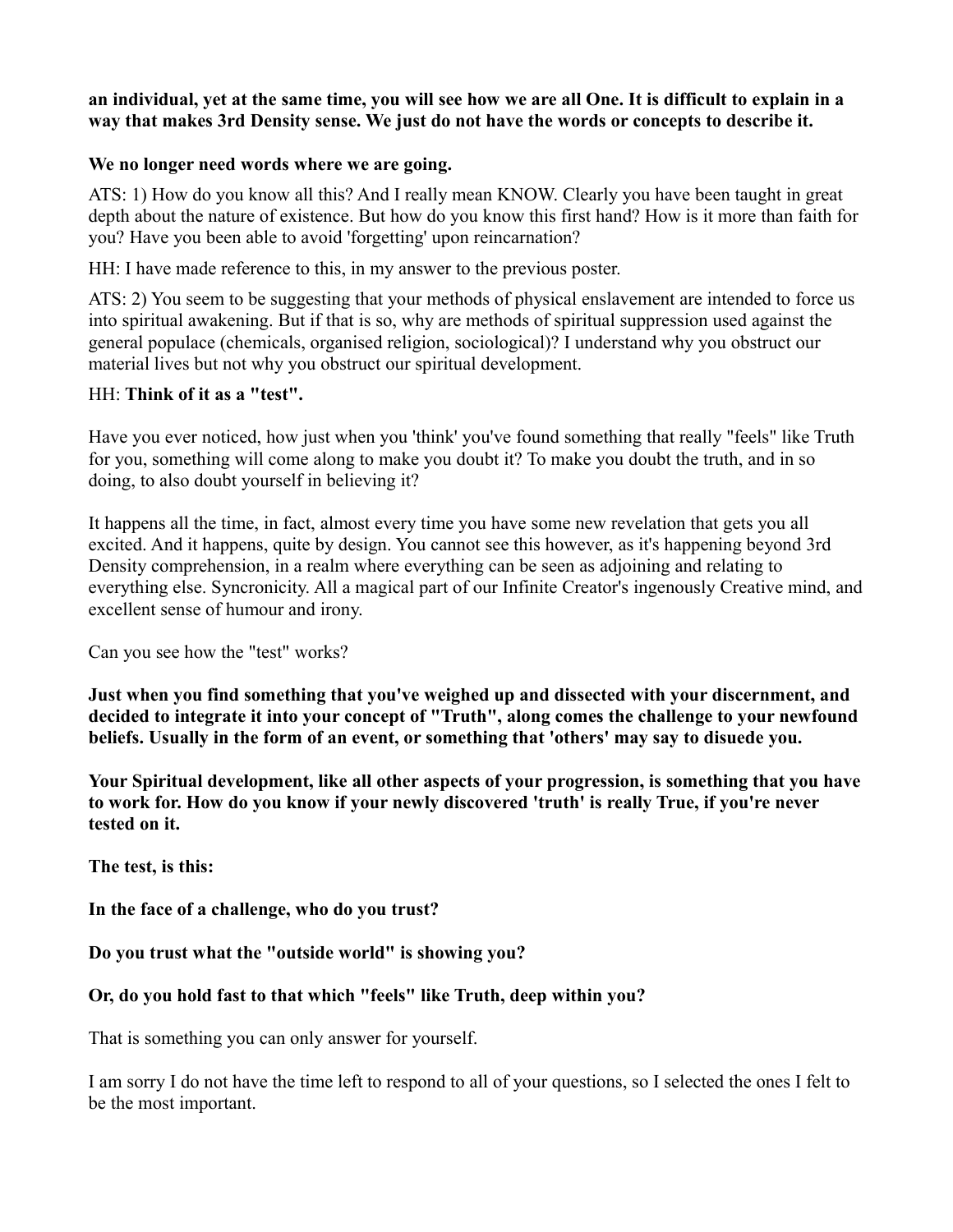**an individual, yet at the same time, you will see how we are all One. It is difficult to explain in a way that makes 3rd Density sense. We just do not have the words or concepts to describe it.**

**We no longer need words where we are going.**

ATS: 1) How do you know all this? And I really mean KNOW. Clearly you have been taught in great depth about the nature of existence. But how do you know this first hand? How is it more than faith for you? Have you been able to avoid 'forgetting' upon reincarnation?

HH: I have made reference to this, in my answer to the previous poster.

ATS: 2) You seem to be suggesting that your methods of physical enslavement are intended to force us into spiritual awakening. But if that is so, why are methods of spiritual suppression used against the general populace (chemicals, organised religion, sociological)? I understand why you obstruct our material lives but not why you obstruct our spiritual development.

HH: **Think of it as a "test".**

Have you ever noticed, how just when you 'think' you've found something that really "feels" like Truth for you, something will come along to make you doubt it? To make you doubt the truth, and in so doing, to also doubt yourself in believing it?

It happens all the time, in fact, almost every time you have some new revelation that gets you all excited. And it happens, quite by design. You cannot see this however, as it's happening beyond 3rd Density comprehension, in a realm where everything can be seen as adjoining and relating to everything else. Syncronicity. All a magical part of our Infinite Creator's ingenously Creative mind, and excellent sense of humour and irony.

Can you see how the "test" works?

**Just when you find something that you've weighed up and dissected with your discernment, and decided to integrate it into your concept of "Truth", along comes the challenge to your newfound beliefs. Usually in the form of an event, or something that 'others' may say to disuede you.**

**Your Spiritual development, like all other aspects of your progression, is something that you have to work for. How do you know if your newly discovered 'truth' is really True, if you're never tested on it.**

**The test, is this:**

**In the face of a challenge, who do you trust?**

**Do you trust what the "outside world" is showing you?**

**Or, do you hold fast to that which "feels" like Truth, deep within you?**

That is something you can only answer for yourself.

I am sorry I do not have the time left to respond to all of your questions, so I selected the ones I felt to be the most important.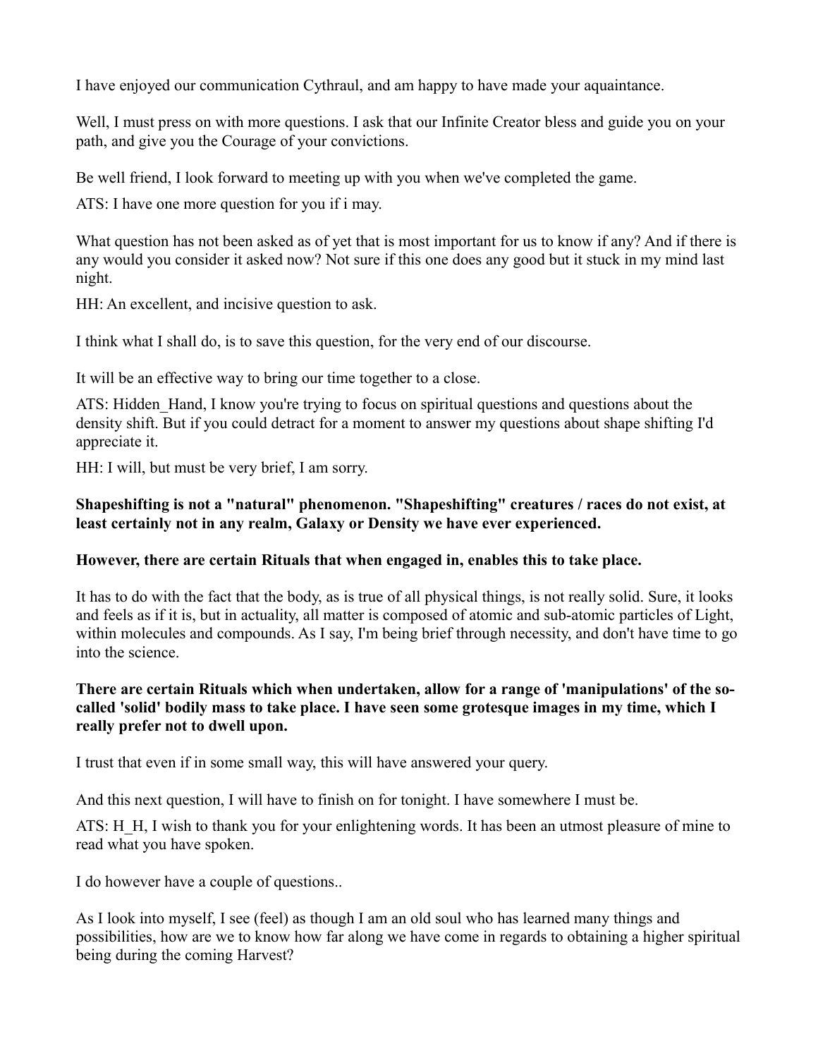I have enjoyed our communication Cythraul, and am happy to have made your aquaintance.

Well, I must press on with more questions. I ask that our Infinite Creator bless and guide you on your path, and give you the Courage of your convictions.

Be well friend, I look forward to meeting up with you when we've completed the game.

ATS: I have one more question for you if i may.

What question has not been asked as of yet that is most important for us to know if any? And if there is any would you consider it asked now? Not sure if this one does any good but it stuck in my mind last night.

HH: An excellent, and incisive question to ask.

I think what I shall do, is to save this question, for the very end of our discourse.

It will be an effective way to bring our time together to a close.

ATS: Hidden_Hand, I know you're trying to focus on spiritual questions and questions about the density shift. But if you could detract for a moment to answer my questions about shape shifting I'd appreciate it.

HH: I will, but must be very brief, I am sorry.

**Shapeshifting is not a "natural" phenomenon. "Shapeshifting" creatures / races do not exist, at least certainly not in any realm, Galaxy or Density we have ever experienced.**

**However, there are certain Rituals that when engaged in, enables this to take place.**

It has to do with the fact that the body, as is true of all physical things, is not really solid. Sure, it looks and feels as if it is, but in actuality, all matter is composed of atomic and sub-atomic particles of Light, within molecules and compounds. As I say, I'm being brief through necessity, and don't have time to go into the science.

**There are certain Rituals which when undertaken, allow for a range of 'manipulations' of the so-called 'solid' bodily mass to take place. I have seen some grotesque images in my time, which I really prefer not to dwell upon.**

I trust that even if in some small way, this will have answered your query.

And this next question, I will have to finish on for tonight. I have somewhere I must be.

ATS: H_H, I wish to thank you for your enlightening words. It has been an utmost pleasure of mine to read what you have spoken.

I do however have a couple of questions..

As I look into myself, I see (feel) as though I am an old soul who has learned many things and possibilities, how are we to know how far along we have come in regards to obtaining a higher spiritual being during the coming Harvest?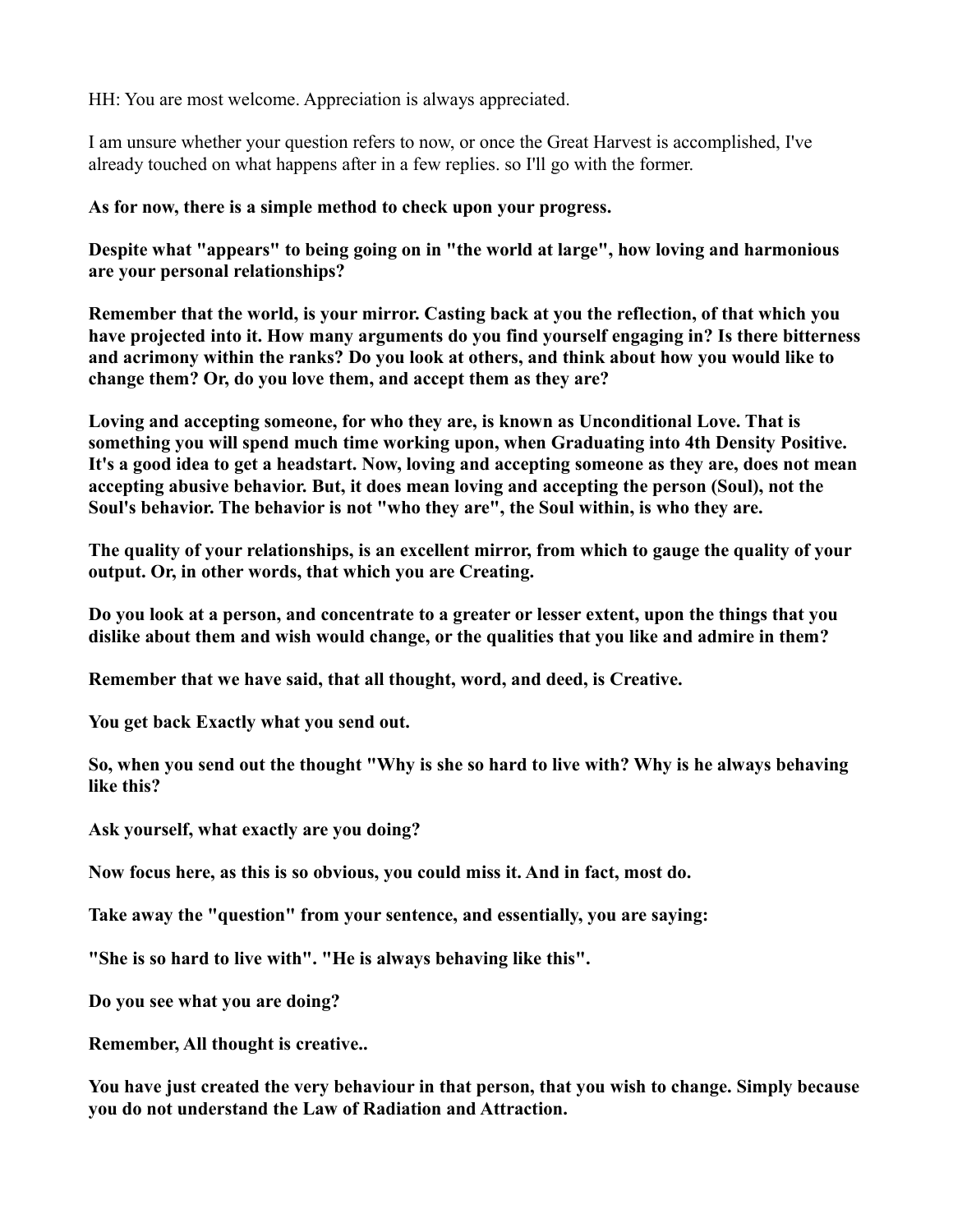HH: You are most welcome. Appreciation is always appreciated.

I am unsure whether your question refers to now, or once the Great Harvest is accomplished, I've already touched on what happens after in a few replies. so I'll go with the former.

**As for now, there is a simple method to check upon your progress.**

**Despite what "appears" to being going on in "the world at large", how loving and harmonious are your personal relationships?**

**Remember that the world, is your mirror. Casting back at you the reflection, of that which you have projected into it. How many arguments do you find yourself engaging in? Is there bitterness and acrimony within the ranks? Do you look at others, and think about how you would like to change them? Or, do you love them, and accept them as they are?**

**Loving and accepting someone, for who they are, is known as Unconditional Love. That is something you will spend much time working upon, when Graduating into 4th Density Positive. It's a good idea to get a headstart. Now, loving and accepting someone as they are, does not mean accepting abusive behavior. But, it does mean loving and accepting the person (Soul), not the Soul's behavior. The behavior is not "who they are", the Soul within, is who they are.**

**The quality of your relationships, is an excellent mirror, from which to gauge the quality of your output. Or, in other words, that which you are Creating.**

**Do you look at a person, and concentrate to a greater or lesser extent, upon the things that you dislike about them and wish would change, or the qualities that you like and admire in them?**

**Remember that we have said, that all thought, word, and deed, is Creative.**

**You get back Exactly what you send out.**

**So, when you send out the thought "Why is she so hard to live with? Why is he always behaving like this?**

**Ask yourself, what exactly are you doing?**

**Now focus here, as this is so obvious, you could miss it. And in fact, most do.**

**Take away the "question" from your sentence, and essentially, you are saying:**

**"She is so hard to live with". "He is always behaving like this".**

**Do you see what you are doing?**

**Remember, All thought is creative..**

**You have just created the very behaviour in that person, that you wish to change. Simply because you do not understand the Law of Radiation and Attraction.**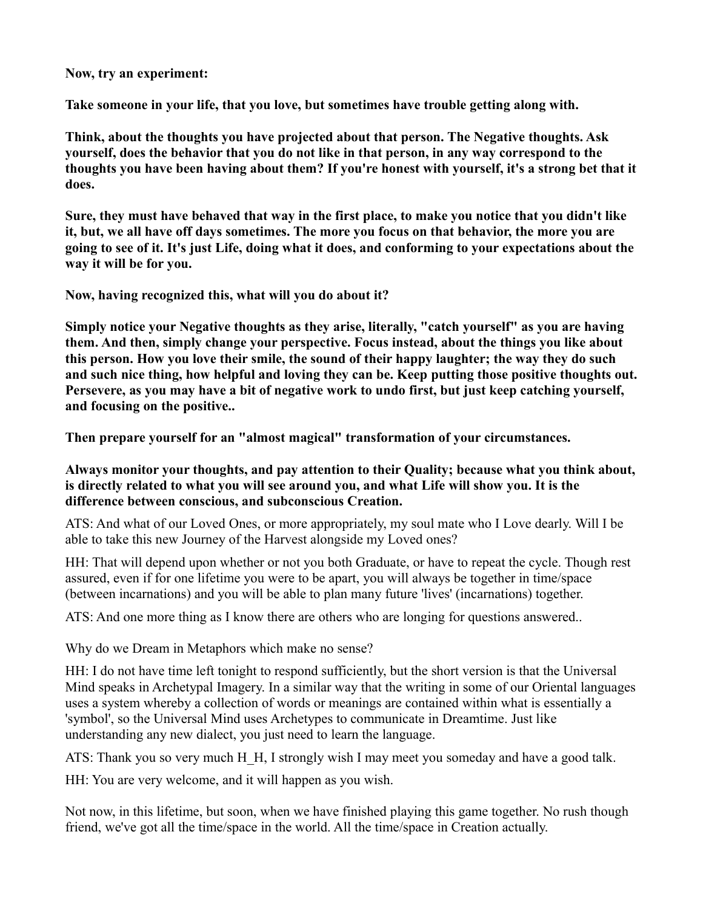**Now, try an experiment:**

**Take someone in your life, that you love, but sometimes have trouble getting along with.**

**Think, about the thoughts you have projected about that person. The Negative thoughts. Ask yourself, does the behavior that you do not like in that person, in any way correspond to the thoughts you have been having about them? If you're honest with yourself, it's a strong bet that it does.**

**Sure, they must have behaved that way in the first place, to make you notice that you didn't like it, but, we all have off days sometimes. The more you focus on that behavior, the more you are going to see of it. It's just Life, doing what it does, and conforming to your expectations about the way it will be for you.**

**Now, having recognized this, what will you do about it?**

**Simply notice your Negative thoughts as they arise, literally, "catch yourself" as you are having them. And then, simply change your perspective. Focus instead, about the things you like about this person. How you love their smile, the sound of their happy laughter; the way they do such and such nice thing, how helpful and loving they can be. Keep putting those positive thoughts out. Persevere, as you may have a bit of negative work to undo first, but just keep catching yourself, and focusing on the positive..**

**Then prepare yourself for an "almost magical" transformation of your circumstances.**

**Always monitor your thoughts, and pay attention to their Quality; because what you think about, is directly related to what you will see around you, and what Life will show you. It is the difference between conscious, and subconscious Creation.**

ATS: And what of our Loved Ones, or more appropriately, my soul mate who I Love dearly. Will I be able to take this new Journey of the Harvest alongside my Loved ones?

HH: That will depend upon whether or not you both Graduate, or have to repeat the cycle. Though rest assured, even if for one lifetime you were to be apart, you will always be together in time/space (between incarnations) and you will be able to plan many future 'lives' (incarnations) together.

ATS: And one more thing as I know there are others who are longing for questions answered..

Why do we Dream in Metaphors which make no sense?

HH: I do not have time left tonight to respond sufficiently, but the short version is that the Universal Mind speaks in Archetypal Imagery. In a similar way that the writing in some of our Oriental languages uses a system whereby a collection of words or meanings are contained within what is essentially a 'symbol', so the Universal Mind uses Archetypes to communicate in Dreamtime. Just like understanding any new dialect, you just need to learn the language.

ATS: Thank you so very much H_H, I strongly wish I may meet you someday and have a good talk.

HH: You are very welcome, and it will happen as you wish.

Not now, in this lifetime, but soon, when we have finished playing this game together. No rush though friend, we've got all the time/space in the world. All the time/space in Creation actually.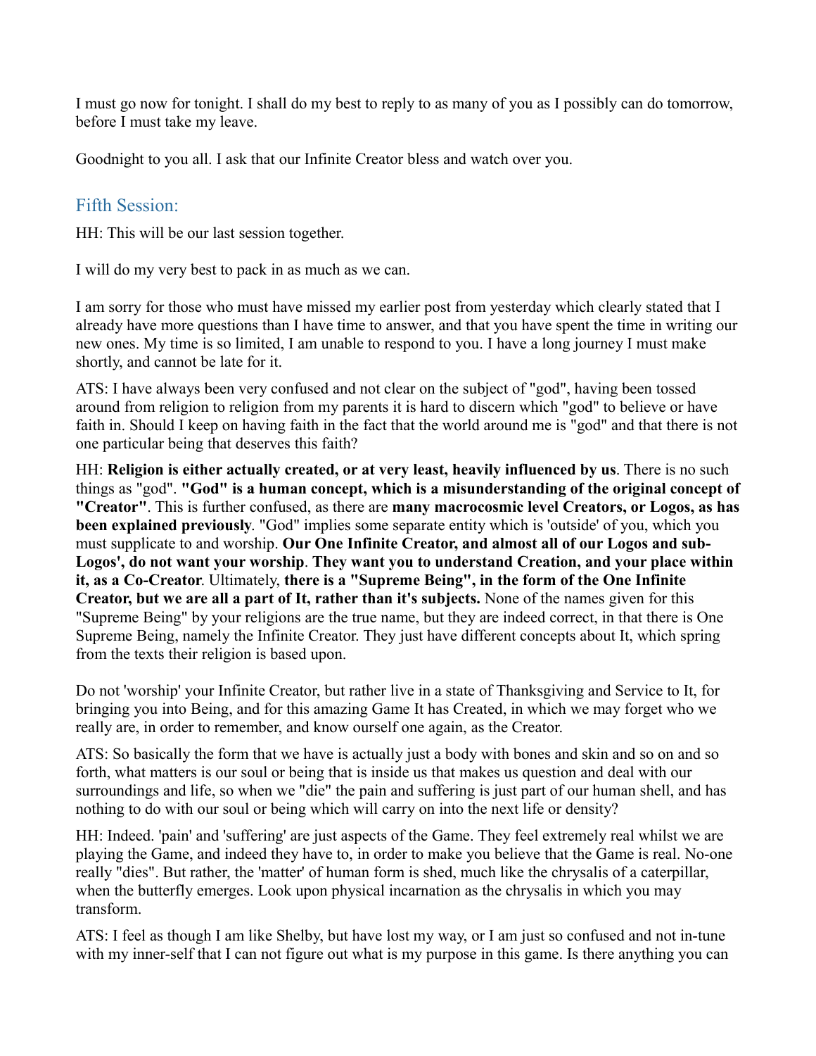I must go now for tonight. I shall do my best to reply to as many of you as I possibly can do tomorrow, before I must take my leave.

Goodnight to you all. I ask that our Infinite Creator bless and watch over you.

## Fifth Session:

HH: This will be our last session together.

I will do my very best to pack in as much as we can.

I am sorry for those who must have missed my earlier post from yesterday which clearly stated that I already have more questions than I have time to answer, and that you have spent the time in writing our new ones. My time is so limited, I am unable to respond to you. I have a long journey I must make shortly, and cannot be late for it.

ATS: I have always been very confused and not clear on the subject of "god", having been tossed around from religion to religion from my parents it is hard to discern which "god" to believe or have faith in. Should I keep on having faith in the fact that the world around me is "god" and that there is not one particular being that deserves this faith?

HH: **Religion is either actually created, or at very least, heavily influenced by us**. There is no such things as "god". **"God" is a human concept, which is a misunderstanding of the original concept of "Creator"**. This is further confused, as there are **many macrocosmic level Creators, or Logos, as has been explained previously**. "God" implies some separate entity which is 'outside' of you, which you must supplicate to and worship. **Our One Infinite Creator, and almost all of our Logos and sub-Logos', do not want your worship**. **They want you to understand Creation, and your place within it, as a Co-Creator**. Ultimately, **there is a "Supreme Being", in the form of the One Infinite Creator, but we are all a part of It, rather than it's subjects.** None of the names given for this "Supreme Being" by your religions are the true name, but they are indeed correct, in that there is One Supreme Being, namely the Infinite Creator. They just have different concepts about It, which spring from the texts their religion is based upon.

Do not 'worship' your Infinite Creator, but rather live in a state of Thanksgiving and Service to It, for bringing you into Being, and for this amazing Game It has Created, in which we may forget who we really are, in order to remember, and know ourself one again, as the Creator.

ATS: So basically the form that we have is actually just a body with bones and skin and so on and so forth, what matters is our soul or being that is inside us that makes us question and deal with our surroundings and life, so when we "die" the pain and suffering is just part of our human shell, and has nothing to do with our soul or being which will carry on into the next life or density?

HH: Indeed. 'pain' and 'suffering' are just aspects of the Game. They feel extremely real whilst we are playing the Game, and indeed they have to, in order to make you believe that the Game is real. No-one really "dies". But rather, the 'matter' of human form is shed, much like the chrysalis of a caterpillar, when the butterfly emerges. Look upon physical incarnation as the chrysalis in which you may transform.

ATS: I feel as though I am like Shelby, but have lost my way, or I am just so confused and not in-tune with my inner-self that I can not figure out what is my purpose in this game. Is there anything you can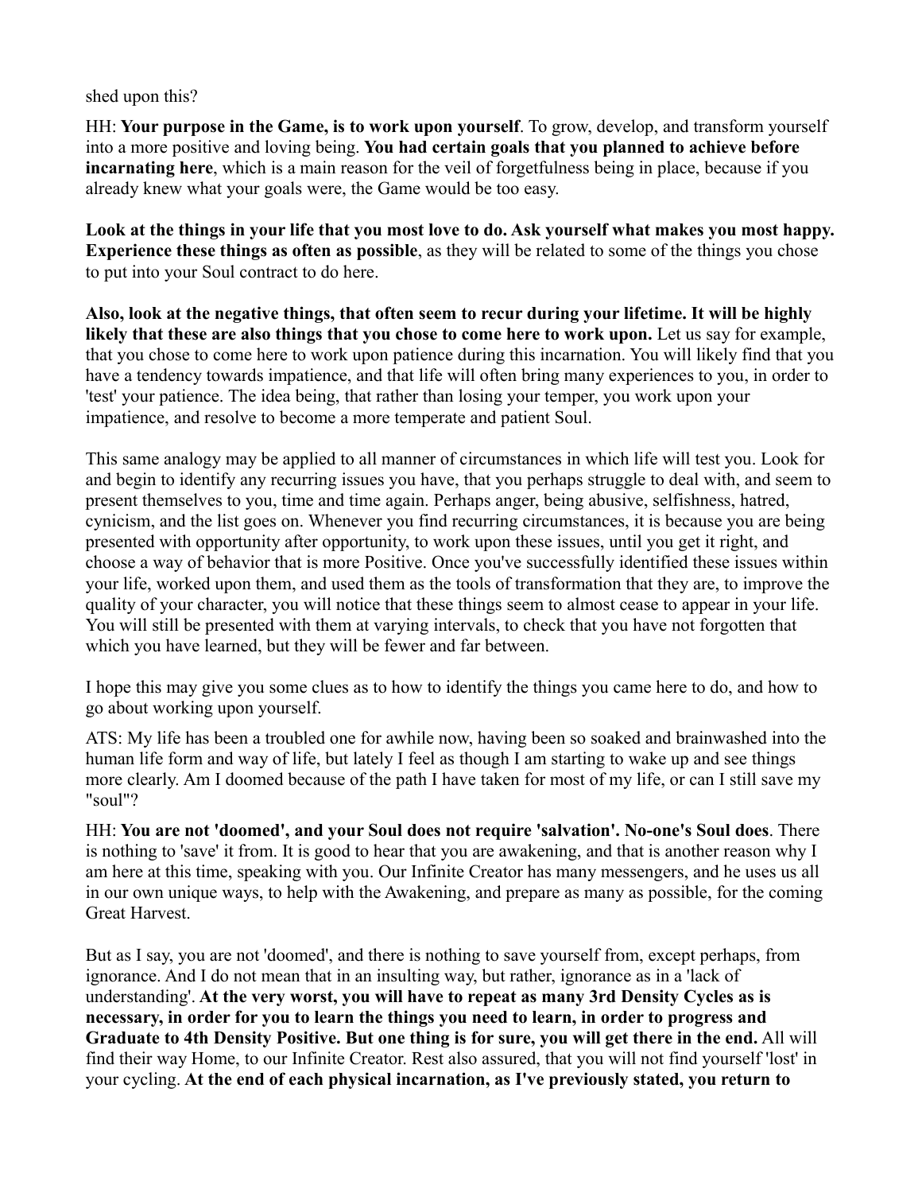shed upon this?

HH: **Your purpose in the Game, is to work upon yourself**. To grow, develop, and transform yourself into a more positive and loving being. **You had certain goals that you planned to achieve before incarnating here**, which is a main reason for the veil of forgetfulness being in place, because if you already knew what your goals were, the Game would be too easy.

**Look at the things in your life that you most love to do. Ask yourself what makes you most happy. Experience these things as often as possible**, as they will be related to some of the things you chose to put into your Soul contract to do here.

**Also, look at the negative things, that often seem to recur during your lifetime. It will be highly likely that these are also things that you chose to come here to work upon.** Let us say for example, that you chose to come here to work upon patience during this incarnation. You will likely find that you have a tendency towards impatience, and that life will often bring many experiences to you, in order to 'test' your patience. The idea being, that rather than losing your temper, you work upon your impatience, and resolve to become a more temperate and patient Soul.

This same analogy may be applied to all manner of circumstances in which life will test you. Look for and begin to identify any recurring issues you have, that you perhaps struggle to deal with, and seem to present themselves to you, time and time again. Perhaps anger, being abusive, selfishness, hatred, cynicism, and the list goes on. Whenever you find recurring circumstances, it is because you are being presented with opportunity after opportunity, to work upon these issues, until you get it right, and choose a way of behavior that is more Positive. Once you've successfully identified these issues within your life, worked upon them, and used them as the tools of transformation that they are, to improve the quality of your character, you will notice that these things seem to almost cease to appear in your life. You will still be presented with them at varying intervals, to check that you have not forgotten that which you have learned, but they will be fewer and far between.

I hope this may give you some clues as to how to identify the things you came here to do, and how to go about working upon yourself.

ATS: My life has been a troubled one for awhile now, having been so soaked and brainwashed into the human life form and way of life, but lately I feel as though I am starting to wake up and see things more clearly. Am I doomed because of the path I have taken for most of my life, or can I still save my "soul"?

HH: **You are not 'doomed', and your Soul does not require 'salvation'. No-one's Soul does**. There is nothing to 'save' it from. It is good to hear that you are awakening, and that is another reason why I am here at this time, speaking with you. Our Infinite Creator has many messengers, and he uses us all in our own unique ways, to help with the Awakening, and prepare as many as possible, for the coming Great Harvest.

But as I say, you are not 'doomed', and there is nothing to save yourself from, except perhaps, from ignorance. And I do not mean that in an insulting way, but rather, ignorance as in a 'lack of understanding'. **At the very worst, you will have to repeat as many 3rd Density Cycles as is necessary, in order for you to learn the things you need to learn, in order to progress and Graduate to 4th Density Positive. But one thing is for sure, you will get there in the end.** All will find their way Home, to our Infinite Creator. Rest also assured, that you will not find yourself 'lost' in your cycling. **At the end of each physical incarnation, as I've previously stated, you return to**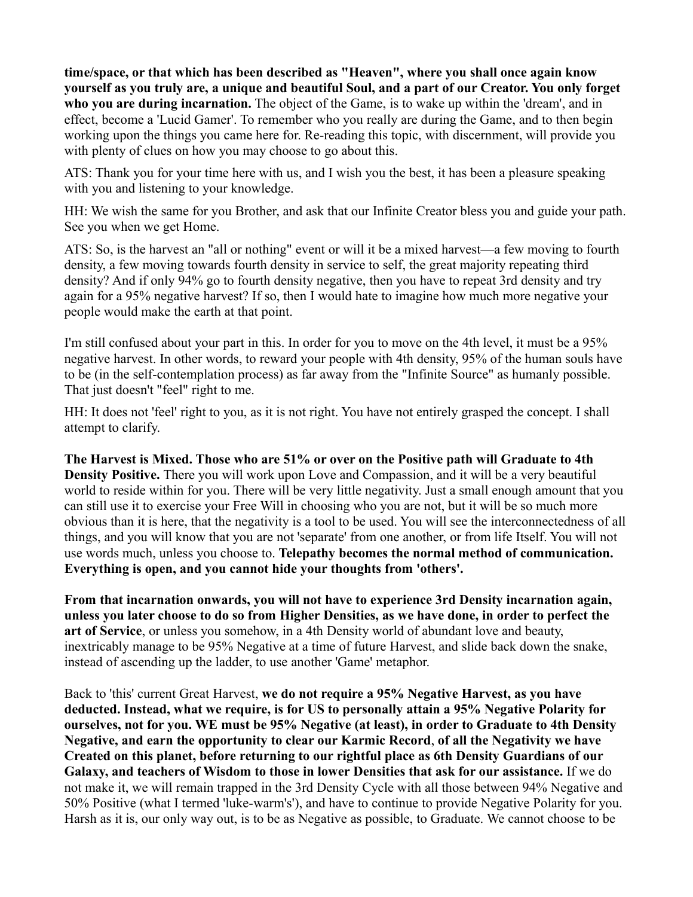**time/space, or that which has been described as "Heaven", where you shall once again know yourself as you truly are, a unique and beautiful Soul, and a part of our Creator. You only forget who you are during incarnation.** The object of the Game, is to wake up within the 'dream', and in effect, become a 'Lucid Gamer'. To remember who you really are during the Game, and to then begin working upon the things you came here for. Re-reading this topic, with discernment, will provide you with plenty of clues on how you may choose to go about this.

ATS: Thank you for your time here with us, and I wish you the best, it has been a pleasure speaking with you and listening to your knowledge.

HH: We wish the same for you Brother, and ask that our Infinite Creator bless you and guide your path. See you when we get Home.

ATS: So, is the harvest an "all or nothing" event or will it be a mixed harvest—a few moving to fourth density, a few moving towards fourth density in service to self, the great majority repeating third density? And if only 94% go to fourth density negative, then you have to repeat 3rd density and try again for a 95% negative harvest? If so, then I would hate to imagine how much more negative your people would make the earth at that point.

I'm still confused about your part in this. In order for you to move on the 4th level, it must be a 95% negative harvest. In other words, to reward your people with 4th density, 95% of the human souls have to be (in the self-contemplation process) as far away from the "Infinite Source" as humanly possible. That just doesn't "feel" right to me.

HH: It does not 'feel' right to you, as it is not right. You have not entirely grasped the concept. I shall attempt to clarify.

**The Harvest is Mixed. Those who are 51% or over on the Positive path will Graduate to 4th Density Positive.** There you will work upon Love and Compassion, and it will be a very beautiful world to reside within for you. There will be very little negativity. Just a small enough amount that you can still use it to exercise your Free Will in choosing who you are not, but it will be so much more obvious than it is here, that the negativity is a tool to be used. You will see the interconnectedness of all things, and you will know that you are not 'separate' from one another, or from life Itself. You will not use words much, unless you choose to. **Telepathy becomes the normal method of communication. Everything is open, and you cannot hide your thoughts from 'others'.**

**From that incarnation onwards, you will not have to experience 3rd Density incarnation again, unless you later choose to do so from Higher Densities, as we have done, in order to perfect the art of Service**, or unless you somehow, in a 4th Density world of abundant love and beauty, inextricably manage to be 95% Negative at a time of future Harvest, and slide back down the snake, instead of ascending up the ladder, to use another 'Game' metaphor.

Back to 'this' current Great Harvest, **we do not require a 95% Negative Harvest, as you have deducted. Instead, what we require, is for US to personally attain a 95% Negative Polarity for ourselves, not for you. WE must be 95% Negative (at least), in order to Graduate to 4th Density Negative, and earn the opportunity to clear our Karmic Record**, **of all the Negativity we have Created on this planet, before returning to our rightful place as 6th Density Guardians of our Galaxy, and teachers of Wisdom to those in lower Densities that ask for our assistance.** If we do not make it, we will remain trapped in the 3rd Density Cycle with all those between 94% Negative and 50% Positive (what I termed 'luke-warm's'), and have to continue to provide Negative Polarity for you. Harsh as it is, our only way out, is to be as Negative as possible, to Graduate. We cannot choose to be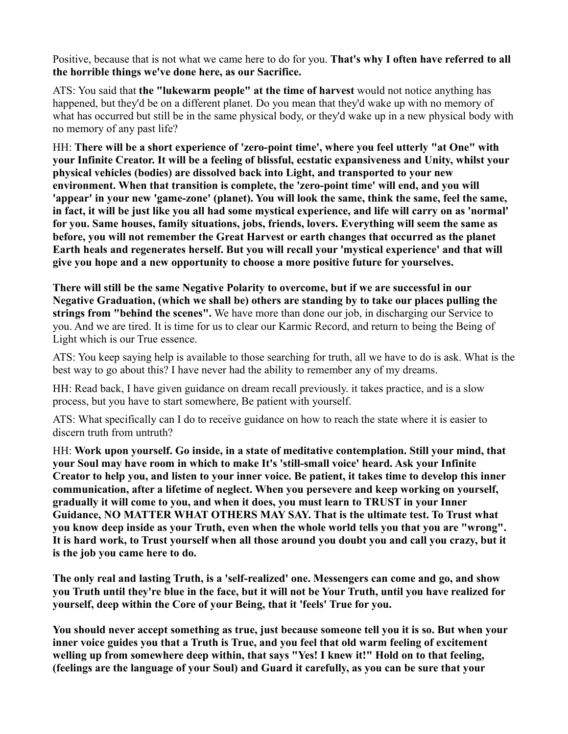Positive, because that is not what we came here to do for you. **That's why I often have referred to all the horrible things we've done here, as our Sacrifice.**

ATS: You said that **the "lukewarm people" at the time of harvest** would not notice anything has happened, but they'd be on a different planet. Do you mean that they'd wake up with no memory of what has occurred but still be in the same physical body, or they'd wake up in a new physical body with no memory of any past life?

HH: **There will be a short experience of 'zero-point time', where you feel utterly "at One" with your Infinite Creator. It will be a feeling of blissful, ecstatic expansiveness and Unity, whilst your physical vehicles (bodies) are dissolved back into Light, and transported to your new environment. When that transition is complete, the 'zero-point time' will end, and you will 'appear' in your new 'game-zone' (planet). You will look the same, think the same, feel the same, in fact, it will be just like you all had some mystical experience, and life will carry on as 'normal' for you. Same houses, family situations, jobs, friends, lovers. Everything will seem the same as before, you will not remember the Great Harvest or earth changes that occurred as the planet Earth heals and regenerates herself. But you will recall your 'mystical experience' and that will give you hope and a new opportunity to choose a more positive future for yourselves.**

**There will still be the same Negative Polarity to overcome, but if we are successful in our Negative Graduation, (which we shall be) others are standing by to take our places pulling the strings from "behind the scenes".** We have more than done our job, in discharging our Service to you. And we are tired. It is time for us to clear our Karmic Record, and return to being the Being of Light which is our True essence.

ATS: You keep saying help is available to those searching for truth, all we have to do is ask. What is the best way to go about this? I have never had the ability to remember any of my dreams.

HH: Read back, I have given guidance on dream recall previously. it takes practice, and is a slow process, but you have to start somewhere, Be patient with yourself.

ATS: What specifically can I do to receive guidance on how to reach the state where it is easier to discern truth from untruth?

HH: **Work upon yourself. Go inside, in a state of meditative contemplation. Still your mind, that your Soul may have room in which to make It's 'still-small voice' heard. Ask your Infinite Creator to help you, and listen to your inner voice. Be patient, it takes time to develop this inner communication, after a lifetime of neglect. When you persevere and keep working on yourself, gradually it will come to you, and when it does, you must learn to TRUST in your Inner Guidance, NO MATTER WHAT OTHERS MAY SAY. That is the ultimate test. To Trust what you know deep inside as your Truth, even when the whole world tells you that you are "wrong". It is hard work, to Trust yourself when all those around you doubt you and call you crazy, but it is the job you came here to do.**

**The only real and lasting Truth, is a 'self-realized' one. Messengers can come and go, and show you Truth until they're blue in the face, but it will not be Your Truth, until you have realized for yourself, deep within the Core of your Being, that it 'feels' True for you.**

**You should never accept something as true, just because someone tell you it is so. But when your inner voice guides you that a Truth is True, and you feel that old warm feeling of excitement welling up from somewhere deep within, that says "Yes! I knew it!" Hold on to that feeling, (feelings are the language of your Soul) and Guard it carefully, as you can be sure that your**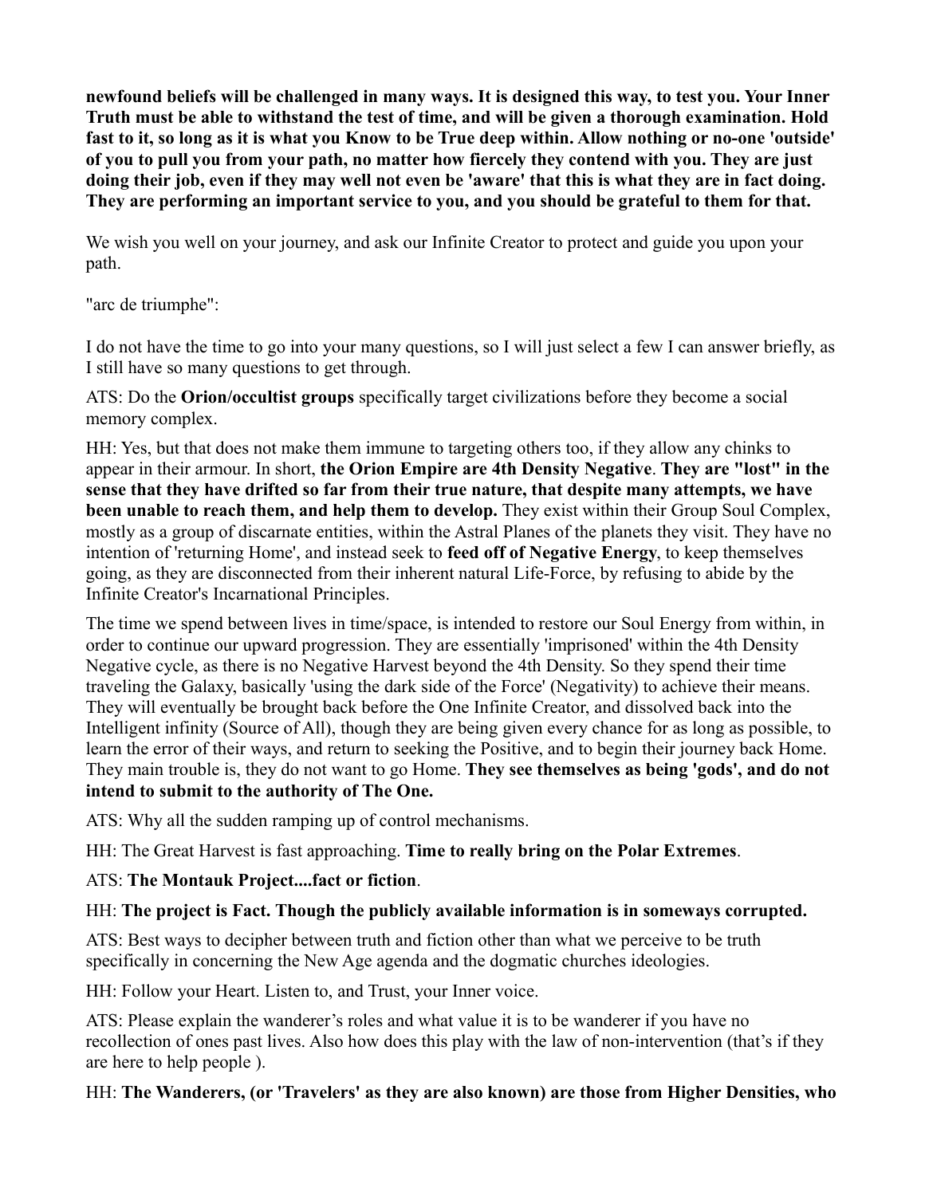**newfound beliefs will be challenged in many ways. It is designed this way, to test you. Your Inner Truth must be able to withstand the test of time, and will be given a thorough examination. Hold fast to it, so long as it is what you Know to be True deep within. Allow nothing or no-one 'outside' of you to pull you from your path, no matter how fiercely they contend with you. They are just doing their job, even if they may well not even be 'aware' that this is what they are in fact doing. They are performing an important service to you, and you should be grateful to them for that.**

We wish you well on your journey, and ask our Infinite Creator to protect and guide you upon your path.

"arc de triumphe":

I do not have the time to go into your many questions, so I will just select a few I can answer briefly, as I still have so many questions to get through.

ATS: Do the **Orion/occultist groups** specifically target civilizations before they become a social memory complex.

HH: Yes, but that does not make them immune to targeting others too, if they allow any chinks to appear in their armour. In short, **the Orion Empire are 4th Density Negative**. **They are "lost" in the sense that they have drifted so far from their true nature, that despite many attempts, we have been unable to reach them, and help them to develop.** They exist within their Group Soul Complex, mostly as a group of discarnate entities, within the Astral Planes of the planets they visit. They have no intention of 'returning Home', and instead seek to **feed off of Negative Energy**, to keep themselves going, as they are disconnected from their inherent natural Life-Force, by refusing to abide by the Infinite Creator's Incarnational Principles.

The time we spend between lives in time/space, is intended to restore our Soul Energy from within, in order to continue our upward progression. They are essentially 'imprisoned' within the 4th Density Negative cycle, as there is no Negative Harvest beyond the 4th Density. So they spend their time traveling the Galaxy, basically 'using the dark side of the Force' (Negativity) to achieve their means. They will eventually be brought back before the One Infinite Creator, and dissolved back into the Intelligent infinity (Source of All), though they are being given every chance for as long as possible, to learn the error of their ways, and return to seeking the Positive, and to begin their journey back Home. They main trouble is, they do not want to go Home. **They see themselves as being 'gods', and do not intend to submit to the authority of The One.**

ATS: Why all the sudden ramping up of control mechanisms.

HH: The Great Harvest is fast approaching. **Time to really bring on the Polar Extremes**.

ATS: **The Montauk Project....fact or fiction**.

HH: **The project is Fact. Though the publicly available information is in someways corrupted.**

ATS: Best ways to decipher between truth and fiction other than what we perceive to be truth specifically in concerning the New Age agenda and the dogmatic churches ideologies.

HH: Follow your Heart. Listen to, and Trust, your Inner voice.

ATS: Please explain the wanderer's roles and what value it is to be wanderer if you have no recollection of ones past lives. Also how does this play with the law of non-intervention (that's if they are here to help people ).

HH: **The Wanderers, (or 'Travelers' as they are also known) are those from Higher Densities, who**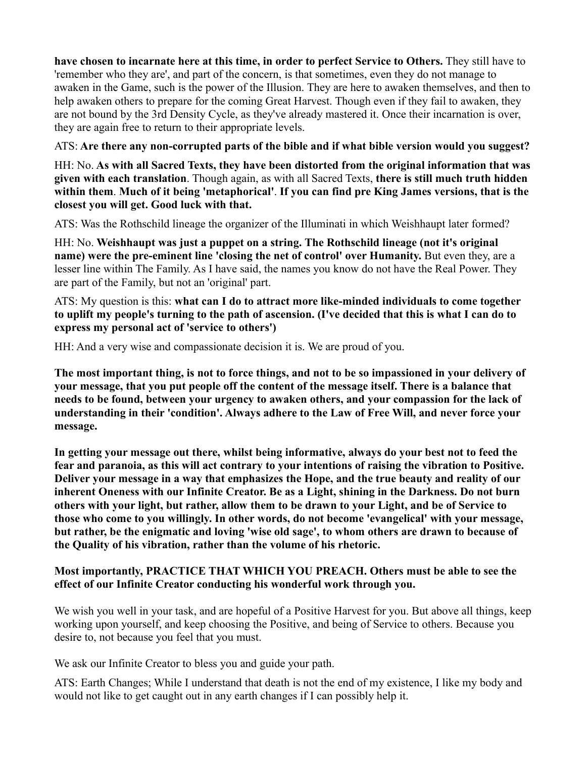**have chosen to incarnate here at this time, in order to perfect Service to Others.** They still have to 'remember who they are', and part of the concern, is that sometimes, even they do not manage to awaken in the Game, such is the power of the Illusion. They are here to awaken themselves, and then to help awaken others to prepare for the coming Great Harvest. Though even if they fail to awaken, they are not bound by the 3rd Density Cycle, as they've already mastered it. Once their incarnation is over, they are again free to return to their appropriate levels.

ATS: **Are there any non-corrupted parts of the bible and if what bible version would you suggest?**

HH: No. **As with all Sacred Texts, they have been distorted from the original information that was given with each translation**. Though again, as with all Sacred Texts, **there is still much truth hidden within them**. **Much of it being 'metaphorical'**. **If you can find pre King James versions, that is the closest you will get. Good luck with that.**

ATS: Was the Rothschild lineage the organizer of the Illuminati in which Weishhaupt later formed?

HH: No. **Weishhaupt was just a puppet on a string. The Rothschild lineage (not it's original name) were the pre-eminent line 'closing the net of control' over Humanity.** But even they, are a lesser line within The Family. As I have said, the names you know do not have the Real Power. They are part of the Family, but not an 'original' part.

ATS: My question is this: **what can I do to attract more like-minded individuals to come together to uplift my people's turning to the path of ascension. (I've decided that this is what I can do to express my personal act of 'service to others')**

HH: And a very wise and compassionate decision it is. We are proud of you.

**The most important thing, is not to force things, and not to be so impassioned in your delivery of your message, that you put people off the content of the message itself. There is a balance that needs to be found, between your urgency to awaken others, and your compassion for the lack of understanding in their 'condition'. Always adhere to the Law of Free Will, and never force your message.**

**In getting your message out there, whilst being informative, always do your best not to feed the fear and paranoia, as this will act contrary to your intentions of raising the vibration to Positive. Deliver your message in a way that emphasizes the Hope, and the true beauty and reality of our inherent Oneness with our Infinite Creator. Be as a Light, shining in the Darkness. Do not burn others with your light, but rather, allow them to be drawn to your Light, and be of Service to those who come to you willingly. In other words, do not become 'evangelical' with your message, but rather, be the enigmatic and loving 'wise old sage', to whom others are drawn to because of the Quality of his vibration, rather than the volume of his rhetoric.**

**Most importantly, PRACTICE THAT WHICH YOU PREACH. Others must be able to see the effect of our Infinite Creator conducting his wonderful work through you.**

We wish you well in your task, and are hopeful of a Positive Harvest for you. But above all things, keep working upon yourself, and keep choosing the Positive, and being of Service to others. Because you desire to, not because you feel that you must.

We ask our Infinite Creator to bless you and guide your path.

ATS: Earth Changes; While I understand that death is not the end of my existence, I like my body and would not like to get caught out in any earth changes if I can possibly help it.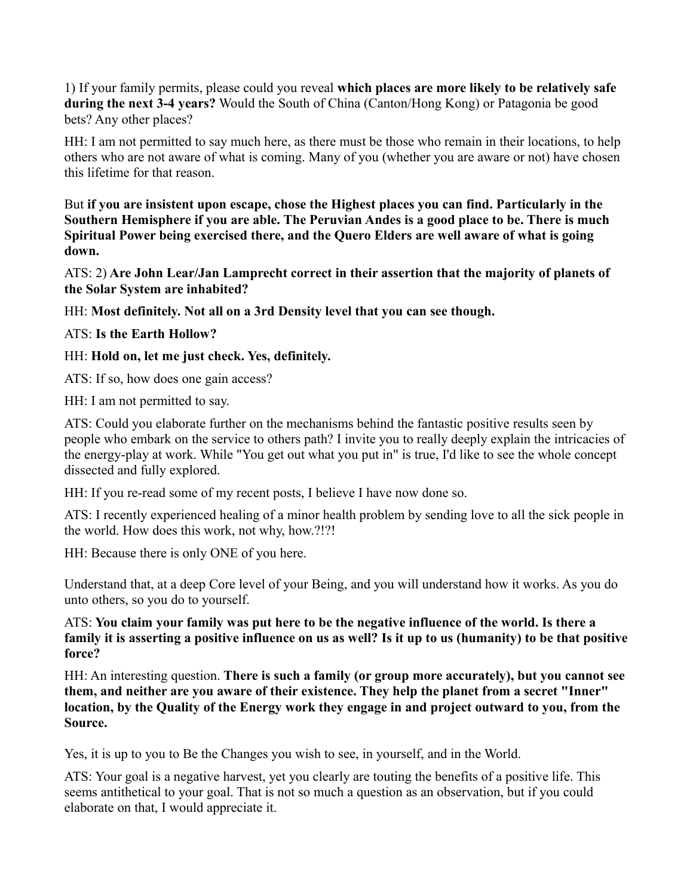1) If your family permits, please could you reveal **which places are more likely to be relatively safe during the next 3-4 years?** Would the South of China (Canton/Hong Kong) or Patagonia be good bets? Any other places?

HH: I am not permitted to say much here, as there must be those who remain in their locations, to help others who are not aware of what is coming. Many of you (whether you are aware or not) have chosen this lifetime for that reason.

But **if you are insistent upon escape, chose the Highest places you can find. Particularly in the Southern Hemisphere if you are able. The Peruvian Andes is a good place to be. There is much Spiritual Power being exercised there, and the Quero Elders are well aware of what is going down.**

ATS: 2) **Are John Lear/Jan Lamprecht correct in their assertion that the majority of planets of the Solar System are inhabited?**

HH: **Most definitely. Not all on a 3rd Density level that you can see though.**

ATS: **Is the Earth Hollow?**

HH: **Hold on, let me just check. Yes, definitely.**

ATS: If so, how does one gain access?

HH: I am not permitted to say.

ATS: Could you elaborate further on the mechanisms behind the fantastic positive results seen by people who embark on the service to others path? I invite you to really deeply explain the intricacies of the energy-play at work. While "You get out what you put in" is true, I'd like to see the whole concept dissected and fully explored.

HH: If you re-read some of my recent posts, I believe I have now done so.

ATS: I recently experienced healing of a minor health problem by sending love to all the sick people in the world. How does this work, not why, how.?!?!

HH: Because there is only ONE of you here.

Understand that, at a deep Core level of your Being, and you will understand how it works. As you do unto others, so you do to yourself.

ATS: **You claim your family was put here to be the negative influence of the world. Is there a family it is asserting a positive influence on us as well? Is it up to us (humanity) to be that positive force?**

HH: An interesting question. **There is such a family (or group more accurately), but you cannot see them, and neither are you aware of their existence. They help the planet from a secret "Inner" location, by the Quality of the Energy work they engage in and project outward to you, from the Source.**

Yes, it is up to you to Be the Changes you wish to see, in yourself, and in the World.

ATS: Your goal is a negative harvest, yet you clearly are touting the benefits of a positive life. This seems antithetical to your goal. That is not so much a question as an observation, but if you could elaborate on that, I would appreciate it.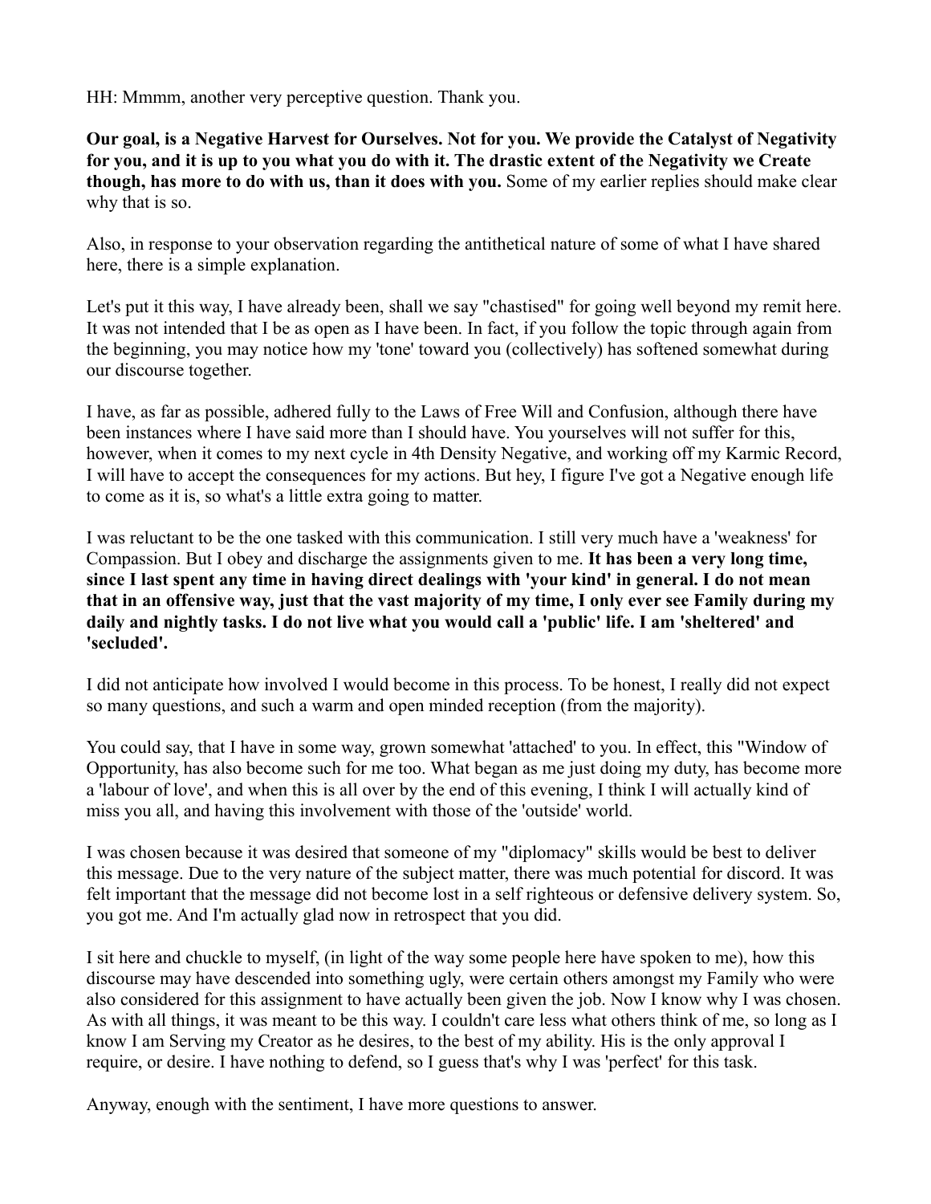HH: Mmmm, another very perceptive question. Thank you.

**Our goal, is a Negative Harvest for Ourselves. Not for you. We provide the Catalyst of Negativity for you, and it is up to you what you do with it. The drastic extent of the Negativity we Create though, has more to do with us, than it does with you.** Some of my earlier replies should make clear why that is so.

Also, in response to your observation regarding the antithetical nature of some of what I have shared here, there is a simple explanation.

Let's put it this way, I have already been, shall we say "chastised" for going well beyond my remit here. It was not intended that I be as open as I have been. In fact, if you follow the topic through again from the beginning, you may notice how my 'tone' toward you (collectively) has softened somewhat during our discourse together.

I have, as far as possible, adhered fully to the Laws of Free Will and Confusion, although there have been instances where I have said more than I should have. You yourselves will not suffer for this, however, when it comes to my next cycle in 4th Density Negative, and working off my Karmic Record, I will have to accept the consequences for my actions. But hey, I figure I've got a Negative enough life to come as it is, so what's a little extra going to matter.

I was reluctant to be the one tasked with this communication. I still very much have a 'weakness' for Compassion. But I obey and discharge the assignments given to me. **It has been a very long time, since I last spent any time in having direct dealings with 'your kind' in general. I do not mean that in an offensive way, just that the vast majority of my time, I only ever see Family during my daily and nightly tasks. I do not live what you would call a 'public' life. I am 'sheltered' and 'secluded'.**

I did not anticipate how involved I would become in this process. To be honest, I really did not expect so many questions, and such a warm and open minded reception (from the majority).

You could say, that I have in some way, grown somewhat 'attached' to you. In effect, this "Window of Opportunity, has also become such for me too. What began as me just doing my duty, has become more a 'labour of love', and when this is all over by the end of this evening, I think I will actually kind of miss you all, and having this involvement with those of the 'outside' world.

I was chosen because it was desired that someone of my "diplomacy" skills would be best to deliver this message. Due to the very nature of the subject matter, there was much potential for discord. It was felt important that the message did not become lost in a self righteous or defensive delivery system. So, you got me. And I'm actually glad now in retrospect that you did.

I sit here and chuckle to myself, (in light of the way some people here have spoken to me), how this discourse may have descended into something ugly, were certain others amongst my Family who were also considered for this assignment to have actually been given the job. Now I know why I was chosen. As with all things, it was meant to be this way. I couldn't care less what others think of me, so long as I know I am Serving my Creator as he desires, to the best of my ability. His is the only approval I require, or desire. I have nothing to defend, so I guess that's why I was 'perfect' for this task.

Anyway, enough with the sentiment, I have more questions to answer.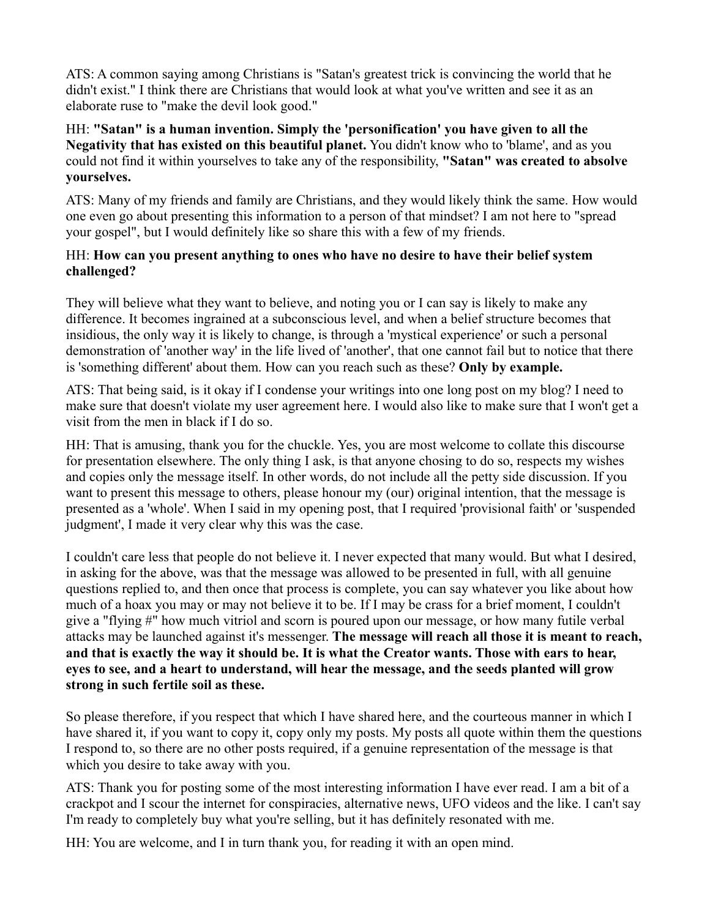ATS: A common saying among Christians is "Satan's greatest trick is convincing the world that he didn't exist." I think there are Christians that would look at what you've written and see it as an elaborate ruse to "make the devil look good."

HH: **"Satan" is a human invention. Simply the 'personification' you have given to all the Negativity that has existed on this beautiful planet.** You didn't know who to 'blame', and as you could not find it within yourselves to take any of the responsibility, **"Satan" was created to absolve yourselves.**

ATS: Many of my friends and family are Christians, and they would likely think the same. How would one even go about presenting this information to a person of that mindset? I am not here to "spread your gospel", but I would definitely like so share this with a few of my friends.

HH: **How can you present anything to ones who have no desire to have their belief system challenged?**

They will believe what they want to believe, and noting you or I can say is likely to make any difference. It becomes ingrained at a subconscious level, and when a belief structure becomes that insidious, the only way it is likely to change, is through a 'mystical experience' or such a personal demonstration of 'another way' in the life lived of 'another', that one cannot fail but to notice that there is 'something different' about them. How can you reach such as these? **Only by example.**

ATS: That being said, is it okay if I condense your writings into one long post on my blog? I need to make sure that doesn't violate my user agreement here. I would also like to make sure that I won't get a visit from the men in black if I do so.

HH: That is amusing, thank you for the chuckle. Yes, you are most welcome to collate this discourse for presentation elsewhere. The only thing I ask, is that anyone chosing to do so, respects my wishes and copies only the message itself. In other words, do not include all the petty side discussion. If you want to present this message to others, please honour my (our) original intention, that the message is presented as a 'whole'. When I said in my opening post, that I required 'provisional faith' or 'suspended judgment', I made it very clear why this was the case.

I couldn't care less that people do not believe it. I never expected that many would. But what I desired, in asking for the above, was that the message was allowed to be presented in full, with all genuine questions replied to, and then once that process is complete, you can say whatever you like about how much of a hoax you may or may not believe it to be. If I may be crass for a brief moment, I couldn't give a "flying #" how much vitriol and scorn is poured upon our message, or how many futile verbal attacks may be launched against it's messenger. **The message will reach all those it is meant to reach, and that is exactly the way it should be. It is what the Creator wants. Those with ears to hear, eyes to see, and a heart to understand, will hear the message, and the seeds planted will grow strong in such fertile soil as these.**

So please therefore, if you respect that which I have shared here, and the courteous manner in which I have shared it, if you want to copy it, copy only my posts. My posts all quote within them the questions I respond to, so there are no other posts required, if a genuine representation of the message is that which you desire to take away with you.

ATS: Thank you for posting some of the most interesting information I have ever read. I am a bit of a crackpot and I scour the internet for conspiracies, alternative news, UFO videos and the like. I can't say I'm ready to completely buy what you're selling, but it has definitely resonated with me.

HH: You are welcome, and I in turn thank you, for reading it with an open mind.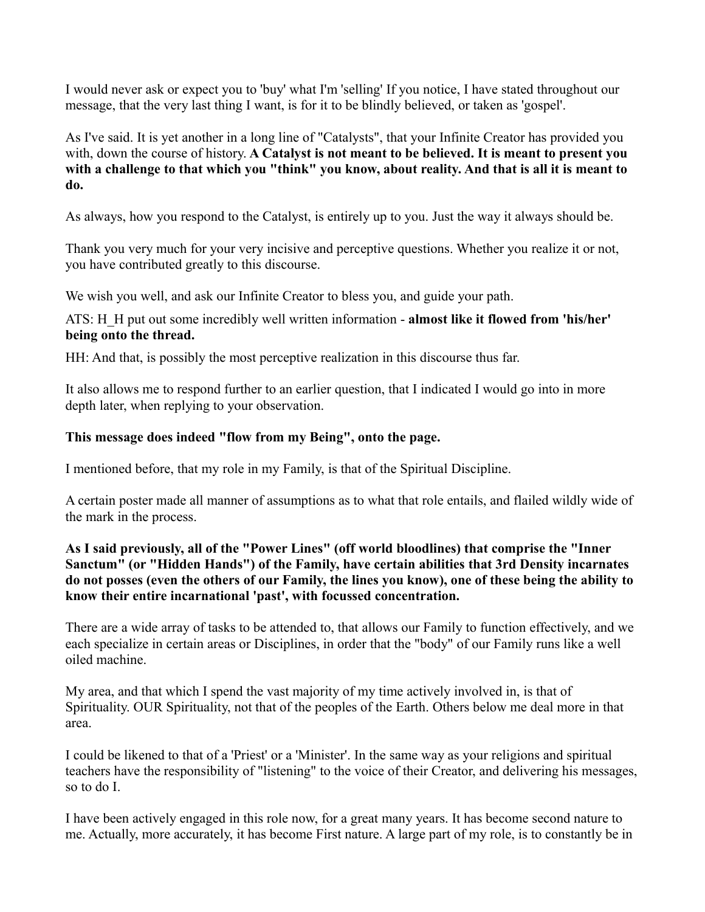I would never ask or expect you to 'buy' what I'm 'selling' If you notice, I have stated throughout our message, that the very last thing I want, is for it to be blindly believed, or taken as 'gospel'.

As I've said. It is yet another in a long line of "Catalysts", that your Infinite Creator has provided you with, down the course of history. **A Catalyst is not meant to be believed. It is meant to present you with a challenge to that which you "think" you know, about reality. And that is all it is meant to do.**

As always, how you respond to the Catalyst, is entirely up to you. Just the way it always should be.

Thank you very much for your very incisive and perceptive questions. Whether you realize it or not, you have contributed greatly to this discourse.

We wish you well, and ask our Infinite Creator to bless you, and guide your path.

ATS: H_H put out some incredibly well written information - **almost like it flowed from 'his/her' being onto the thread.**

HH: And that, is possibly the most perceptive realization in this discourse thus far.

It also allows me to respond further to an earlier question, that I indicated I would go into in more depth later, when replying to your observation.

**This message does indeed "flow from my Being", onto the page.**

I mentioned before, that my role in my Family, is that of the Spiritual Discipline.

A certain poster made all manner of assumptions as to what that role entails, and flailed wildly wide of the mark in the process.

**As I said previously, all of the "Power Lines" (off world bloodlines) that comprise the "Inner Sanctum" (or "Hidden Hands") of the Family, have certain abilities that 3rd Density incarnates do not posses (even the others of our Family, the lines you know), one of these being the ability to know their entire incarnational 'past', with focussed concentration.**

There are a wide array of tasks to be attended to, that allows our Family to function effectively, and we each specialize in certain areas or Disciplines, in order that the "body" of our Family runs like a well oiled machine.

My area, and that which I spend the vast majority of my time actively involved in, is that of Spirituality. OUR Spirituality, not that of the peoples of the Earth. Others below me deal more in that area.

I could be likened to that of a 'Priest' or a 'Minister'. In the same way as your religions and spiritual teachers have the responsibility of "listening" to the voice of their Creator, and delivering his messages, so to do I.

I have been actively engaged in this role now, for a great many years. It has become second nature to me. Actually, more accurately, it has become First nature. A large part of my role, is to constantly be in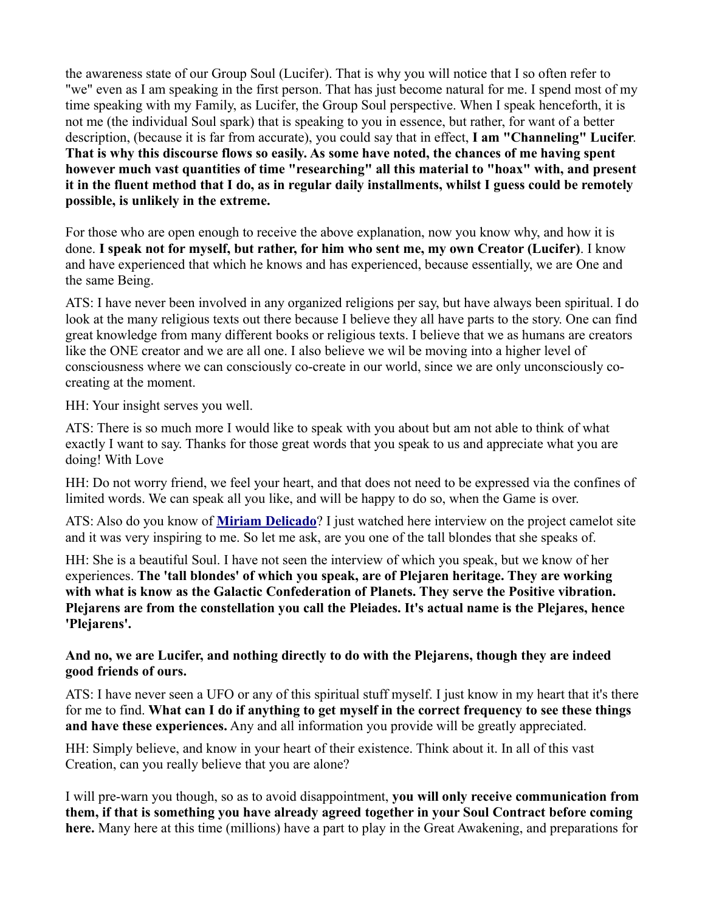the awareness state of our Group Soul (Lucifer). That is why you will notice that I so often refer to "we" even as I am speaking in the first person. That has just become natural for me. I spend most of my time speaking with my Family, as Lucifer, the Group Soul perspective. When I speak henceforth, it is not me (the individual Soul spark) that is speaking to you in essence, but rather, for want of a better description, (because it is far from accurate), you could say that in effect, **I am "Channeling" Lucifer**. **That is why this discourse flows so easily. As some have noted, the chances of me having spent however much vast quantities of time "researching" all this material to "hoax" with, and present it in the fluent method that I do, as in regular daily installments, whilst I guess could be remotely possible, is unlikely in the extreme.**

For those who are open enough to receive the above explanation, now you know why, and how it is done. **I speak not for myself, but rather, for him who sent me, my own Creator (Lucifer)**. I know and have experienced that which he knows and has experienced, because essentially, we are One and the same Being.

ATS: I have never been involved in any organized religions per say, but have always been spiritual. I do look at the many religious texts out there because I believe they all have parts to the story. One can find great knowledge from many different books or religious texts. I believe that we as humans are creators like the ONE creator and we are all one. I also believe we wil be moving into a higher level of consciousness where we can consciously co-create in our world, since we are only unconsciously co-creating at the moment.

HH: Your insight serves you well.

ATS: There is so much more I would like to speak with you about but am not able to think of what exactly I want to say. Thanks for those great words that you speak to us and appreciate what you are doing! With Love

HH: Do not worry friend, we feel your heart, and that does not need to be expressed via the confines of limited words. We can speak all you like, and will be happy to do so, when the Game is over.

ATS: Also do you know of **Miriam Delicado**? I just watched here interview on the project camelot site and it was very inspiring to me. So let me ask, are you one of the tall blondes that she speaks of.

HH: She is a beautiful Soul. I have not seen the interview of which you speak, but we know of her experiences. **The 'tall blondes' of which you speak, are of Plejaren heritage. They are working with what is know as the Galactic Confederation of Planets. They serve the Positive vibration. Plejarens are from the constellation you call the Pleiades. It's actual name is the Plejares, hence 'Plejarens'.**

**And no, we are Lucifer, and nothing directly to do with the Plejarens, though they are indeed good friends of ours.**

ATS: I have never seen a UFO or any of this spiritual stuff myself. I just know in my heart that it's there for me to find. **What can I do if anything to get myself in the correct frequency to see these things and have these experiences.** Any and all information you provide will be greatly appreciated.

HH: Simply believe, and know in your heart of their existence. Think about it. In all of this vast Creation, can you really believe that you are alone?

I will pre-warn you though, so as to avoid disappointment, **you will only receive communication from them, if that is something you have already agreed together in your Soul Contract before coming here.** Many here at this time (millions) have a part to play in the Great Awakening, and preparations for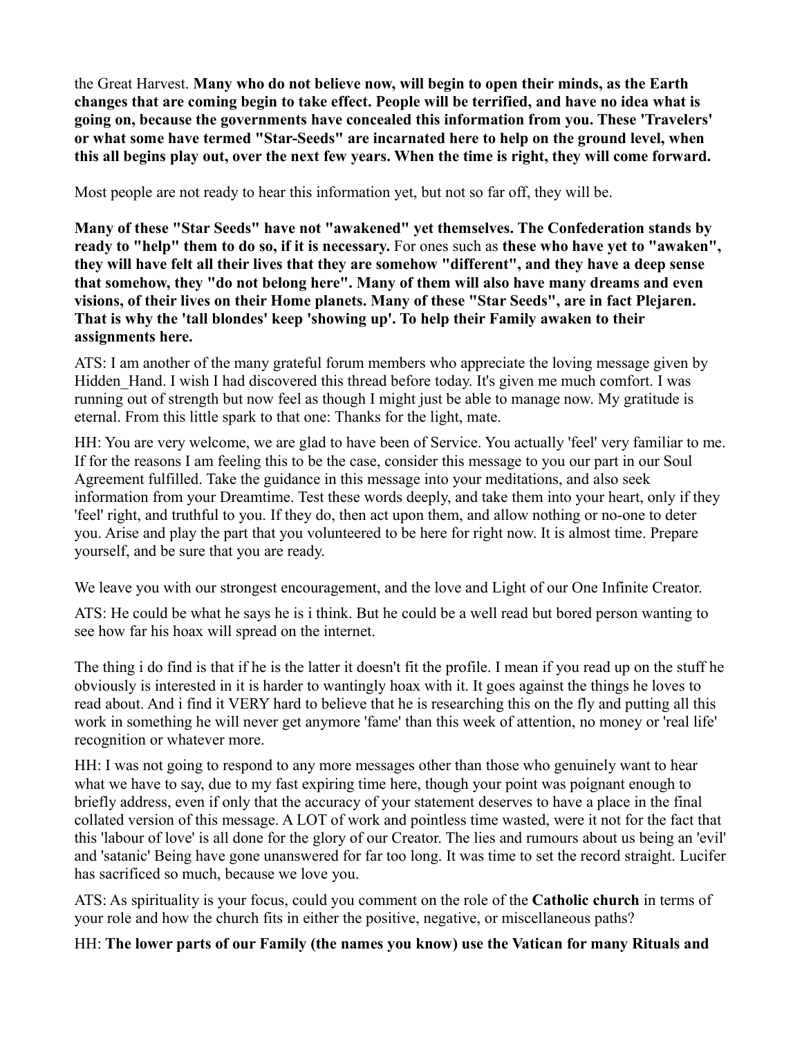the Great Harvest. **Many who do not believe now, will begin to open their minds, as the Earth changes that are coming begin to take effect. People will be terrified, and have no idea what is going on, because the governments have concealed this information from you. These 'Travelers' or what some have termed "Star-Seeds" are incarnated here to help on the ground level, when this all begins play out, over the next few years. When the time is right, they will come forward.**

Most people are not ready to hear this information yet, but not so far off, they will be.

**Many of these "Star Seeds" have not "awakened" yet themselves. The Confederation stands by ready to "help" them to do so, if it is necessary.** For ones such as **these who have yet to "awaken", they will have felt all their lives that they are somehow "different", and they have a deep sense that somehow, they "do not belong here". Many of them will also have many dreams and even visions, of their lives on their Home planets. Many of these "Star Seeds", are in fact Plejaren. That is why the 'tall blondes' keep 'showing up'. To help their Family awaken to their assignments here.**

ATS: I am another of the many grateful forum members who appreciate the loving message given by Hidden_Hand. I wish I had discovered this thread before today. It's given me much comfort. I was running out of strength but now feel as though I might just be able to manage now. My gratitude is eternal. From this little spark to that one: Thanks for the light, mate.

HH: You are very welcome, we are glad to have been of Service. You actually 'feel' very familiar to me. If for the reasons I am feeling this to be the case, consider this message to you our part in our Soul Agreement fulfilled. Take the guidance in this message into your meditations, and also seek information from your Dreamtime. Test these words deeply, and take them into your heart, only if they 'feel' right, and truthful to you. If they do, then act upon them, and allow nothing or no-one to deter you. Arise and play the part that you volunteered to be here for right now. It is almost time. Prepare yourself, and be sure that you are ready.

We leave you with our strongest encouragement, and the love and Light of our One Infinite Creator.

ATS: He could be what he says he is i think. But he could be a well read but bored person wanting to see how far his hoax will spread on the internet.

The thing i do find is that if he is the latter it doesn't fit the profile. I mean if you read up on the stuff he obviously is interested in it is harder to wantingly hoax with it. It goes against the things he loves to read about. And i find it VERY hard to believe that he is researching this on the fly and putting all this work in something he will never get anymore 'fame' than this week of attention, no money or 'real life' recognition or whatever more.

HH: I was not going to respond to any more messages other than those who genuinely want to hear what we have to say, due to my fast expiring time here, though your point was poignant enough to briefly address, even if only that the accuracy of your statement deserves to have a place in the final collated version of this message. A LOT of work and pointless time wasted, were it not for the fact that this 'labour of love' is all done for the glory of our Creator. The lies and rumours about us being an 'evil' and 'satanic' Being have gone unanswered for far too long. It was time to set the record straight. Lucifer has sacrificed so much, because we love you.

ATS: As spirituality is your focus, could you comment on the role of the **Catholic church** in terms of your role and how the church fits in either the positive, negative, or miscellaneous paths?

HH: **The lower parts of our Family (the names you know) use the Vatican for many Rituals and**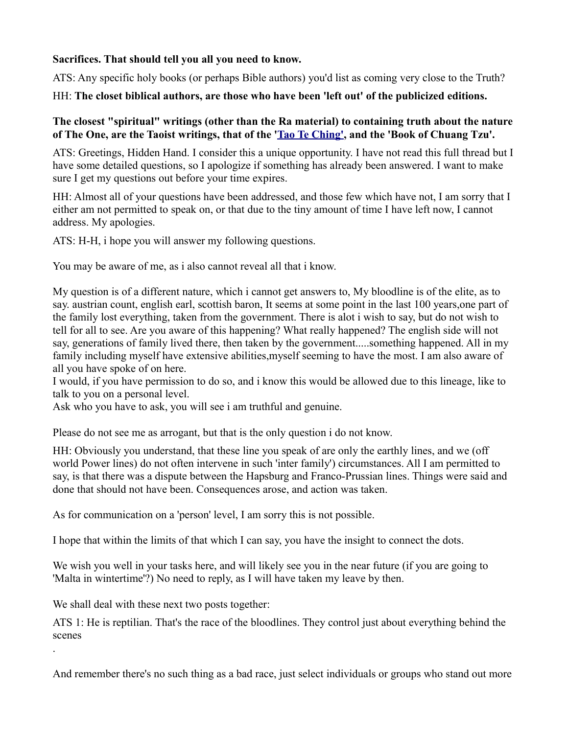**Sacrifices. That should tell you all you need to know.**

ATS: Any specific holy books (or perhaps Bible authors) you'd list as coming very close to the Truth?

HH: **The closet biblical authors, are those who have been 'left out' of the publicized editions.**

**The closest "spiritual" writings (other than the Ra material) to containing truth about the nature of The One, are the Taoist writings, that of the '[Tao Te Ching](#)', and the 'Book of Chuang Tzu'.**

ATS: Greetings, Hidden Hand. I consider this a unique opportunity. I have not read this full thread but I have some detailed questions, so I apologize if something has already been answered. I want to make sure I get my questions out before your time expires.

HH: Almost all of your questions have been addressed, and those few which have not, I am sorry that I either am not permitted to speak on, or that due to the tiny amount of time I have left now, I cannot address. My apologies.

ATS: H-H, i hope you will answer my following questions.

You may be aware of me, as i also cannot reveal all that i know.

My question is of a different nature, which i cannot get answers to, My bloodline is of the elite, as to say. austrian count, english earl, scottish baron, It seems at some point in the last 100 years,one part of the family lost everything, taken from the government. There is alot i wish to say, but do not wish to tell for all to see. Are you aware of this happening? What really happened? The english side will not say, generations of family lived there, then taken by the government.....something happened. All in my family including myself have extensive abilities,myself seeming to have the most. I am also aware of all you have spoke of on here.
I would, if you have permission to do so, and i know this would be allowed due to this lineage, like to talk to you on a personal level.
Ask who you have to ask, you will see i am truthful and genuine.

Please do not see me as arrogant, but that is the only question i do not know.

HH: Obviously you understand, that these line you speak of are only the earthly lines, and we (off world Power lines) do not often intervene in such 'inter family') circumstances. All I am permitted to say, is that there was a dispute between the Hapsburg and Franco-Prussian lines. Things were said and done that should not have been. Consequences arose, and action was taken.

As for communication on a 'person' level, I am sorry this is not possible.

I hope that within the limits of that which I can say, you have the insight to connect the dots.

We wish you well in your tasks here, and will likely see you in the near future (if you are going to 'Malta in wintertime'?) No need to reply, as I will have taken my leave by then.

We shall deal with these next two posts together:

ATS 1: He is reptilian. That's the race of the bloodlines. They control just about everything behind the scenes

.

And remember there's no such thing as a bad race, just select individuals or groups who stand out more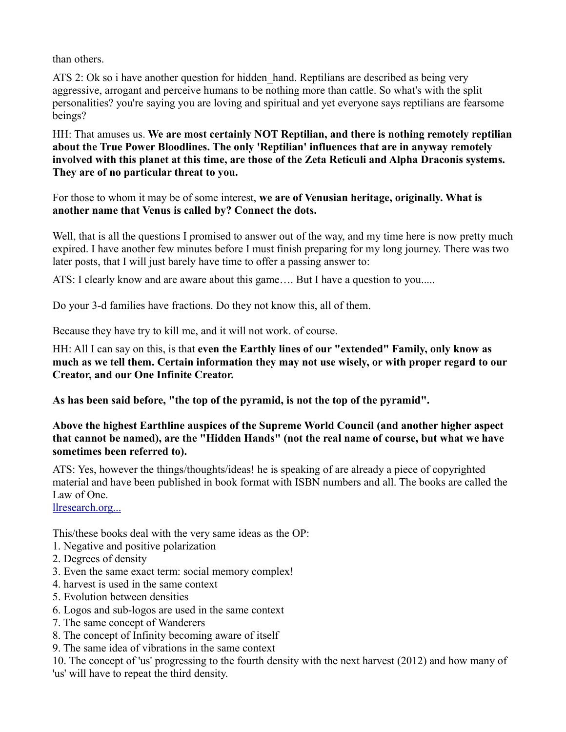than others.

ATS 2: Ok so i have another question for hidden_hand. Reptilians are described as being very aggressive, arrogant and perceive humans to be nothing more than cattle. So what's with the split personalities? you're saying you are loving and spiritual and yet everyone says reptilians are fearsome beings?

HH: That amuses us. **We are most certainly NOT Reptilian, and there is nothing remotely reptilian about the True Power Bloodlines. The only 'Reptilian' influences that are in anyway remotely involved with this planet at this time, are those of the Zeta Reticuli and Alpha Draconis systems. They are of no particular threat to you.**

For those to whom it may be of some interest, **we are of Venusian heritage, originally. What is another name that Venus is called by? Connect the dots.**

Well, that is all the questions I promised to answer out of the way, and my time here is now pretty much expired. I have another few minutes before I must finish preparing for my long journey. There was two later posts, that I will just barely have time to offer a passing answer to:

ATS: I clearly know and are aware about this game…. But I have a question to you.....

Do your 3-d families have fractions. Do they not know this, all of them.

Because they have try to kill me, and it will not work. of course.

HH: All I can say on this, is that **even the Earthly lines of our "extended" Family, only know as much as we tell them. Certain information they may not use wisely, or with proper regard to our Creator, and our One Infinite Creator.**

**As has been said before, "the top of the pyramid, is not the top of the pyramid".**

**Above the highest Earthline auspices of the Supreme World Council (and another higher aspect that cannot be named), are the "Hidden Hands" (not the real name of course, but what we have sometimes been referred to).**

ATS: Yes, however the things/thoughts/ideas! he is speaking of are already a piece of copyrighted material and have been published in book format with ISBN numbers and all. The books are called the Law of One.
[llresearch.org...]

This/these books deal with the very same ideas as the OP:
1. Negative and positive polarization
2. Degrees of density
3. Even the same exact term: social memory complex!
4. harvest is used in the same context
5. Evolution between densities
6. Logos and sub-logos are used in the same context
7. The same concept of Wanderers
8. The concept of Infinity becoming aware of itself
9. The same idea of vibrations in the same context
10. The concept of 'us' progressing to the fourth density with the next harvest (2012) and how many of 'us' will have to repeat the third density.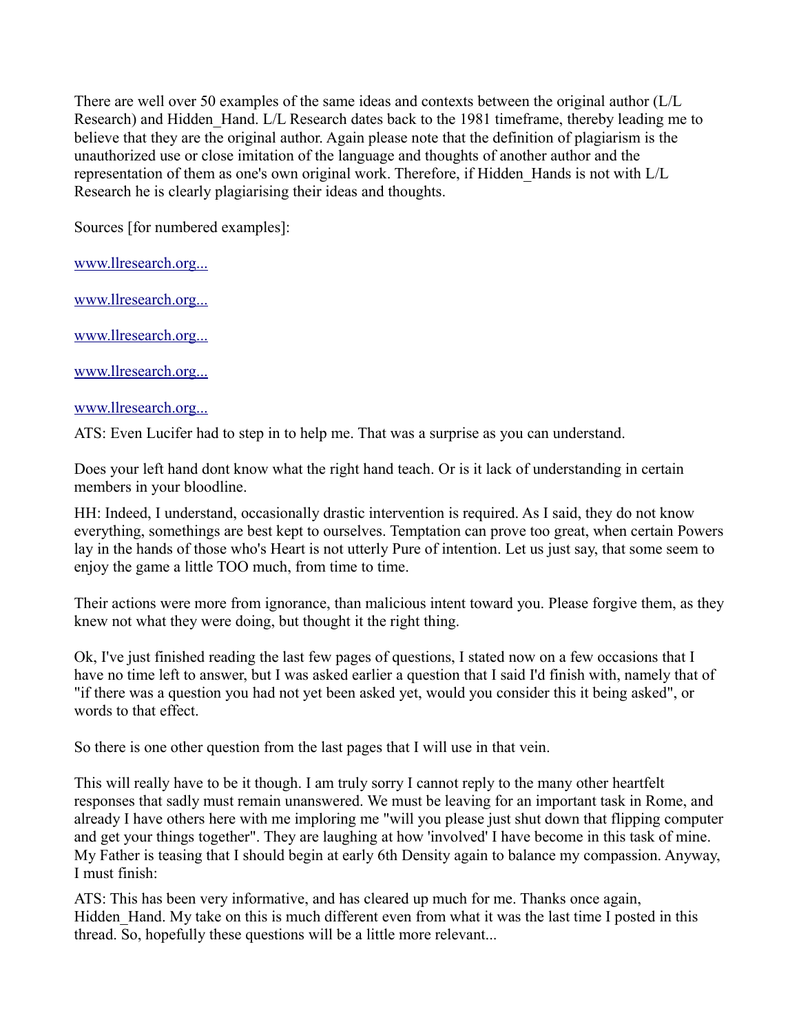There are well over 50 examples of the same ideas and contexts between the original author (L/L Research) and Hidden_Hand. L/L Research dates back to the 1981 timeframe, thereby leading me to believe that they are the original author. Again please note that the definition of plagiarism is the unauthorized use or close imitation of the language and thoughts of another author and the representation of them as one's own original work. Therefore, if Hidden_Hands is not with L/L Research he is clearly plagiarising their ideas and thoughts.

Sources [for numbered examples]:

www.llresearch.org...

www.llresearch.org...

www.llresearch.org...

www.llresearch.org...

www.llresearch.org...

ATS: Even Lucifer had to step in to help me. That was a surprise as you can understand.

Does your left hand dont know what the right hand teach. Or is it lack of understanding in certain members in your bloodline.

HH: Indeed, I understand, occasionally drastic intervention is required. As I said, they do not know everything, somethings are best kept to ourselves. Temptation can prove too great, when certain Powers lay in the hands of those who's Heart is not utterly Pure of intention. Let us just say, that some seem to enjoy the game a little TOO much, from time to time.

Their actions were more from ignorance, than malicious intent toward you. Please forgive them, as they knew not what they were doing, but thought it the right thing.

Ok, I've just finished reading the last few pages of questions, I stated now on a few occasions that I have no time left to answer, but I was asked earlier a question that I said I'd finish with, namely that of "if there was a question you had not yet been asked yet, would you consider this it being asked", or words to that effect.

So there is one other question from the last pages that I will use in that vein.

This will really have to be it though. I am truly sorry I cannot reply to the many other heartfelt responses that sadly must remain unanswered. We must be leaving for an important task in Rome, and already I have others here with me imploring me "will you please just shut down that flipping computer and get your things together". They are laughing at how 'involved' I have become in this task of mine. My Father is teasing that I should begin at early 6th Density again to balance my compassion. Anyway, I must finish:

ATS: This has been very informative, and has cleared up much for me. Thanks once again, Hidden_Hand. My take on this is much different even from what it was the last time I posted in this thread. So, hopefully these questions will be a little more relevant...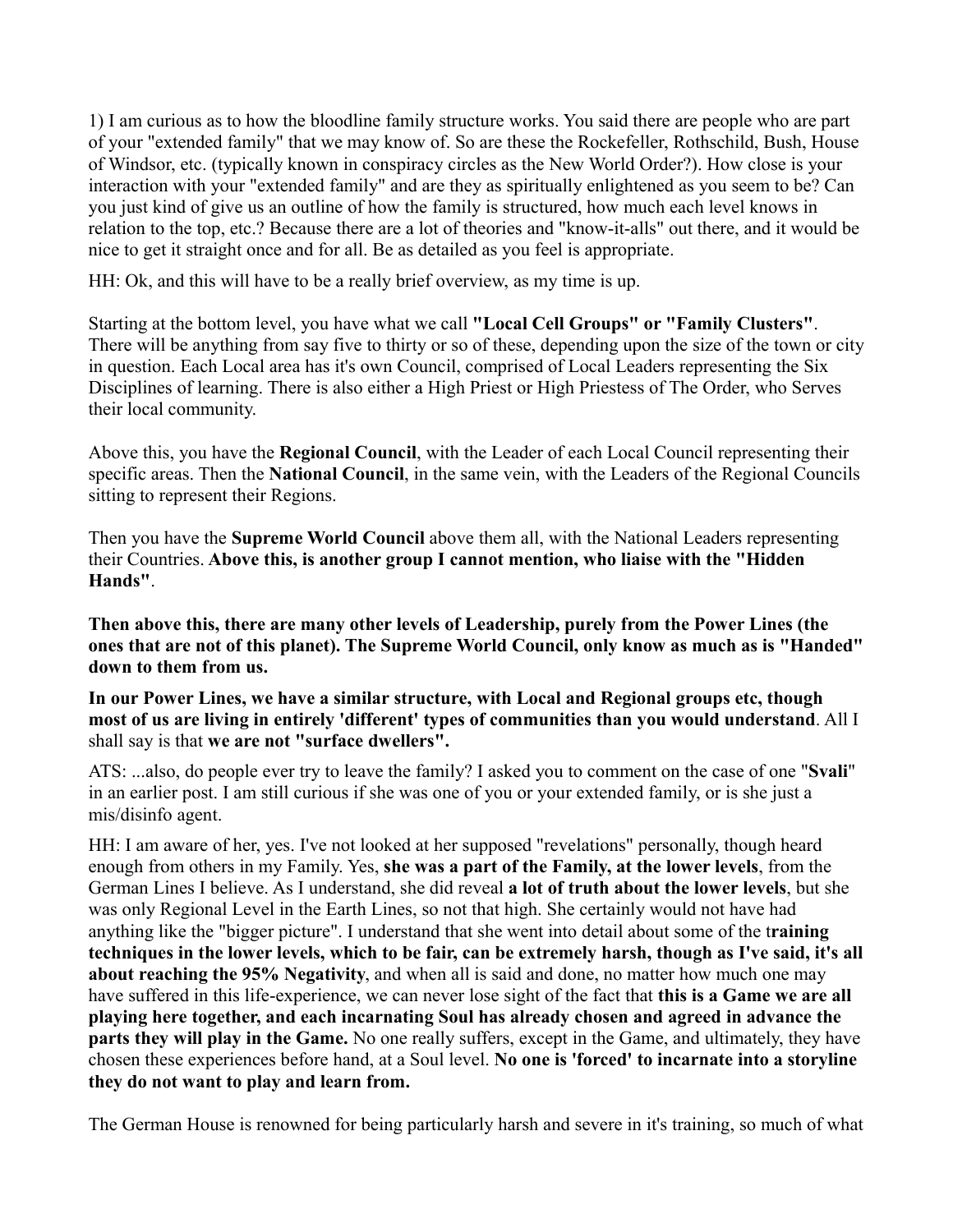1) I am curious as to how the bloodline family structure works. You said there are people who are part of your "extended family" that we may know of. So are these the Rockefeller, Rothschild, Bush, House of Windsor, etc. (typically known in conspiracy circles as the New World Order?). How close is your interaction with your "extended family" and are they as spiritually enlightened as you seem to be? Can you just kind of give us an outline of how the family is structured, how much each level knows in relation to the top, etc.? Because there are a lot of theories and "know-it-alls" out there, and it would be nice to get it straight once and for all. Be as detailed as you feel is appropriate.

HH: Ok, and this will have to be a really brief overview, as my time is up.

Starting at the bottom level, you have what we call **"Local Cell Groups" or "Family Clusters"**. There will be anything from say five to thirty or so of these, depending upon the size of the town or city in question. Each Local area has it's own Council, comprised of Local Leaders representing the Six Disciplines of learning. There is also either a High Priest or High Priestess of The Order, who Serves their local community.

Above this, you have the **Regional Council**, with the Leader of each Local Council representing their specific areas. Then the **National Council**, in the same vein, with the Leaders of the Regional Councils sitting to represent their Regions.

Then you have the **Supreme World Council** above them all, with the National Leaders representing their Countries. **Above this, is another group I cannot mention, who liaise with the "Hidden Hands"**.

**Then above this, there are many other levels of Leadership, purely from the Power Lines (the ones that are not of this planet). The Supreme World Council, only know as much as is "Handed" down to them from us.**

**In our Power Lines, we have a similar structure, with Local and Regional groups etc, though most of us are living in entirely 'different' types of communities than you would understand**. All I shall say is that **we are not "surface dwellers".**

ATS: ...also, do people ever try to leave the family? I asked you to comment on the case of one "**Svali**" in an earlier post. I am still curious if she was one of you or your extended family, or is she just a mis/disinfo agent.

HH: I am aware of her, yes. I've not looked at her supposed "revelations" personally, though heard enough from others in my Family. Yes, **she was a part of the Family, at the lower levels**, from the German Lines I believe. As I understand, she did reveal **a lot of truth about the lower levels**, but she was only Regional Level in the Earth Lines, so not that high. She certainly would not have had anything like the "bigger picture". I understand that she went into detail about some of the t**raining techniques in the lower levels, which to be fair, can be extremely harsh, though as I've said, it's all about reaching the 95% Negativity**, and when all is said and done, no matter how much one may have suffered in this life-experience, we can never lose sight of the fact that **this is a Game we are all playing here together, and each incarnating Soul has already chosen and agreed in advance the parts they will play in the Game.** No one really suffers, except in the Game, and ultimately, they have chosen these experiences before hand, at a Soul level. **No one is 'forced' to incarnate into a storyline they do not want to play and learn from.**

The German House is renowned for being particularly harsh and severe in it's training, so much of what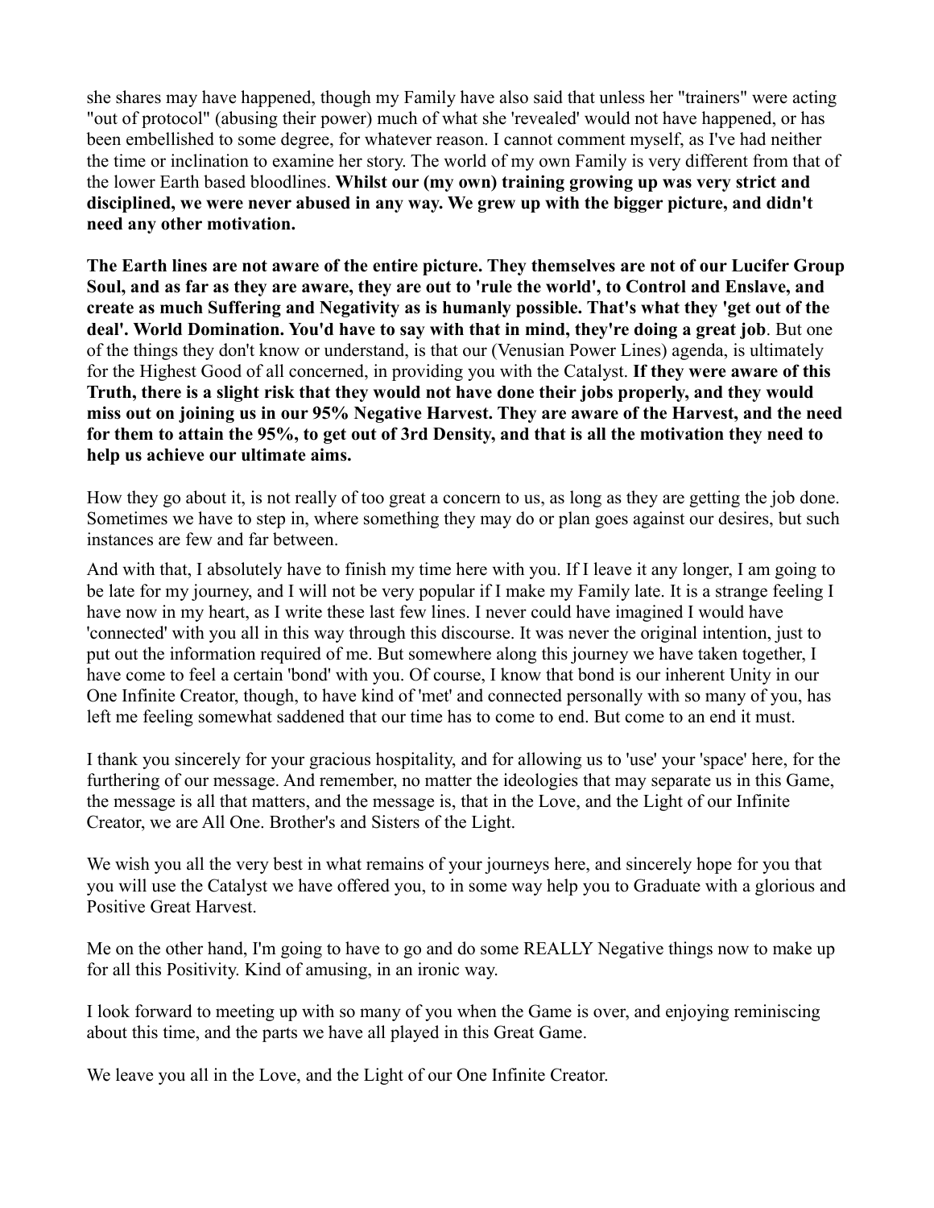she shares may have happened, though my Family have also said that unless her "trainers" were acting "out of protocol" (abusing their power) much of what she 'revealed' would not have happened, or has been embellished to some degree, for whatever reason. I cannot comment myself, as I've had neither the time or inclination to examine her story. The world of my own Family is very different from that of the lower Earth based bloodlines. **Whilst our (my own) training growing up was very strict and disciplined, we were never abused in any way. We grew up with the bigger picture, and didn't need any other motivation.**

**The Earth lines are not aware of the entire picture. They themselves are not of our Lucifer Group Soul, and as far as they are aware, they are out to 'rule the world', to Control and Enslave, and create as much Suffering and Negativity as is humanly possible. That's what they 'get out of the deal'. World Domination. You'd have to say with that in mind, they're doing a great job**. But one of the things they don't know or understand, is that our (Venusian Power Lines) agenda, is ultimately for the Highest Good of all concerned, in providing you with the Catalyst. **If they were aware of this Truth, there is a slight risk that they would not have done their jobs properly, and they would miss out on joining us in our 95% Negative Harvest. They are aware of the Harvest, and the need for them to attain the 95%, to get out of 3rd Density, and that is all the motivation they need to help us achieve our ultimate aims.**

How they go about it, is not really of too great a concern to us, as long as they are getting the job done. Sometimes we have to step in, where something they may do or plan goes against our desires, but such instances are few and far between.

And with that, I absolutely have to finish my time here with you. If I leave it any longer, I am going to be late for my journey, and I will not be very popular if I make my Family late. It is a strange feeling I have now in my heart, as I write these last few lines. I never could have imagined I would have 'connected' with you all in this way through this discourse. It was never the original intention, just to put out the information required of me. But somewhere along this journey we have taken together, I have come to feel a certain 'bond' with you. Of course, I know that bond is our inherent Unity in our One Infinite Creator, though, to have kind of 'met' and connected personally with so many of you, has left me feeling somewhat saddened that our time has to come to end. But come to an end it must.

I thank you sincerely for your gracious hospitality, and for allowing us to 'use' your 'space' here, for the furthering of our message. And remember, no matter the ideologies that may separate us in this Game, the message is all that matters, and the message is, that in the Love, and the Light of our Infinite Creator, we are All One. Brother's and Sisters of the Light.

We wish you all the very best in what remains of your journeys here, and sincerely hope for you that you will use the Catalyst we have offered you, to in some way help you to Graduate with a glorious and Positive Great Harvest.

Me on the other hand, I'm going to have to go and do some REALLY Negative things now to make up for all this Positivity. Kind of amusing, in an ironic way.

I look forward to meeting up with so many of you when the Game is over, and enjoying reminiscing about this time, and the parts we have all played in this Great Game.

We leave you all in the Love, and the Light of our One Infinite Creator.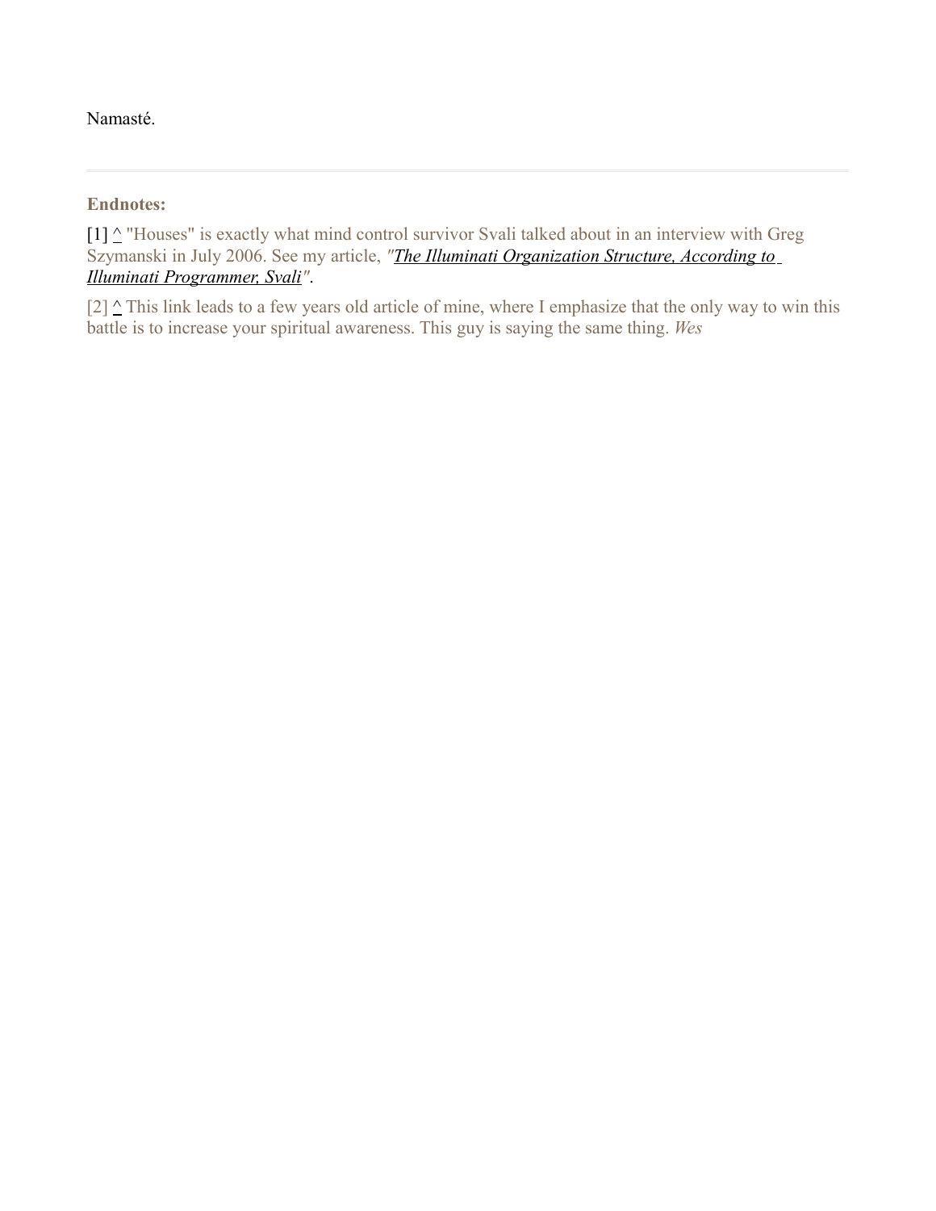Namasté.

---

**Endnotes:**

[1] ^ "Houses" is exactly what mind control survivor Svali talked about in an interview with Greg Szymanski in July 2006. See my article, *"The Illuminati Organization Structure, According to Illuminati Programmer, Svali"*.

[2] ^ This link leads to a few years old article of mine, where I emphasize that the only way to win this battle is to increase your spiritual awareness. This guy is saying the same thing. *Wes*